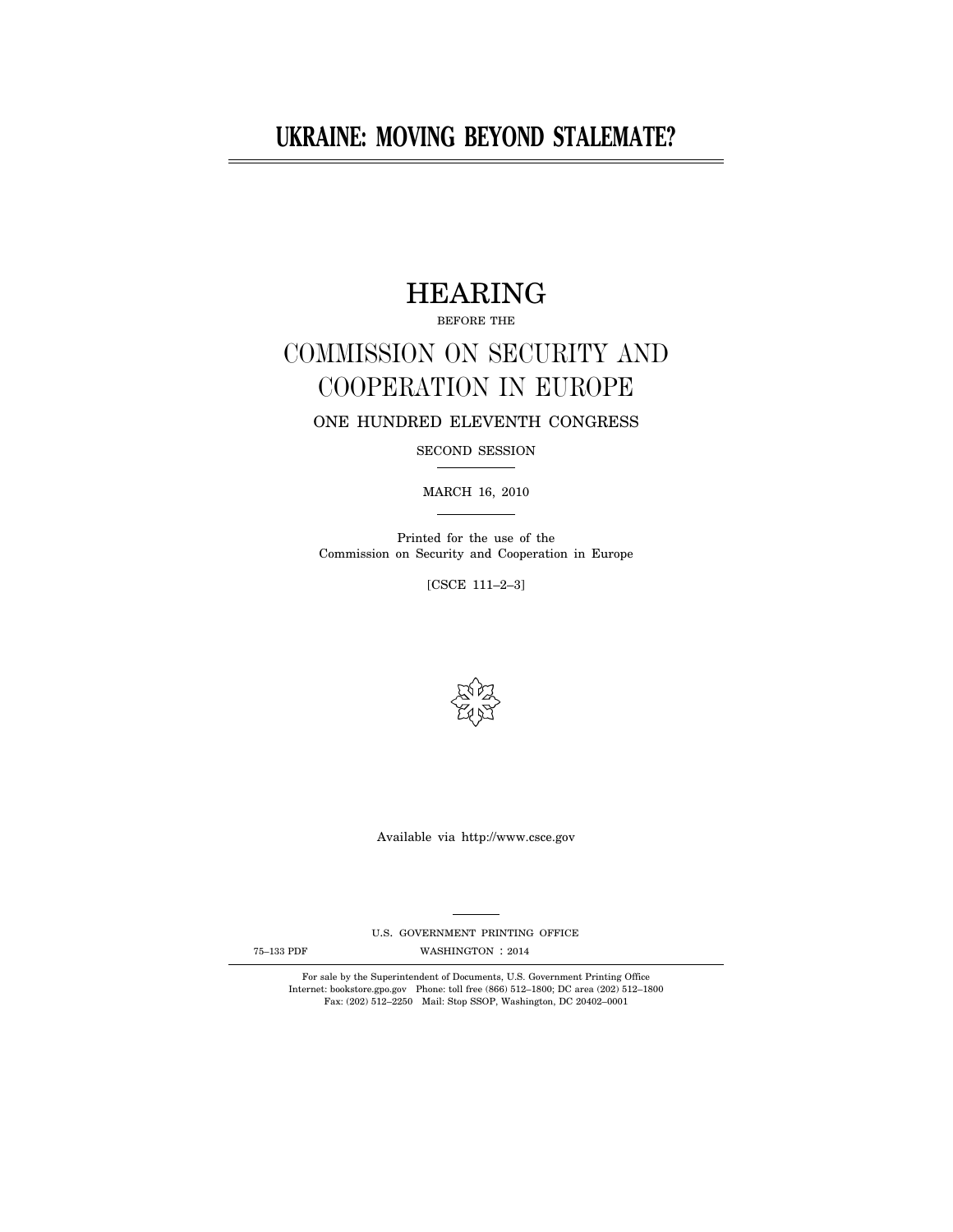# UKRAINE: MOVING BEYOND STALEMATE?

## HEARING

BEFORE THE

## COMMISSION ON SECURITY AND COOPERATION IN EUROPE

ONE HUNDRED ELEVENTH CONGRESS

SECOND SESSION

MARCH 16, 2010

Printed for the use of the Commission on Security and Cooperation in Europe

[CSCE 111–2–3]

Available via http://www.csce.gov

U.S. GOVERNMENT PRINTING OFFICE

75–133 PDF WASHINGTON : 2014

For sale by the Superintendent of Documents, U.S. Government Printing Office
Internet: bookstore.gpo.gov Phone: toll free (866) 512–1800; DC area (202) 512–1800
Fax: (202) 512–2250 Mail: Stop SSOP, Washington, DC 20402–0001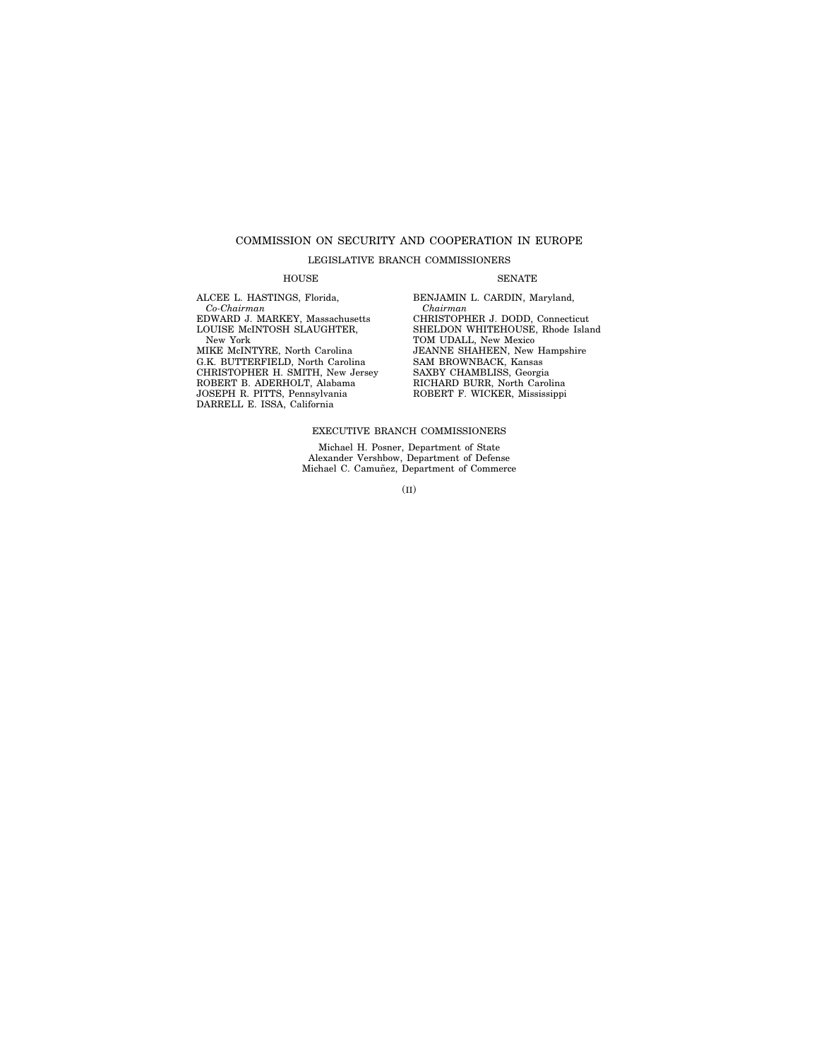# COMMISSION ON SECURITY AND COOPERATION IN EUROPE

## LEGISLATIVE BRANCH COMMISSIONERS

### HOUSE

ALCEE L. HASTINGS, Florida,
*Co-Chairman*
EDWARD J. MARKEY, Massachusetts
LOUISE McINTOSH SLAUGHTER,
New York
MIKE McINTYRE, North Carolina
G.K. BUTTERFIELD, North Carolina
CHRISTOPHER H. SMITH, New Jersey
ROBERT B. ADERHOLT, Alabama
JOSEPH R. PITTS, Pennsylvania
DARRELL E. ISSA, California

### SENATE

BENJAMIN L. CARDIN, Maryland,
*Chairman*
CHRISTOPHER J. DODD, Connecticut
SHELDON WHITEHOUSE, Rhode Island
TOM UDALL, New Mexico
JEANNE SHAHEEN, New Hampshire
SAM BROWNBACK, Kansas
SAXBY CHAMBLISS, Georgia
RICHARD BURR, North Carolina
ROBERT F. WICKER, Mississippi

## EXECUTIVE BRANCH COMMISSIONERS

Michael H. Posner, Department of State
Alexander Vershbow, Department of Defense
Michael C. Camuñez, Department of Commerce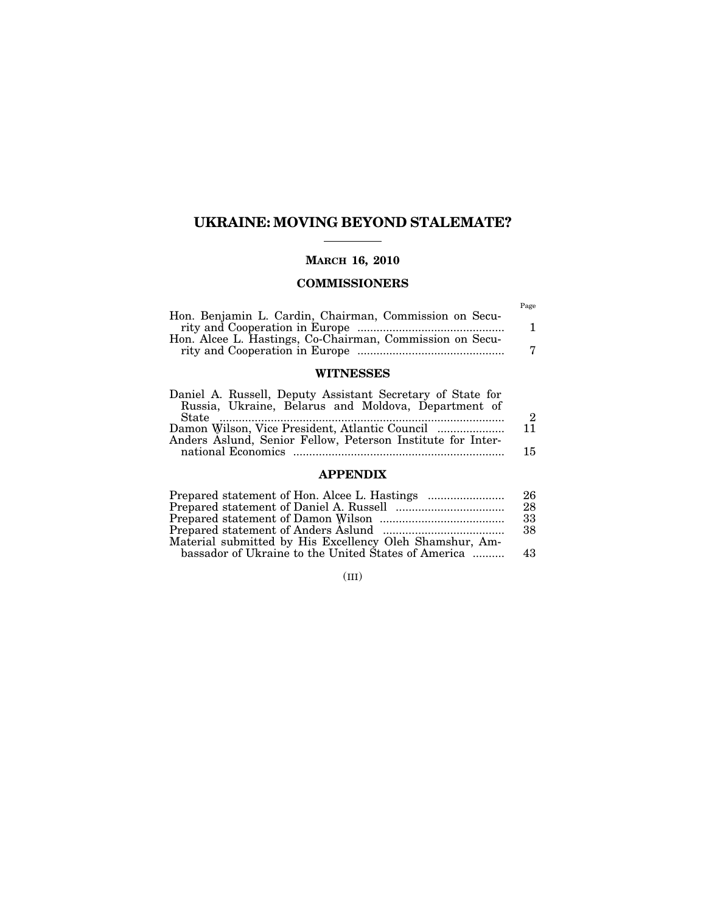# UKRAINE: MOVING BEYOND STALEMATE?

## MARCH 16, 2010

### COMMISSIONERS

| | Page |
|---|---|
| Hon. Benjamin L. Cardin, Chairman, Commission on Security and Cooperation in Europe | 1 |
| Hon. Alcee L. Hastings, Co-Chairman, Commission on Security and Cooperation in Europe | 7 |

### WITNESSES

| | |
|---|---|
| Daniel A. Russell, Deputy Assistant Secretary of State for Russia, Ukraine, Belarus and Moldova, Department of State | 2 |
| Damon Wilson, Vice President, Atlantic Council | 11 |
| Anders Åslund, Senior Fellow, Peterson Institute for International Economics | 15 |

### APPENDIX

| | |
|---|---|
| Prepared statement of Hon. Alcee L. Hastings | 26 |
| Prepared statement of Daniel A. Russell | 28 |
| Prepared statement of Damon Wilson | 33 |
| Prepared statement of Anders Åslund | 38 |
| Material submitted by His Excellency Oleh Shamshur, Ambassador of Ukraine to the United States of America | 43 |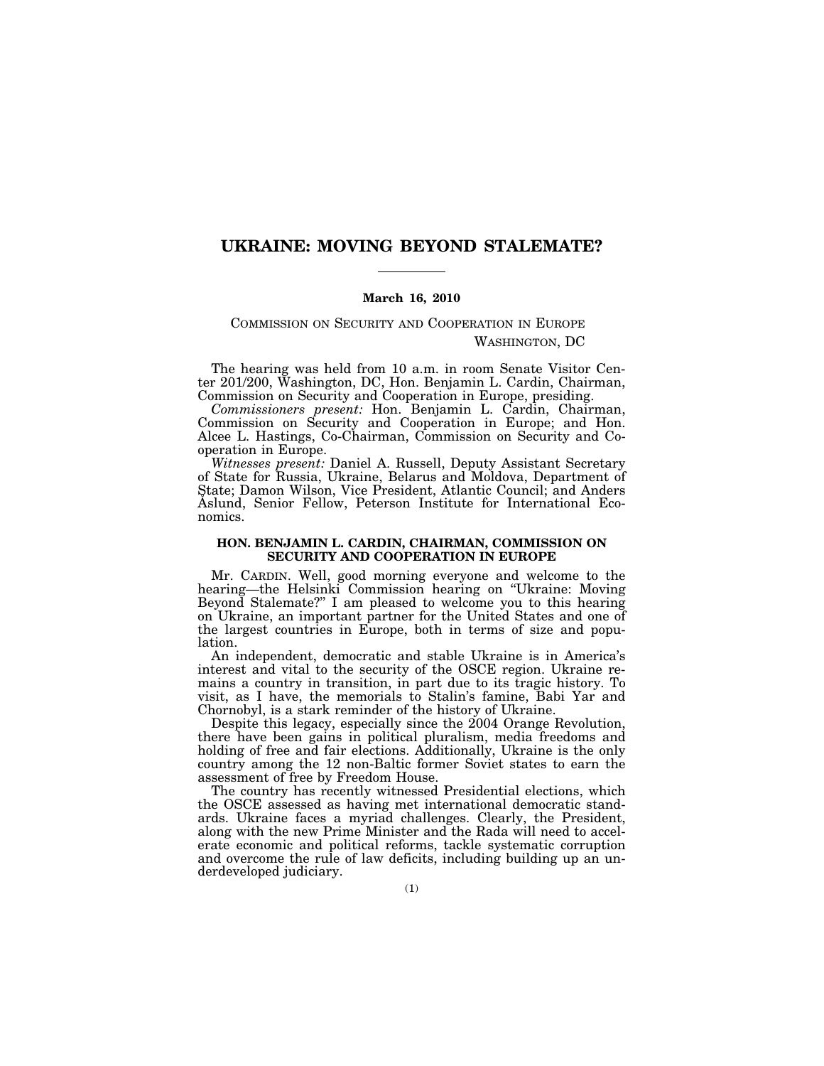# UKRAINE: MOVING BEYOND STALEMATE?

**March 16, 2010**

COMMISSION ON SECURITY AND COOPERATION IN EUROPE
WASHINGTON, DC

The hearing was held from 10 a.m. in room Senate Visitor Center 201/200, Washington, DC, Hon. Benjamin L. Cardin, Chairman, Commission on Security and Cooperation in Europe, presiding.

*Commissioners present:* Hon. Benjamin L. Cardin, Chairman, Commission on Security and Cooperation in Europe; and Hon. Alcee L. Hastings, Co-Chairman, Commission on Security and Cooperation in Europe.

*Witnesses present:* Daniel A. Russell, Deputy Assistant Secretary of State for Russia, Ukraine, Belarus and Moldova, Department of State; Damon Wilson, Vice President, Atlantic Council; and Anders Åslund, Senior Fellow, Peterson Institute for International Economics.

### HON. BENJAMIN L. CARDIN, CHAIRMAN, COMMISSION ON SECURITY AND COOPERATION IN EUROPE

Mr. CARDIN. Well, good morning everyone and welcome to the hearing—the Helsinki Commission hearing on "Ukraine: Moving Beyond Stalemate?" I am pleased to welcome you to this hearing on Ukraine, an important partner for the United States and one of the largest countries in Europe, both in terms of size and population.

An independent, democratic and stable Ukraine is in America's interest and vital to the security of the OSCE region. Ukraine remains a country in transition, in part due to its tragic history. To visit, as I have, the memorials to Stalin's famine, Babi Yar and Chornobyl, is a stark reminder of the history of Ukraine.

Despite this legacy, especially since the 2004 Orange Revolution, there have been gains in political pluralism, media freedoms and holding of free and fair elections. Additionally, Ukraine is the only country among the 12 non-Baltic former Soviet states to earn the assessment of free by Freedom House.

The country has recently witnessed Presidential elections, which the OSCE assessed as having met international democratic standards. Ukraine faces a myriad challenges. Clearly, the President, along with the new Prime Minister and the Rada will need to accelerate economic and political reforms, tackle systematic corruption and overcome the rule of law deficits, including building up an underdeveloped judiciary.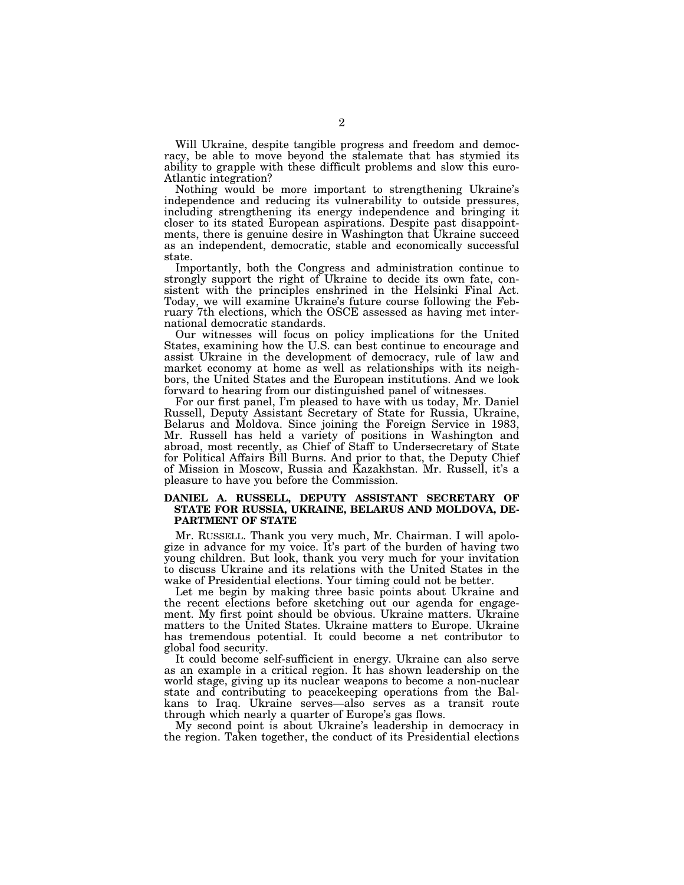Will Ukraine, despite tangible progress and freedom and democracy, be able to move beyond the stalemate that has stymied its ability to grapple with these difficult problems and slow this euro-Atlantic integration?

Nothing would be more important to strengthening Ukraine's independence and reducing its vulnerability to outside pressures, including strengthening its energy independence and bringing it closer to its stated European aspirations. Despite past disappointments, there is genuine desire in Washington that Ukraine succeed as an independent, democratic, stable and economically successful state.

Importantly, both the Congress and administration continue to strongly support the right of Ukraine to decide its own fate, consistent with the principles enshrined in the Helsinki Final Act. Today, we will examine Ukraine's future course following the February 7th elections, which the OSCE assessed as having met international democratic standards.

Our witnesses will focus on policy implications for the United States, examining how the U.S. can best continue to encourage and assist Ukraine in the development of democracy, rule of law and market economy at home as well as relationships with its neighbors, the United States and the European institutions. And we look forward to hearing from our distinguished panel of witnesses.

For our first panel, I'm pleased to have with us today, Mr. Daniel Russell, Deputy Assistant Secretary of State for Russia, Ukraine, Belarus and Moldova. Since joining the Foreign Service in 1983, Mr. Russell has held a variety of positions in Washington and abroad, most recently, as Chief of Staff to Undersecretary of State for Political Affairs Bill Burns. And prior to that, the Deputy Chief of Mission in Moscow, Russia and Kazakhstan. Mr. Russell, it's a pleasure to have you before the Commission.

**DANIEL A. RUSSELL, DEPUTY ASSISTANT SECRETARY OF STATE FOR RUSSIA, UKRAINE, BELARUS AND MOLDOVA, DEPARTMENT OF STATE**

Mr. RUSSELL. Thank you very much, Mr. Chairman. I will apologize in advance for my voice. It's part of the burden of having two young children. But look, thank you very much for your invitation to discuss Ukraine and its relations with the United States in the wake of Presidential elections. Your timing could not be better.

Let me begin by making three basic points about Ukraine and the recent elections before sketching out our agenda for engagement. My first point should be obvious. Ukraine matters. Ukraine matters to the United States. Ukraine matters to Europe. Ukraine has tremendous potential. It could become a net contributor to global food security.

It could become self-sufficient in energy. Ukraine can also serve as an example in a critical region. It has shown leadership on the world stage, giving up its nuclear weapons to become a non-nuclear state and contributing to peacekeeping operations from the Balkans to Iraq. Ukraine serves—also serves as a transit route through which nearly a quarter of Europe's gas flows.

My second point is about Ukraine's leadership in democracy in the region. Taken together, the conduct of its Presidential elections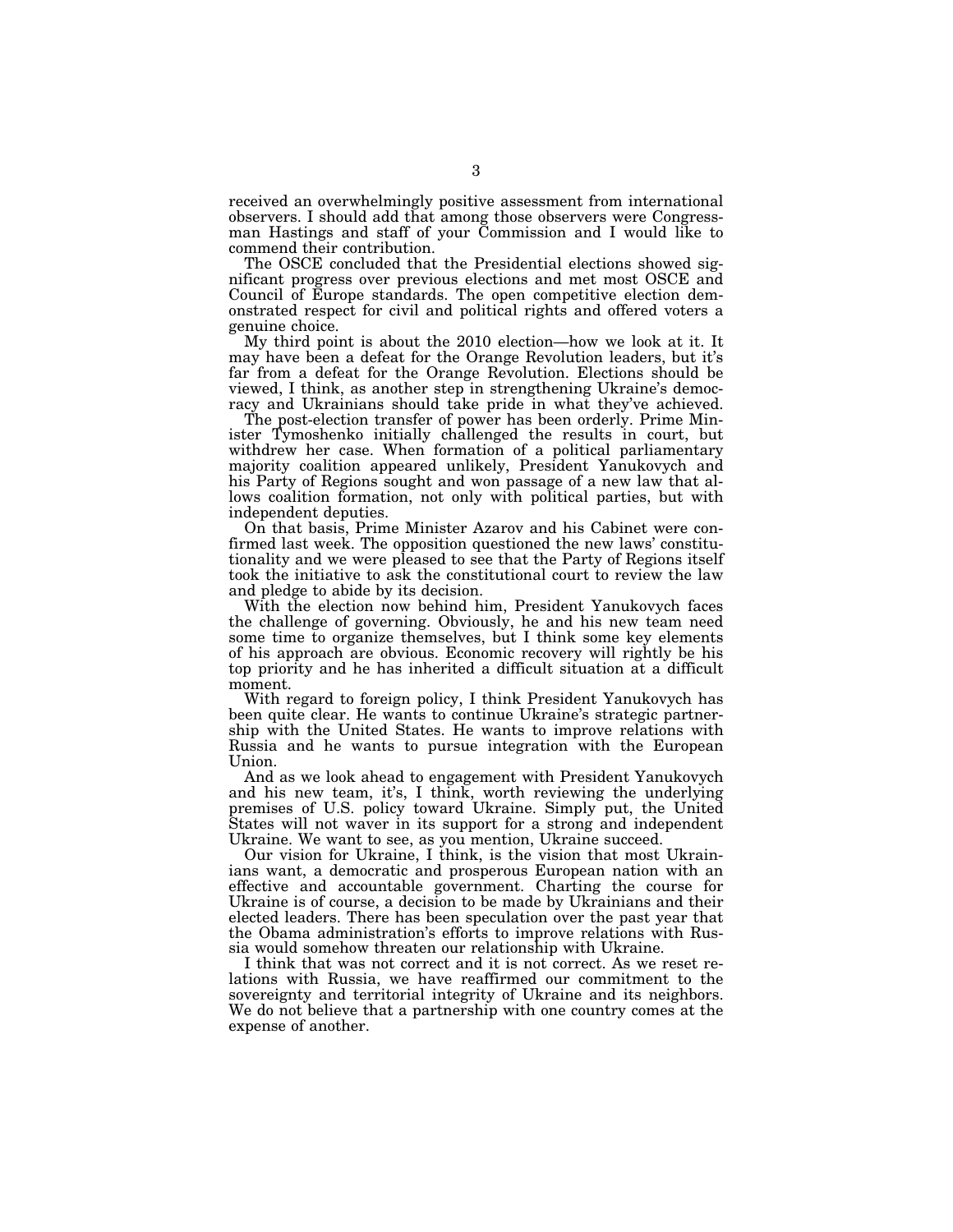received an overwhelmingly positive assessment from international observers. I should add that among those observers were Congressman Hastings and staff of your Commission and I would like to commend their contribution.

The OSCE concluded that the Presidential elections showed significant progress over previous elections and met most OSCE and Council of Europe standards. The open competitive election demonstrated respect for civil and political rights and offered voters a genuine choice.

My third point is about the 2010 election—how we look at it. It may have been a defeat for the Orange Revolution leaders, but it's far from a defeat for the Orange Revolution. Elections should be viewed, I think, as another step in strengthening Ukraine's democracy and Ukrainians should take pride in what they've achieved.

The post-election transfer of power has been orderly. Prime Minister Tymoshenko initially challenged the results in court, but withdrew her case. When formation of a political parliamentary majority coalition appeared unlikely, President Yanukovych and his Party of Regions sought and won passage of a new law that allows coalition formation, not only with political parties, but with independent deputies.

On that basis, Prime Minister Azarov and his Cabinet were confirmed last week. The opposition questioned the new laws' constitutionality and we were pleased to see that the Party of Regions itself took the initiative to ask the constitutional court to review the law and pledge to abide by its decision.

With the election now behind him, President Yanukovych faces the challenge of governing. Obviously, he and his new team need some time to organize themselves, but I think some key elements of his approach are obvious. Economic recovery will rightly be his top priority and he has inherited a difficult situation at a difficult moment.

With regard to foreign policy, I think President Yanukovych has been quite clear. He wants to continue Ukraine's strategic partnership with the United States. He wants to improve relations with Russia and he wants to pursue integration with the European Union.

And as we look ahead to engagement with President Yanukovych and his new team, it's, I think, worth reviewing the underlying premises of U.S. policy toward Ukraine. Simply put, the United States will not waver in its support for a strong and independent Ukraine. We want to see, as you mention, Ukraine succeed.

Our vision for Ukraine, I think, is the vision that most Ukrainians want, a democratic and prosperous European nation with an effective and accountable government. Charting the course for Ukraine is of course, a decision to be made by Ukrainians and their elected leaders. There has been speculation over the past year that the Obama administration's efforts to improve relations with Russia would somehow threaten our relationship with Ukraine.

I think that was not correct and it is not correct. As we reset relations with Russia, we have reaffirmed our commitment to the sovereignty and territorial integrity of Ukraine and its neighbors. We do not believe that a partnership with one country comes at the expense of another.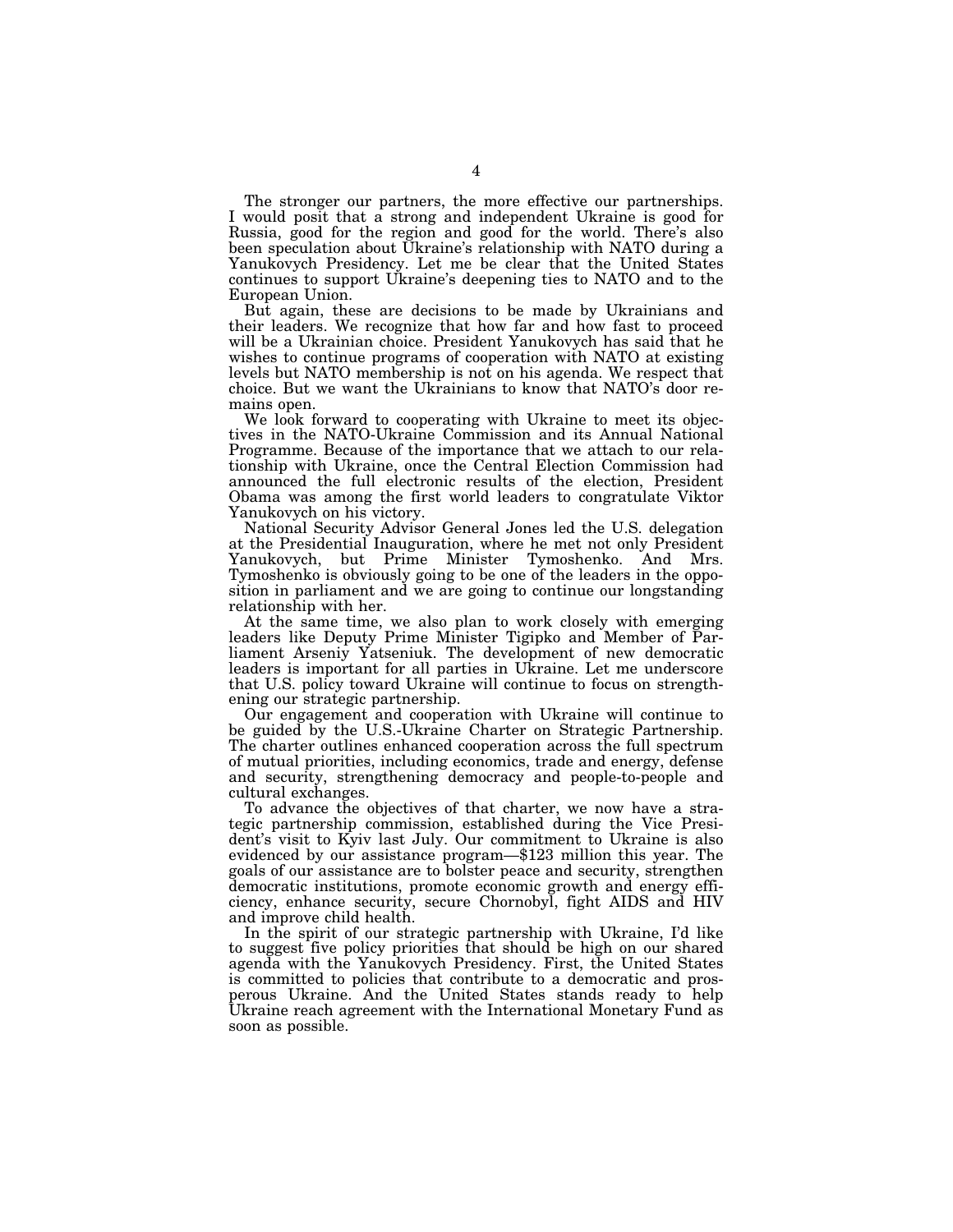The stronger our partners, the more effective our partnerships. I would posit that a strong and independent Ukraine is good for Russia, good for the region and good for the world. There's also been speculation about Ukraine's relationship with NATO during a Yanukovych Presidency. Let me be clear that the United States continues to support Ukraine's deepening ties to NATO and to the European Union.

But again, these are decisions to be made by Ukrainians and their leaders. We recognize that how far and how fast to proceed will be a Ukrainian choice. President Yanukovych has said that he wishes to continue programs of cooperation with NATO at existing levels but NATO membership is not on his agenda. We respect that choice. But we want the Ukrainians to know that NATO's door remains open.

We look forward to cooperating with Ukraine to meet its objectives in the NATO-Ukraine Commission and its Annual National Programme. Because of the importance that we attach to our relationship with Ukraine, once the Central Election Commission had announced the full electronic results of the election, President Obama was among the first world leaders to congratulate Viktor Yanukovych on his victory.

National Security Advisor General Jones led the U.S. delegation at the Presidential Inauguration, where he met not only President Yanukovych, but Prime Minister Tymoshenko. And Mrs. Tymoshenko is obviously going to be one of the leaders in the opposition in parliament and we are going to continue our longstanding relationship with her.

At the same time, we also plan to work closely with emerging leaders like Deputy Prime Minister Tigipko and Member of Parliament Arseniy Yatseniuk. The development of new democratic leaders is important for all parties in Ukraine. Let me underscore that U.S. policy toward Ukraine will continue to focus on strengthening our strategic partnership.

Our engagement and cooperation with Ukraine will continue to be guided by the U.S.-Ukraine Charter on Strategic Partnership. The charter outlines enhanced cooperation across the full spectrum of mutual priorities, including economics, trade and energy, defense and security, strengthening democracy and people-to-people and cultural exchanges.

To advance the objectives of that charter, we now have a strategic partnership commission, established during the Vice President's visit to Kyiv last July. Our commitment to Ukraine is also evidenced by our assistance program—$123 million this year. The goals of our assistance are to bolster peace and security, strengthen democratic institutions, promote economic growth and energy efficiency, enhance security, secure Chornobyl, fight AIDS and HIV and improve child health.

In the spirit of our strategic partnership with Ukraine, I'd like to suggest five policy priorities that should be high on our shared agenda with the Yanukovych Presidency. First, the United States is committed to policies that contribute to a democratic and prosperous Ukraine. And the United States stands ready to help Ukraine reach agreement with the International Monetary Fund as soon as possible.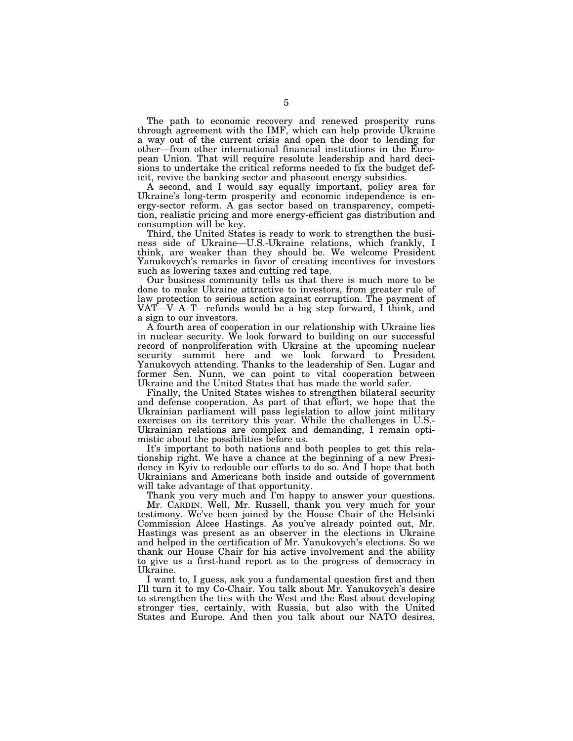The path to economic recovery and renewed prosperity runs through agreement with the IMF, which can help provide Ukraine a way out of the current crisis and open the door to lending for other—from other international financial institutions in the European Union. That will require resolute leadership and hard decisions to undertake the critical reforms needed to fix the budget deficit, revive the banking sector and phaseout energy subsidies.

A second, and I would say equally important, policy area for Ukraine's long-term prosperity and economic independence is energy-sector reform. A gas sector based on transparency, competition, realistic pricing and more energy-efficient gas distribution and consumption will be key.

Third, the United States is ready to work to strengthen the business side of Ukraine—U.S.-Ukraine relations, which frankly, I think, are weaker than they should be. We welcome President Yanukovych's remarks in favor of creating incentives for investors such as lowering taxes and cutting red tape.

Our business community tells us that there is much more to be done to make Ukraine attractive to investors, from greater rule of law protection to serious action against corruption. The payment of VAT—V–A–T—refunds would be a big step forward, I think, and a sign to our investors.

A fourth area of cooperation in our relationship with Ukraine lies in nuclear security. We look forward to building on our successful record of nonproliferation with Ukraine at the upcoming nuclear security summit here and we look forward to President Yanukovych attending. Thanks to the leadership of Sen. Lugar and former Sen. Nunn, we can point to vital cooperation between Ukraine and the United States that has made the world safer.

Finally, the United States wishes to strengthen bilateral security and defense cooperation. As part of that effort, we hope that the Ukrainian parliament will pass legislation to allow joint military exercises on its territory this year. While the challenges in U.S.-Ukrainian relations are complex and demanding, I remain optimistic about the possibilities before us.

It's important to both nations and both peoples to get this relationship right. We have a chance at the beginning of a new Presidency in Kyiv to redouble our efforts to do so. And I hope that both Ukrainians and Americans both inside and outside of government will take advantage of that opportunity.

Thank you very much and I'm happy to answer your questions.

Mr. CARDIN. Well, Mr. Russell, thank you very much for your testimony. We've been joined by the House Chair of the Helsinki Commission Alcee Hastings. As you've already pointed out, Mr. Hastings was present as an observer in the elections in Ukraine and helped in the certification of Mr. Yanukovych's elections. So we thank our House Chair for his active involvement and the ability to give us a first-hand report as to the progress of democracy in Ukraine.

I want to, I guess, ask you a fundamental question first and then I'll turn it to my Co-Chair. You talk about Mr. Yanukovych's desire to strengthen the ties with the West and the East about developing stronger ties, certainly, with Russia, but also with the United States and Europe. And then you talk about our NATO desires,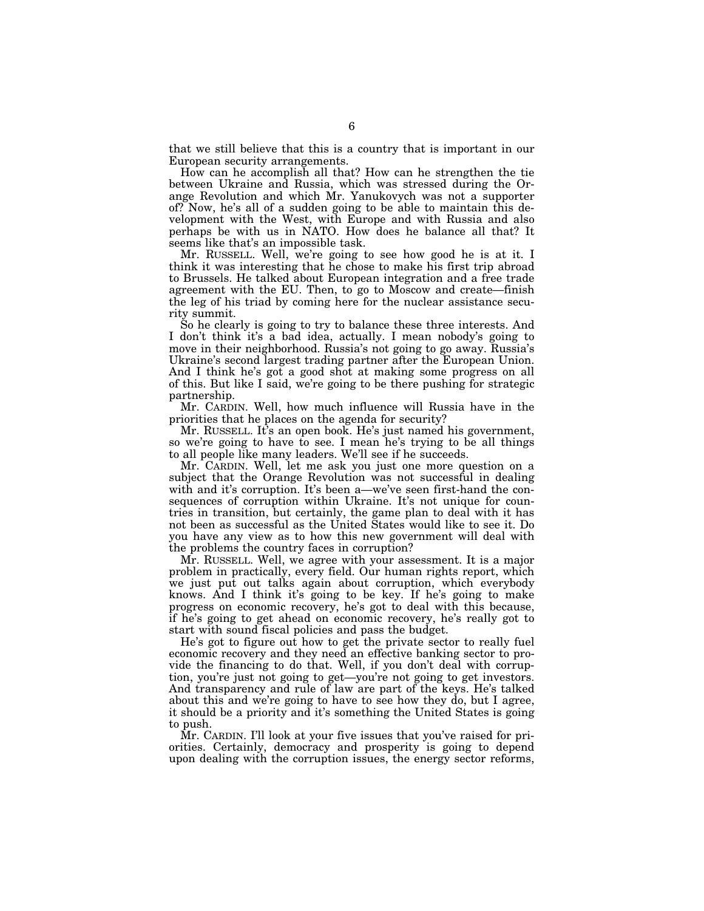that we still believe that this is a country that is important in our European security arrangements.

How can he accomplish all that? How can he strengthen the tie between Ukraine and Russia, which was stressed during the Orange Revolution and which Mr. Yanukovych was not a supporter of? Now, he's all of a sudden going to be able to maintain this development with the West, with Europe and with Russia and also perhaps be with us in NATO. How does he balance all that? It seems like that's an impossible task.

Mr. RUSSELL. Well, we're going to see how good he is at it. I think it was interesting that he chose to make his first trip abroad to Brussels. He talked about European integration and a free trade agreement with the EU. Then, to go to Moscow and create—finish the leg of his triad by coming here for the nuclear assistance security summit.

So he clearly is going to try to balance these three interests. And I don't think it's a bad idea, actually. I mean nobody's going to move in their neighborhood. Russia's not going to go away. Russia's Ukraine's second largest trading partner after the European Union. And I think he's got a good shot at making some progress on all of this. But like I said, we're going to be there pushing for strategic partnership.

Mr. CARDIN. Well, how much influence will Russia have in the priorities that he places on the agenda for security?

Mr. RUSSELL. It's an open book. He's just named his government, so we're going to have to see. I mean he's trying to be all things to all people like many leaders. We'll see if he succeeds.

Mr. CARDIN. Well, let me ask you just one more question on a subject that the Orange Revolution was not successful in dealing with and it's corruption. It's been a—we've seen first-hand the consequences of corruption within Ukraine. It's not unique for countries in transition, but certainly, the game plan to deal with it has not been as successful as the United States would like to see it. Do you have any view as to how this new government will deal with the problems the country faces in corruption?

Mr. RUSSELL. Well, we agree with your assessment. It is a major problem in practically, every field. Our human rights report, which we just put out talks again about corruption, which everybody knows. And I think it's going to be key. If he's going to make progress on economic recovery, he's got to deal with this because, if he's going to get ahead on economic recovery, he's really got to start with sound fiscal policies and pass the budget.

He's got to figure out how to get the private sector to really fuel economic recovery and they need an effective banking sector to provide the financing to do that. Well, if you don't deal with corruption, you're just not going to get—you're not going to get investors. And transparency and rule of law are part of the keys. He's talked about this and we're going to have to see how they do, but I agree, it should be a priority and it's something the United States is going to push.

Mr. CARDIN. I'll look at your five issues that you've raised for priorities. Certainly, democracy and prosperity is going to depend upon dealing with the corruption issues, the energy sector reforms,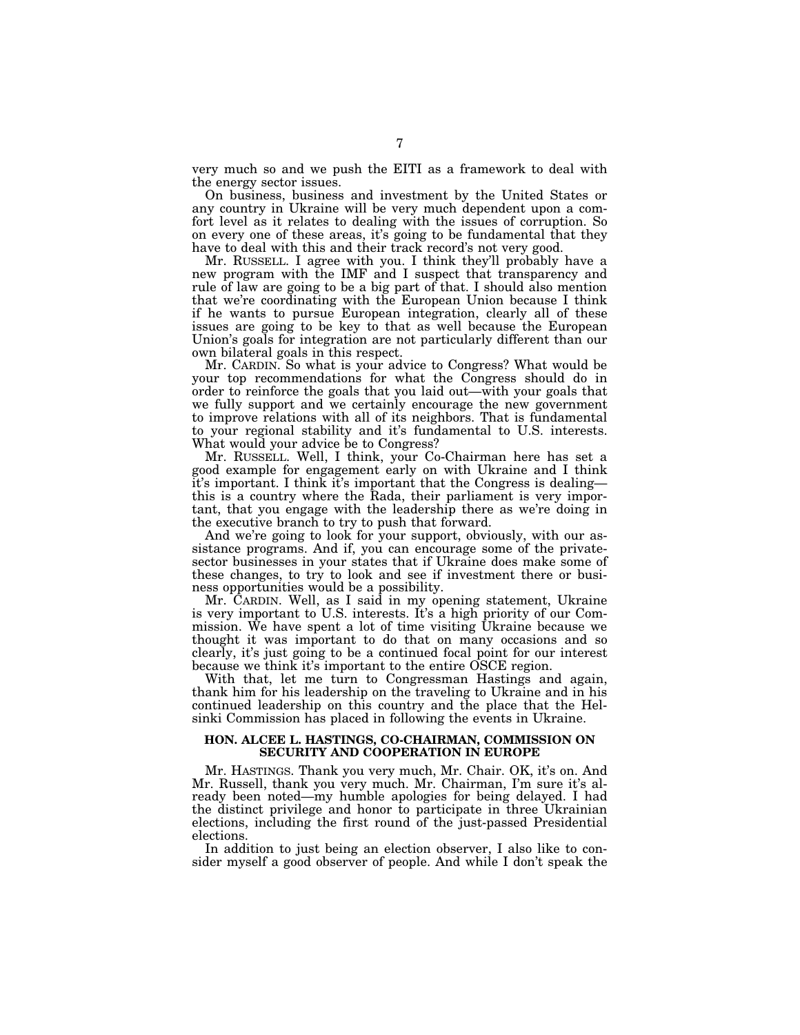very much so and we push the EITI as a framework to deal with the energy sector issues.

On business, business and investment by the United States or any country in Ukraine will be very much dependent upon a comfort level as it relates to dealing with the issues of corruption. So on every one of these areas, it's going to be fundamental that they have to deal with this and their track record's not very good.

Mr. RUSSELL. I agree with you. I think they'll probably have a new program with the IMF and I suspect that transparency and rule of law are going to be a big part of that. I should also mention that we're coordinating with the European Union because I think if he wants to pursue European integration, clearly all of these issues are going to be key to that as well because the European Union's goals for integration are not particularly different than our own bilateral goals in this respect.

Mr. CARDIN. So what is your advice to Congress? What would be your top recommendations for what the Congress should do in order to reinforce the goals that you laid out—with your goals that we fully support and we certainly encourage the new government to improve relations with all of its neighbors. That is fundamental to your regional stability and it's fundamental to U.S. interests. What would your advice be to Congress?

Mr. RUSSELL. Well, I think, your Co-Chairman here has set a good example for engagement early on with Ukraine and I think it's important. I think it's important that the Congress is dealing—this is a country where the Rada, their parliament is very important, that you engage with the leadership there as we're doing in the executive branch to try to push that forward.

And we're going to look for your support, obviously, with our assistance programs. And if, you can encourage some of the private-sector businesses in your states that if Ukraine does make some of these changes, to try to look and see if investment there or business opportunities would be a possibility.

Mr. CARDIN. Well, as I said in my opening statement, Ukraine is very important to U.S. interests. It's a high priority of our Commission. We have spent a lot of time visiting Ukraine because we thought it was important to do that on many occasions and so clearly, it's just going to be a continued focal point for our interest because we think it's important to the entire OSCE region.

With that, let me turn to Congressman Hastings and again, thank him for his leadership on the traveling to Ukraine and in his continued leadership on this country and the place that the Helsinki Commission has placed in following the events in Ukraine.

## HON. ALCEE L. HASTINGS, CO-CHAIRMAN, COMMISSION ON SECURITY AND COOPERATION IN EUROPE

Mr. HASTINGS. Thank you very much, Mr. Chair. OK, it's on. And Mr. Russell, thank you very much. Mr. Chairman, I'm sure it's already been noted—my humble apologies for being delayed. I had the distinct privilege and honor to participate in three Ukrainian elections, including the first round of the just-passed Presidential elections.

In addition to just being an election observer, I also like to consider myself a good observer of people. And while I don't speak the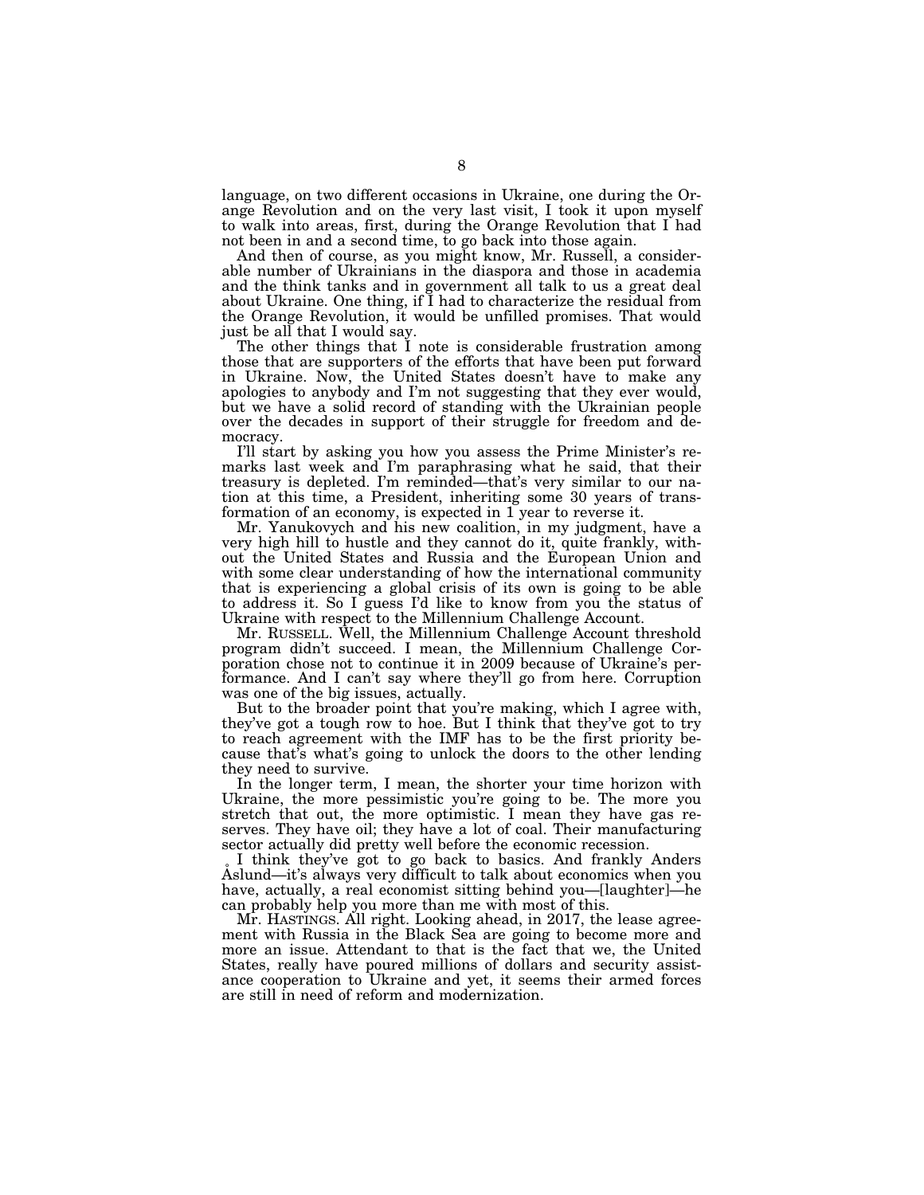language, on two different occasions in Ukraine, one during the Orange Revolution and on the very last visit, I took it upon myself to walk into areas, first, during the Orange Revolution that I had not been in and a second time, to go back into those again.

And then of course, as you might know, Mr. Russell, a considerable number of Ukrainians in the diaspora and those in academia and the think tanks and in government all talk to us a great deal about Ukraine. One thing, if I had to characterize the residual from the Orange Revolution, it would be unfilled promises. That would just be all that I would say.

The other things that I note is considerable frustration among those that are supporters of the efforts that have been put forward in Ukraine. Now, the United States doesn't have to make any apologies to anybody and I'm not suggesting that they ever would, but we have a solid record of standing with the Ukrainian people over the decades in support of their struggle for freedom and democracy.

I'll start by asking you how you assess the Prime Minister's remarks last week and I'm paraphrasing what he said, that their treasury is depleted. I'm reminded—that's very similar to our nation at this time, a President, inheriting some 30 years of transformation of an economy, is expected in 1 year to reverse it.

Mr. Yanukovych and his new coalition, in my judgment, have a very high hill to hustle and they cannot do it, quite frankly, without the United States and Russia and the European Union and with some clear understanding of how the international community that is experiencing a global crisis of its own is going to be able to address it. So I guess I'd like to know from you the status of Ukraine with respect to the Millennium Challenge Account.

Mr. RUSSELL. Well, the Millennium Challenge Account threshold program didn't succeed. I mean, the Millennium Challenge Corporation chose not to continue it in 2009 because of Ukraine's performance. And I can't say where they'll go from here. Corruption was one of the big issues, actually.

But to the broader point that you're making, which I agree with, they've got a tough row to hoe. But I think that they've got to try to reach agreement with the IMF has to be the first priority because that's what's going to unlock the doors to the other lending they need to survive.

In the longer term, I mean, the shorter your time horizon with Ukraine, the more pessimistic you're going to be. The more you stretch that out, the more optimistic. I mean they have gas reserves. They have oil; they have a lot of coal. Their manufacturing sector actually did pretty well before the economic recession.

I think they've got to go back to basics. And frankly Anders Åslund—it's always very difficult to talk about economics when you have, actually, a real economist sitting behind you—[laughter]—he can probably help you more than me with most of this.

Mr. HASTINGS. All right. Looking ahead, in 2017, the lease agreement with Russia in the Black Sea are going to become more and more an issue. Attendant to that is the fact that we, the United States, really have poured millions of dollars and security assistance cooperation to Ukraine and yet, it seems their armed forces are still in need of reform and modernization.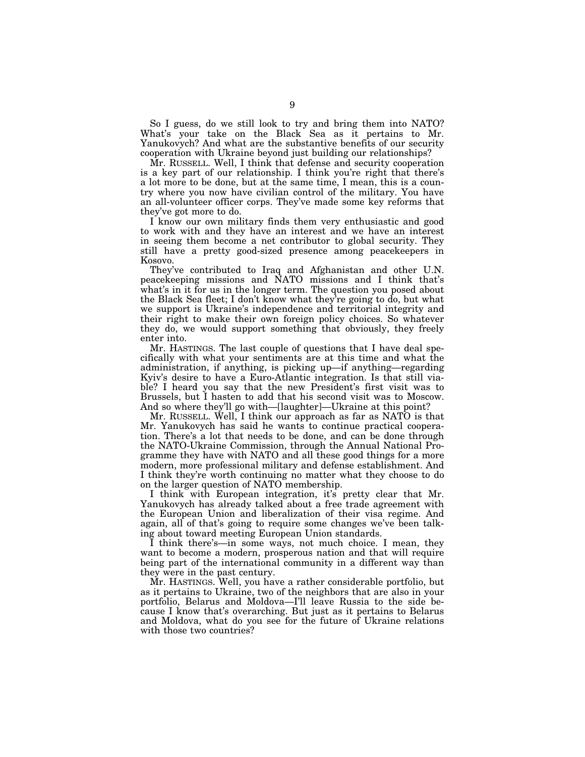So I guess, do we still look to try and bring them into NATO? What's your take on the Black Sea as it pertains to Mr. Yanukovych? And what are the substantive benefits of our security cooperation with Ukraine beyond just building our relationships?

Mr. RUSSELL. Well, I think that defense and security cooperation is a key part of our relationship. I think you're right that there's a lot more to be done, but at the same time, I mean, this is a country where you now have civilian control of the military. You have an all-volunteer officer corps. They've made some key reforms that they've got more to do.

I know our own military finds them very enthusiastic and good to work with and they have an interest and we have an interest in seeing them become a net contributor to global security. They still have a pretty good-sized presence among peacekeepers in Kosovo.

They've contributed to Iraq and Afghanistan and other U.N. peacekeeping missions and NATO missions and I think that's what's in it for us in the longer term. The question you posed about the Black Sea fleet; I don't know what they're going to do, but what we support is Ukraine's independence and territorial integrity and their right to make their own foreign policy choices. So whatever they do, we would support something that obviously, they freely enter into.

Mr. HASTINGS. The last couple of questions that I have deal specifically with what your sentiments are at this time and what the administration, if anything, is picking up—if anything—regarding Kyiv's desire to have a Euro-Atlantic integration. Is that still viable? I heard you say that the new President's first visit was to Brussels, but I hasten to add that his second visit was to Moscow. And so where they'll go with—[laughter]—Ukraine at this point?

Mr. RUSSELL. Well, I think our approach as far as NATO is that Mr. Yanukovych has said he wants to continue practical cooperation. There's a lot that needs to be done, and can be done through the NATO-Ukraine Commission, through the Annual National Programme they have with NATO and all these good things for a more modern, more professional military and defense establishment. And I think they're worth continuing no matter what they choose to do on the larger question of NATO membership.

I think with European integration, it's pretty clear that Mr. Yanukovych has already talked about a free trade agreement with the European Union and liberalization of their visa regime. And again, all of that's going to require some changes we've been talking about toward meeting European Union standards.

I think there's—in some ways, not much choice. I mean, they want to become a modern, prosperous nation and that will require being part of the international community in a different way than they were in the past century.

Mr. HASTINGS. Well, you have a rather considerable portfolio, but as it pertains to Ukraine, two of the neighbors that are also in your portfolio, Belarus and Moldova—I'll leave Russia to the side because I know that's overarching. But just as it pertains to Belarus and Moldova, what do you see for the future of Ukraine relations with those two countries?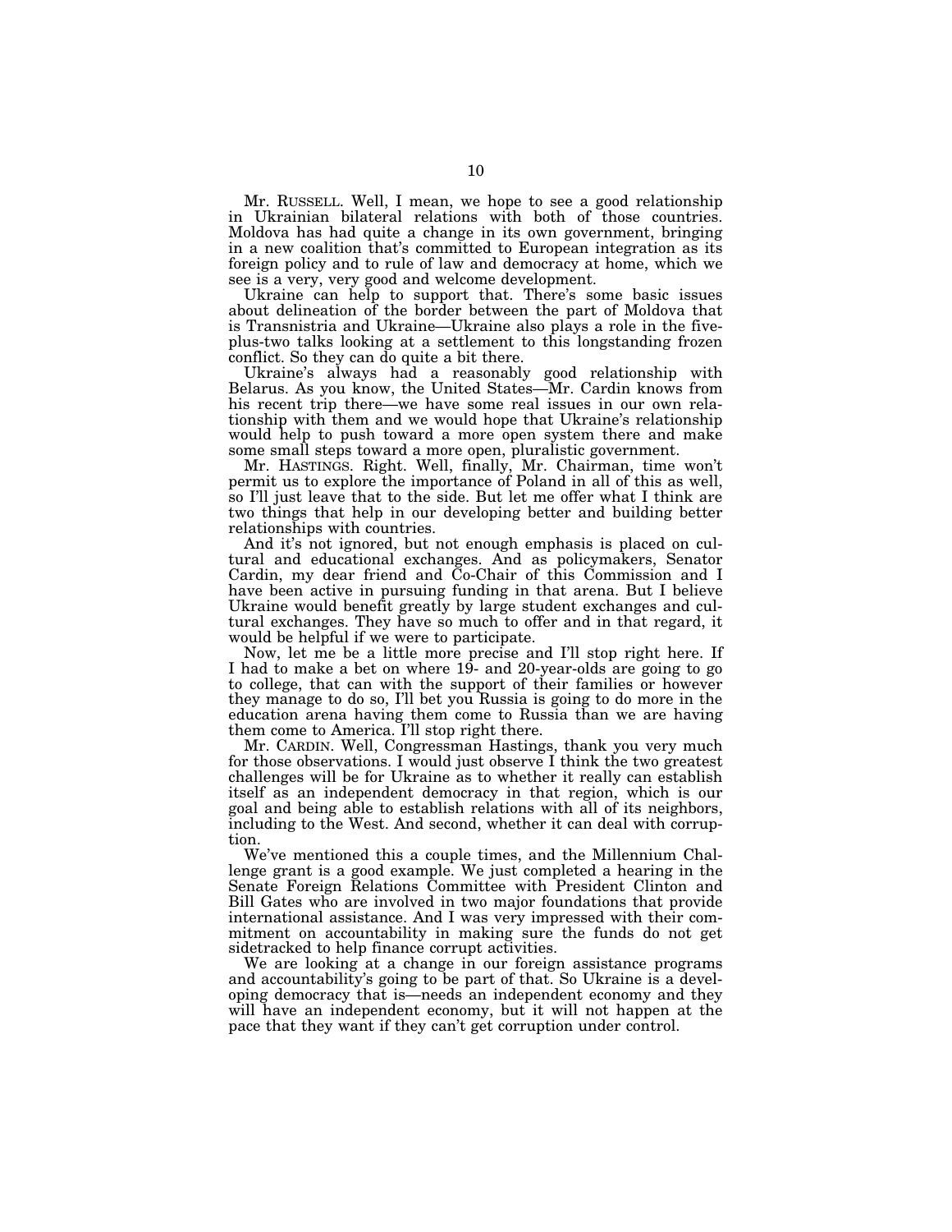Mr. RUSSELL. Well, I mean, we hope to see a good relationship in Ukrainian bilateral relations with both of those countries. Moldova has had quite a change in its own government, bringing in a new coalition that's committed to European integration as its foreign policy and to rule of law and democracy at home, which we see is a very, very good and welcome development.

Ukraine can help to support that. There's some basic issues about delineation of the border between the part of Moldova that is Transnistria and Ukraine—Ukraine also plays a role in the five-plus-two talks looking at a settlement to this longstanding frozen conflict. So they can do quite a bit there.

Ukraine's always had a reasonably good relationship with Belarus. As you know, the United States—Mr. Cardin knows from his recent trip there—we have some real issues in our own relationship with them and we would hope that Ukraine's relationship would help to push toward a more open system there and make some small steps toward a more open, pluralistic government.

Mr. HASTINGS. Right. Well, finally, Mr. Chairman, time won't permit us to explore the importance of Poland in all of this as well, so I'll just leave that to the side. But let me offer what I think are two things that help in our developing better and building better relationships with countries.

And it's not ignored, but not enough emphasis is placed on cultural and educational exchanges. And as policymakers, Senator Cardin, my dear friend and Co-Chair of this Commission and I have been active in pursuing funding in that arena. But I believe Ukraine would benefit greatly by large student exchanges and cultural exchanges. They have so much to offer and in that regard, it would be helpful if we were to participate.

Now, let me be a little more precise and I'll stop right here. If I had to make a bet on where 19- and 20-year-olds are going to go to college, that can with the support of their families or however they manage to do so, I'll bet you Russia is going to do more in the education arena having them come to Russia than we are having them come to America. I'll stop right there.

Mr. CARDIN. Well, Congressman Hastings, thank you very much for those observations. I would just observe I think the two greatest challenges will be for Ukraine as to whether it really can establish itself as an independent democracy in that region, which is our goal and being able to establish relations with all of its neighbors, including to the West. And second, whether it can deal with corruption.

We've mentioned this a couple times, and the Millennium Challenge grant is a good example. We just completed a hearing in the Senate Foreign Relations Committee with President Clinton and Bill Gates who are involved in two major foundations that provide international assistance. And I was very impressed with their commitment on accountability in making sure the funds do not get sidetracked to help finance corrupt activities.

We are looking at a change in our foreign assistance programs and accountability's going to be part of that. So Ukraine is a developing democracy that is—needs an independent economy and they will have an independent economy, but it will not happen at the pace that they want if they can't get corruption under control.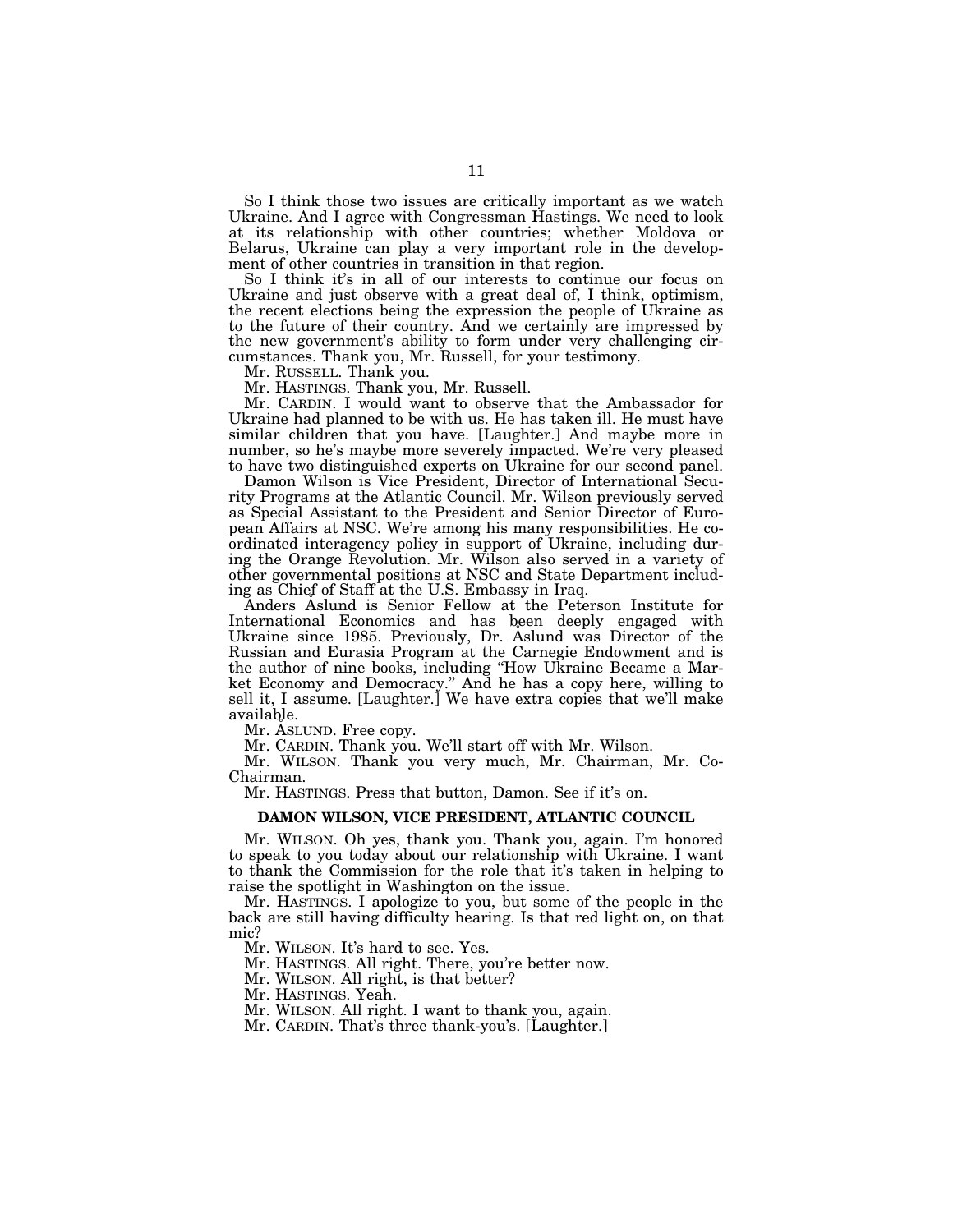So I think those two issues are critically important as we watch Ukraine. And I agree with Congressman Hastings. We need to look at its relationship with other countries; whether Moldova or Belarus, Ukraine can play a very important role in the development of other countries in transition in that region.

So I think it's in all of our interests to continue our focus on Ukraine and just observe with a great deal of, I think, optimism, the recent elections being the expression the people of Ukraine as to the future of their country. And we certainly are impressed by the new government's ability to form under very challenging circumstances. Thank you, Mr. Russell, for your testimony.

Mr. RUSSELL. Thank you.

Mr. HASTINGS. Thank you, Mr. Russell.

Mr. CARDIN. I would want to observe that the Ambassador for Ukraine had planned to be with us. He has taken ill. He must have similar children that you have. [Laughter.] And maybe more in number, so he's maybe more severely impacted. We're very pleased to have two distinguished experts on Ukraine for our second panel.

Damon Wilson is Vice President, Director of International Security Programs at the Atlantic Council. Mr. Wilson previously served as Special Assistant to the President and Senior Director of European Affairs at NSC. We're among his many responsibilities. He coordinated interagency policy in support of Ukraine, including during the Orange Revolution. Mr. Wilson also served in a variety of other governmental positions at NSC and State Department including as Chief of Staff at the U.S. Embassy in Iraq.

Anders Aslund is Senior Fellow at the Peterson Institute for International Economics and has been deeply engaged with Ukraine since 1985. Previously, Dr. Aslund was Director of the Russian and Eurasia Program at the Carnegie Endowment and is the author of nine books, including "How Ukraine Became a Market Economy and Democracy." And he has a copy here, willing to sell it, I assume. [Laughter.] We have extra copies that we'll make available.

Mr. ASLUND. Free copy.

Mr. CARDIN. Thank you. We'll start off with Mr. Wilson.

Mr. WILSON. Thank you very much, Mr. Chairman, Mr. Co-Chairman.

Mr. HASTINGS. Press that button, Damon. See if it's on.

**DAMON WILSON, VICE PRESIDENT, ATLANTIC COUNCIL**

Mr. WILSON. Oh yes, thank you. Thank you, again. I'm honored to speak to you today about our relationship with Ukraine. I want to thank the Commission for the role that it's taken in helping to raise the spotlight in Washington on the issue.

Mr. HASTINGS. I apologize to you, but some of the people in the back are still having difficulty hearing. Is that red light on, on that mic?

Mr. WILSON. It's hard to see. Yes.

Mr. HASTINGS. All right. There, you're better now.

Mr. WILSON. All right, is that better?

Mr. HASTINGS. Yeah.

Mr. WILSON. All right. I want to thank you, again.

Mr. CARDIN. That's three thank-you's. [Laughter.]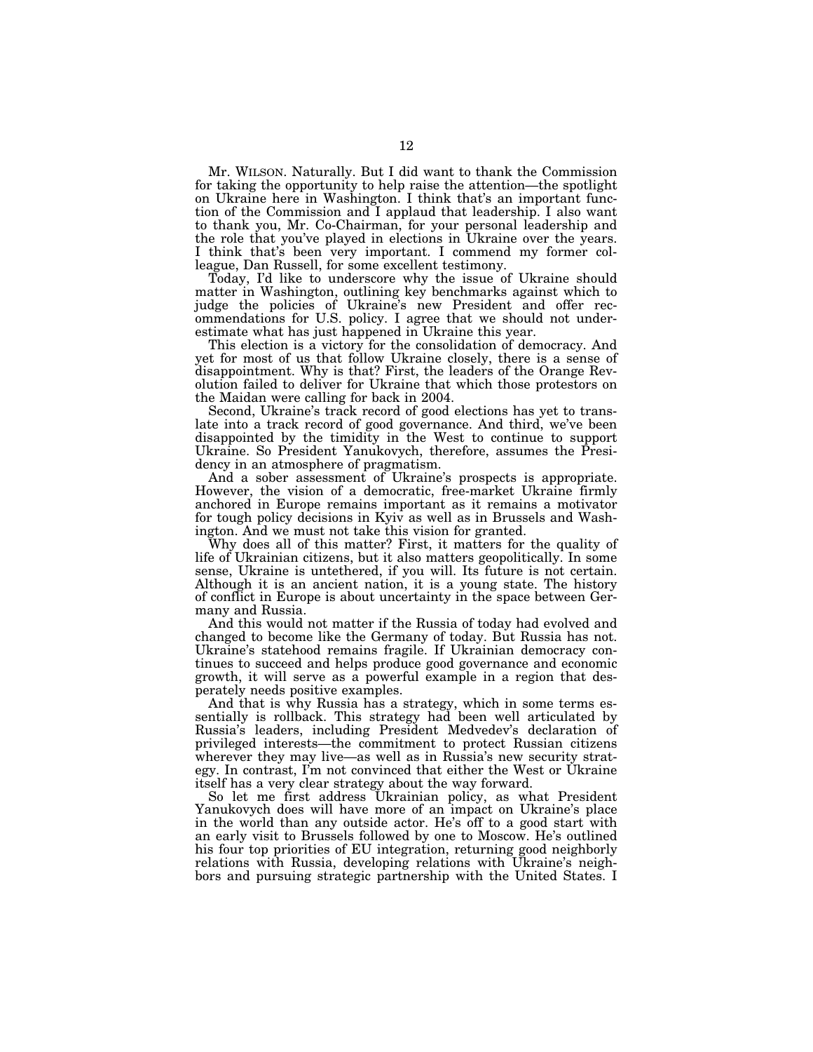Mr. WILSON. Naturally. But I did want to thank the Commission for taking the opportunity to help raise the attention—the spotlight on Ukraine here in Washington. I think that's an important function of the Commission and I applaud that leadership. I also want to thank you, Mr. Co-Chairman, for your personal leadership and the role that you've played in elections in Ukraine over the years. I think that's been very important. I commend my former colleague, Dan Russell, for some excellent testimony.

Today, I'd like to underscore why the issue of Ukraine should matter in Washington, outlining key benchmarks against which to judge the policies of Ukraine's new President and offer recommendations for U.S. policy. I agree that we should not underestimate what has just happened in Ukraine this year.

This election is a victory for the consolidation of democracy. And yet for most of us that follow Ukraine closely, there is a sense of disappointment. Why is that? First, the leaders of the Orange Revolution failed to deliver for Ukraine that which those protestors on the Maidan were calling for back in 2004.

Second, Ukraine's track record of good elections has yet to translate into a track record of good governance. And third, we've been disappointed by the timidity in the West to continue to support Ukraine. So President Yanukovych, therefore, assumes the Presidency in an atmosphere of pragmatism.

And a sober assessment of Ukraine's prospects is appropriate. However, the vision of a democratic, free-market Ukraine firmly anchored in Europe remains important as it remains a motivator for tough policy decisions in Kyiv as well as in Brussels and Washington. And we must not take this vision for granted.

Why does all of this matter? First, it matters for the quality of life of Ukrainian citizens, but it also matters geopolitically. In some sense, Ukraine is untethered, if you will. Its future is not certain. Although it is an ancient nation, it is a young state. The history of conflict in Europe is about uncertainty in the space between Germany and Russia.

And this would not matter if the Russia of today had evolved and changed to become like the Germany of today. But Russia has not. Ukraine's statehood remains fragile. If Ukrainian democracy continues to succeed and helps produce good governance and economic growth, it will serve as a powerful example in a region that desperately needs positive examples.

And that is why Russia has a strategy, which in some terms essentially is rollback. This strategy had been well articulated by Russia's leaders, including President Medvedev's declaration of privileged interests—the commitment to protect Russian citizens wherever they may live—as well as in Russia's new security strategy. In contrast, I'm not convinced that either the West or Ukraine itself has a very clear strategy about the way forward.

So let me first address Ukrainian policy, as what President Yanukovych does will have more of an impact on Ukraine's place in the world than any outside actor. He's off to a good start with an early visit to Brussels followed by one to Moscow. He's outlined his four top priorities of EU integration, returning good neighborly relations with Russia, developing relations with Ukraine's neighbors and pursuing strategic partnership with the United States. I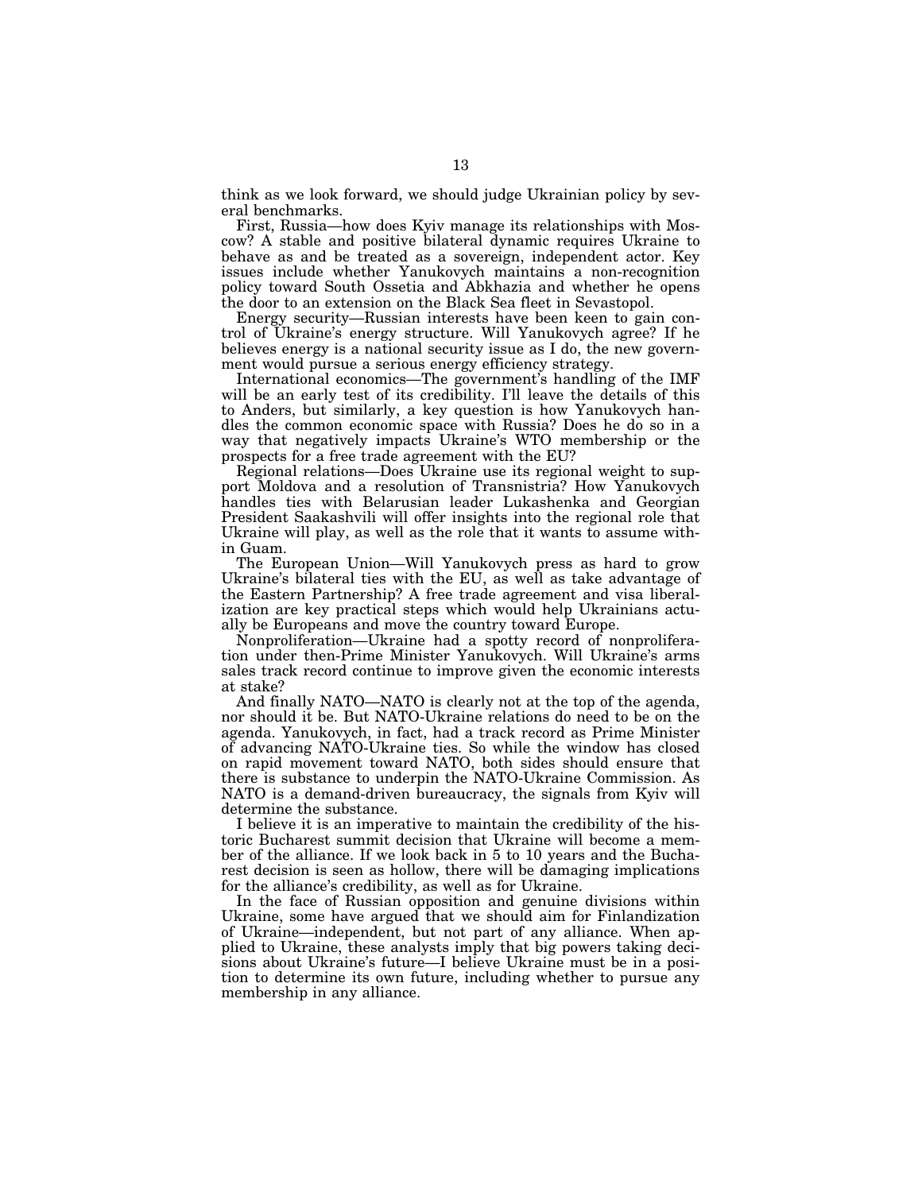think as we look forward, we should judge Ukrainian policy by several benchmarks.

First, Russia—how does Kyiv manage its relationships with Moscow? A stable and positive bilateral dynamic requires Ukraine to behave as and be treated as a sovereign, independent actor. Key issues include whether Yanukovych maintains a non-recognition policy toward South Ossetia and Abkhazia and whether he opens the door to an extension on the Black Sea fleet in Sevastopol.

Energy security—Russian interests have been keen to gain control of Ukraine's energy structure. Will Yanukovych agree? If he believes energy is a national security issue as I do, the new government would pursue a serious energy efficiency strategy.

International economics—The government's handling of the IMF will be an early test of its credibility. I'll leave the details of this to Anders, but similarly, a key question is how Yanukovych handles the common economic space with Russia? Does he do so in a way that negatively impacts Ukraine's WTO membership or the prospects for a free trade agreement with the EU?

Regional relations—Does Ukraine use its regional weight to support Moldova and a resolution of Transnistria? How Yanukovych handles ties with Belarusian leader Lukashenka and Georgian President Saakashvili will offer insights into the regional role that Ukraine will play, as well as the role that it wants to assume within Guam.

The European Union—Will Yanukovych press as hard to grow Ukraine's bilateral ties with the EU, as well as take advantage of the Eastern Partnership? A free trade agreement and visa liberalization are key practical steps which would help Ukrainians actually be Europeans and move the country toward Europe.

Nonproliferation—Ukraine had a spotty record of nonproliferation under then-Prime Minister Yanukovych. Will Ukraine's arms sales track record continue to improve given the economic interests at stake?

And finally NATO—NATO is clearly not at the top of the agenda, nor should it be. But NATO-Ukraine relations do need to be on the agenda. Yanukovych, in fact, had a track record as Prime Minister of advancing NATO-Ukraine ties. So while the window has closed on rapid movement toward NATO, both sides should ensure that there is substance to underpin the NATO-Ukraine Commission. As NATO is a demand-driven bureaucracy, the signals from Kyiv will determine the substance.

I believe it is an imperative to maintain the credibility of the historic Bucharest summit decision that Ukraine will become a member of the alliance. If we look back in 5 to 10 years and the Bucharest decision is seen as hollow, there will be damaging implications for the alliance's credibility, as well as for Ukraine.

In the face of Russian opposition and genuine divisions within Ukraine, some have argued that we should aim for Finlandization of Ukraine—independent, but not part of any alliance. When applied to Ukraine, these analysts imply that big powers taking decisions about Ukraine's future—I believe Ukraine must be in a position to determine its own future, including whether to pursue any membership in any alliance.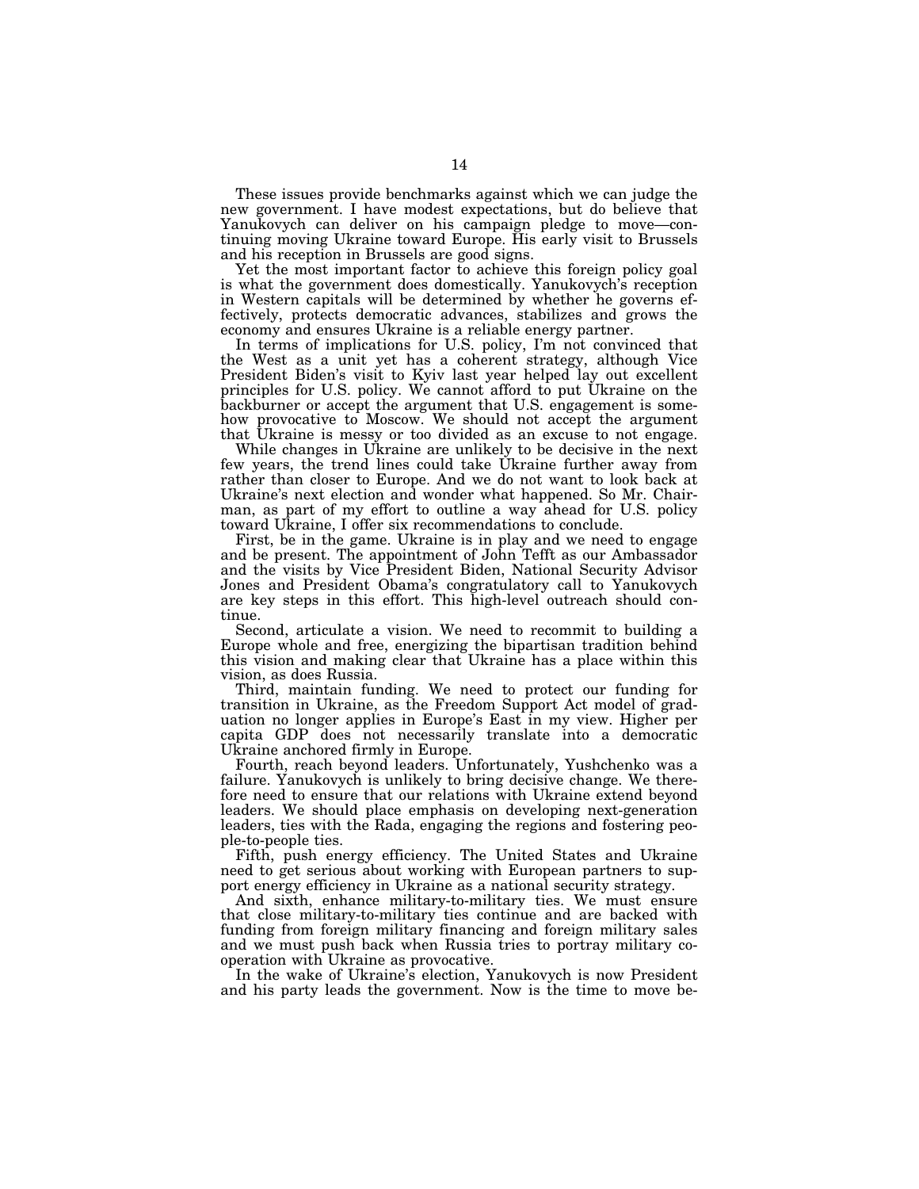These issues provide benchmarks against which we can judge the new government. I have modest expectations, but do believe that Yanukovych can deliver on his campaign pledge to move—continuing moving Ukraine toward Europe. His early visit to Brussels and his reception in Brussels are good signs.

Yet the most important factor to achieve this foreign policy goal is what the government does domestically. Yanukovych's reception in Western capitals will be determined by whether he governs effectively, protects democratic advances, stabilizes and grows the economy and ensures Ukraine is a reliable energy partner.

In terms of implications for U.S. policy, I'm not convinced that the West as a unit yet has a coherent strategy, although Vice President Biden's visit to Kyiv last year helped lay out excellent principles for U.S. policy. We cannot afford to put Ukraine on the backburner or accept the argument that U.S. engagement is somehow provocative to Moscow. We should not accept the argument that Ukraine is messy or too divided as an excuse to not engage.

While changes in Ukraine are unlikely to be decisive in the next few years, the trend lines could take Ukraine further away from rather than closer to Europe. And we do not want to look back at Ukraine's next election and wonder what happened. So Mr. Chairman, as part of my effort to outline a way ahead for U.S. policy toward Ukraine, I offer six recommendations to conclude.

First, be in the game. Ukraine is in play and we need to engage and be present. The appointment of John Tefft as our Ambassador and the visits by Vice President Biden, National Security Advisor Jones and President Obama's congratulatory call to Yanukovych are key steps in this effort. This high-level outreach should continue.

Second, articulate a vision. We need to recommit to building a Europe whole and free, energizing the bipartisan tradition behind this vision and making clear that Ukraine has a place within this vision, as does Russia.

Third, maintain funding. We need to protect our funding for transition in Ukraine, as the Freedom Support Act model of graduation no longer applies in Europe's East in my view. Higher per capita GDP does not necessarily translate into a democratic Ukraine anchored firmly in Europe.

Fourth, reach beyond leaders. Unfortunately, Yushchenko was a failure. Yanukovych is unlikely to bring decisive change. We therefore need to ensure that our relations with Ukraine extend beyond leaders. We should place emphasis on developing next-generation leaders, ties with the Rada, engaging the regions and fostering people-to-people ties.

Fifth, push energy efficiency. The United States and Ukraine need to get serious about working with European partners to support energy efficiency in Ukraine as a national security strategy.

And sixth, enhance military-to-military ties. We must ensure that close military-to-military ties continue and are backed with funding from foreign military financing and foreign military sales and we must push back when Russia tries to portray military cooperation with Ukraine as provocative.

In the wake of Ukraine's election, Yanukovych is now President and his party leads the government. Now is the time to move be-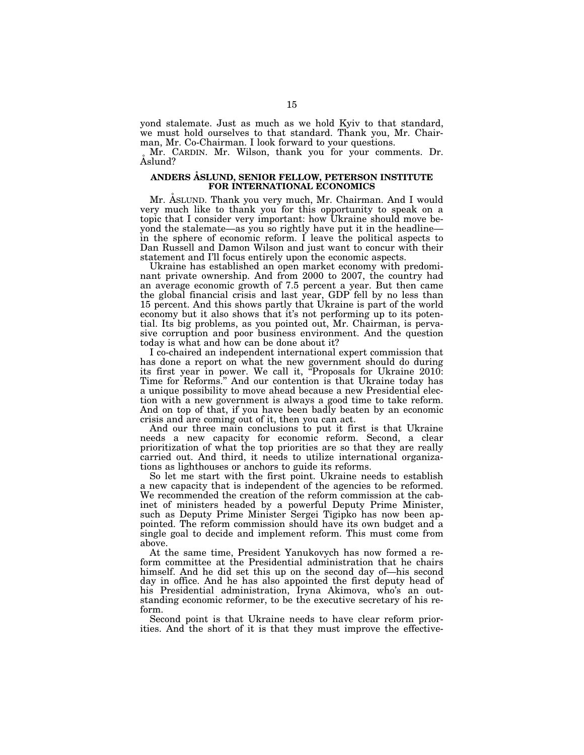yond stalemate. Just as much as we hold Kyiv to that standard, we must hold ourselves to that standard. Thank you, Mr. Chairman, Mr. Co-Chairman. I look forward to your questions.

Mr. CARDIN. Mr. Wilson, thank you for your comments. Dr. Åslund?

## ANDERS ÅSLUND, SENIOR FELLOW, PETERSON INSTITUTE FOR INTERNATIONAL ECONOMICS

Mr. ÅSLUND. Thank you very much, Mr. Chairman. And I would very much like to thank you for this opportunity to speak on a topic that I consider very important: how Ukraine should move beyond the stalemate—as you so rightly have put it in the headline—in the sphere of economic reform. I leave the political aspects to Dan Russell and Damon Wilson and just want to concur with their statement and I'll focus entirely upon the economic aspects.

Ukraine has established an open market economy with predominant private ownership. And from 2000 to 2007, the country had an average economic growth of 7.5 percent a year. But then came the global financial crisis and last year, GDP fell by no less than 15 percent. And this shows partly that Ukraine is part of the world economy but it also shows that it's not performing up to its potential. Its big problems, as you pointed out, Mr. Chairman, is pervasive corruption and poor business environment. And the question today is what and how can be done about it?

I co-chaired an independent international expert commission that has done a report on what the new government should do during its first year in power. We call it, "Proposals for Ukraine 2010: Time for Reforms." And our contention is that Ukraine today has a unique possibility to move ahead because a new Presidential election with a new government is always a good time to take reform. And on top of that, if you have been badly beaten by an economic crisis and are coming out of it, then you can act.

And our three main conclusions to put it first is that Ukraine needs a new capacity for economic reform. Second, a clear prioritization of what the top priorities are so that they are really carried out. And third, it needs to utilize international organizations as lighthouses or anchors to guide its reforms.

So let me start with the first point. Ukraine needs to establish a new capacity that is independent of the agencies to be reformed. We recommended the creation of the reform commission at the cabinet of ministers headed by a powerful Deputy Prime Minister, such as Deputy Prime Minister Sergei Tigipko has now been appointed. The reform commission should have its own budget and a single goal to decide and implement reform. This must come from above.

At the same time, President Yanukovych has now formed a reform committee at the Presidential administration that he chairs himself. And he did set this up on the second day of—his second day in office. And he has also appointed the first deputy head of his Presidential administration, Iryna Akimova, who's an outstanding economic reformer, to be the executive secretary of his reform.

Second point is that Ukraine needs to have clear reform priorities. And the short of it is that they must improve the effective-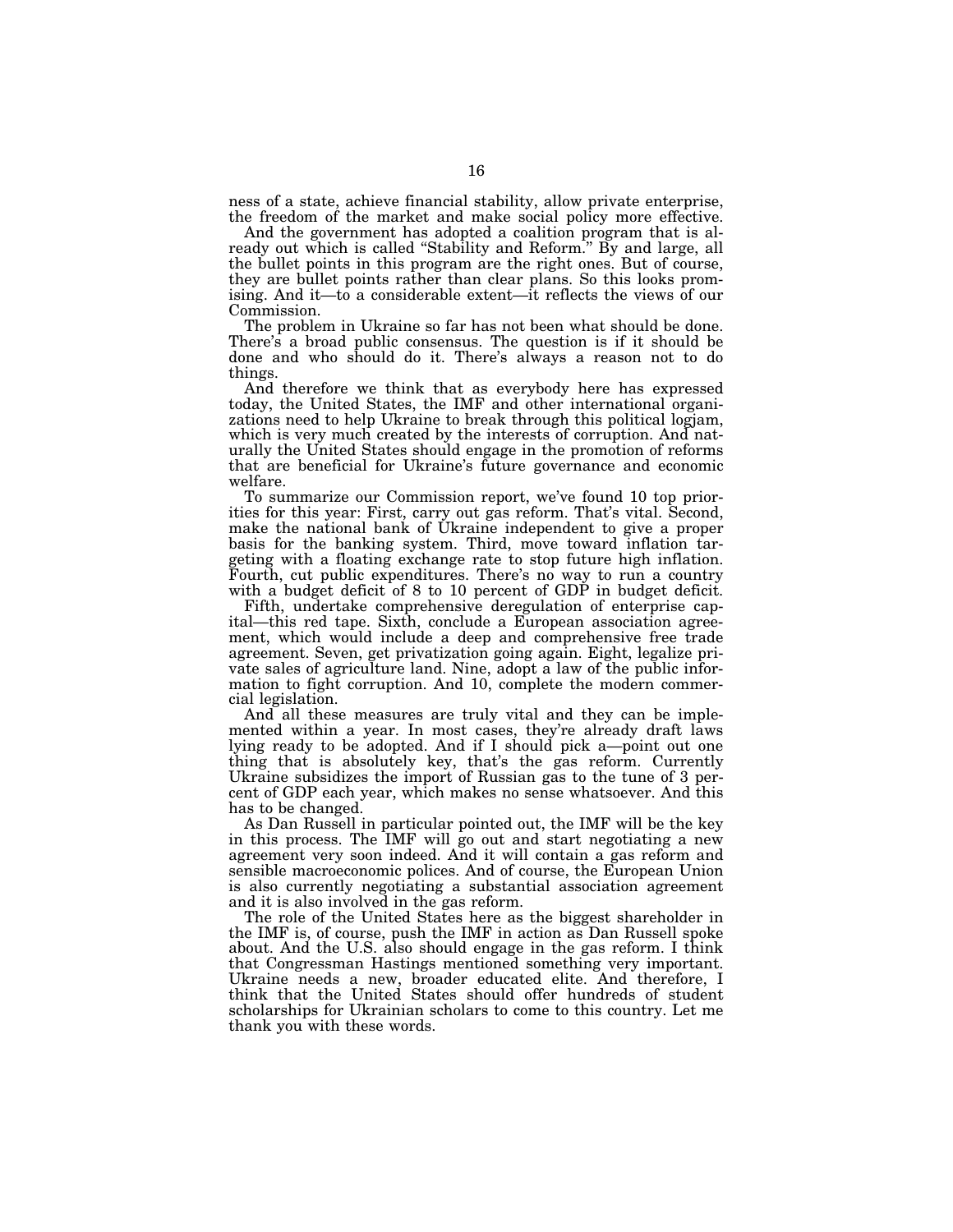ness of a state, achieve financial stability, allow private enterprise, the freedom of the market and make social policy more effective.

And the government has adopted a coalition program that is already out which is called "Stability and Reform." By and large, all the bullet points in this program are the right ones. But of course, they are bullet points rather than clear plans. So this looks promising. And it—to a considerable extent—it reflects the views of our Commission.

The problem in Ukraine so far has not been what should be done. There's a broad public consensus. The question is if it should be done and who should do it. There's always a reason not to do things.

And therefore we think that as everybody here has expressed today, the United States, the IMF and other international organizations need to help Ukraine to break through this political logjam, which is very much created by the interests of corruption. And naturally the United States should engage in the promotion of reforms that are beneficial for Ukraine's future governance and economic welfare.

To summarize our Commission report, we've found 10 top priorities for this year: First, carry out gas reform. That's vital. Second, make the national bank of Ukraine independent to give a proper basis for the banking system. Third, move toward inflation targeting with a floating exchange rate to stop future high inflation. Fourth, cut public expenditures. There's no way to run a country with a budget deficit of 8 to 10 percent of GDP in budget deficit.

Fifth, undertake comprehensive deregulation of enterprise capital—this red tape. Sixth, conclude a European association agreement, which would include a deep and comprehensive free trade agreement. Seven, get privatization going again. Eight, legalize private sales of agriculture land. Nine, adopt a law of the public information to fight corruption. And 10, complete the modern commercial legislation.

And all these measures are truly vital and they can be implemented within a year. In most cases, they're already draft laws lying ready to be adopted. And if I should pick a—point out one thing that is absolutely key, that's the gas reform. Currently Ukraine subsidizes the import of Russian gas to the tune of 3 percent of GDP each year, which makes no sense whatsoever. And this has to be changed.

As Dan Russell in particular pointed out, the IMF will be the key in this process. The IMF will go out and start negotiating a new agreement very soon indeed. And it will contain a gas reform and sensible macroeconomic polices. And of course, the European Union is also currently negotiating a substantial association agreement and it is also involved in the gas reform.

The role of the United States here as the biggest shareholder in the IMF is, of course, push the IMF in action as Dan Russell spoke about. And the U.S. also should engage in the gas reform. I think that Congressman Hastings mentioned something very important. Ukraine needs a new, broader educated elite. And therefore, I think that the United States should offer hundreds of student scholarships for Ukrainian scholars to come to this country. Let me thank you with these words.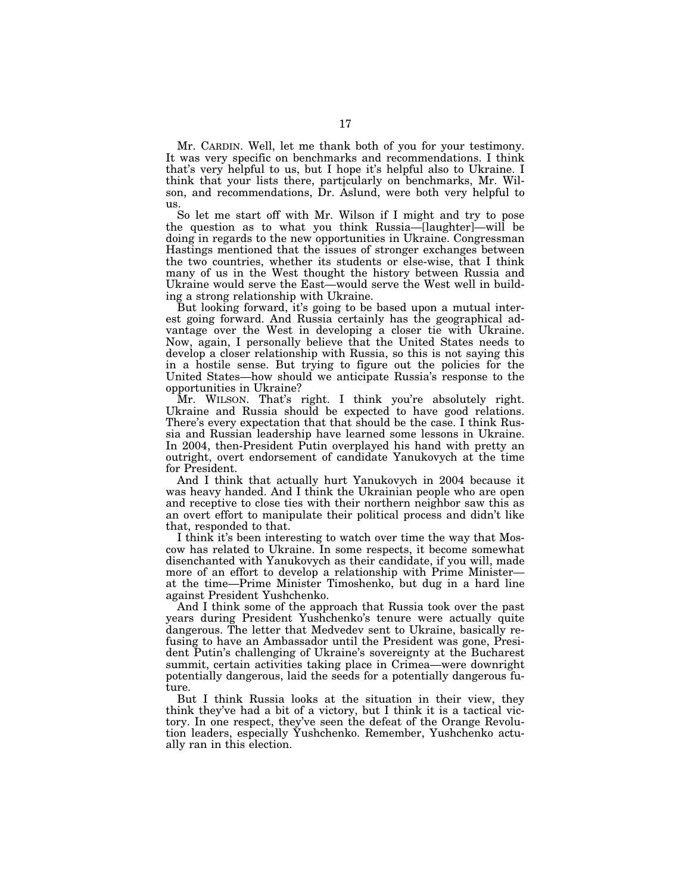Mr. CARDIN. Well, let me thank both of you for your testimony. It was very specific on benchmarks and recommendations. I think that's very helpful to us, but I hope it's helpful also to Ukraine. I think that your lists there, particularly on benchmarks, Mr. Wilson, and recommendations, Dr. Åslund, were both very helpful to us.

So let me start off with Mr. Wilson if I might and try to pose the question as to what you think Russia—[laughter]—will be doing in regards to the new opportunities in Ukraine. Congressman Hastings mentioned that the issues of stronger exchanges between the two countries, whether its students or else-wise, that I think many of us in the West thought the history between Russia and Ukraine would serve the East—would serve the West well in building a strong relationship with Ukraine.

But looking forward, it's going to be based upon a mutual interest going forward. And Russia certainly has the geographical advantage over the West in developing a closer tie with Ukraine. Now, again, I personally believe that the United States needs to develop a closer relationship with Russia, so this is not saying this in a hostile sense. But trying to figure out the policies for the United States—how should we anticipate Russia's response to the opportunities in Ukraine?

Mr. WILSON. That's right. I think you're absolutely right. Ukraine and Russia should be expected to have good relations. There's every expectation that that should be the case. I think Russia and Russian leadership have learned some lessons in Ukraine. In 2004, then-President Putin overplayed his hand with pretty an outright, overt endorsement of candidate Yanukovych at the time for President.

And I think that actually hurt Yanukovych in 2004 because it was heavy handed. And I think the Ukrainian people who are open and receptive to close ties with their northern neighbor saw this as an overt effort to manipulate their political process and didn't like that, responded to that.

I think it's been interesting to watch over time the way that Moscow has related to Ukraine. In some respects, it become somewhat disenchanted with Yanukovych as their candidate, if you will, made more of an effort to develop a relationship with Prime Minister—at the time—Prime Minister Timoshenko, but dug in a hard line against President Yushchenko.

And I think some of the approach that Russia took over the past years during President Yushchenko's tenure were actually quite dangerous. The letter that Medvedev sent to Ukraine, basically refusing to have an Ambassador until the President was gone, President Putin's challenging of Ukraine's sovereignty at the Bucharest summit, certain activities taking place in Crimea—were downright potentially dangerous, laid the seeds for a potentially dangerous future.

But I think Russia looks at the situation in their view, they think they've had a bit of a victory, but I think it is a tactical victory. In one respect, they've seen the defeat of the Orange Revolution leaders, especially Yushchenko. Remember, Yushchenko actually ran in this election.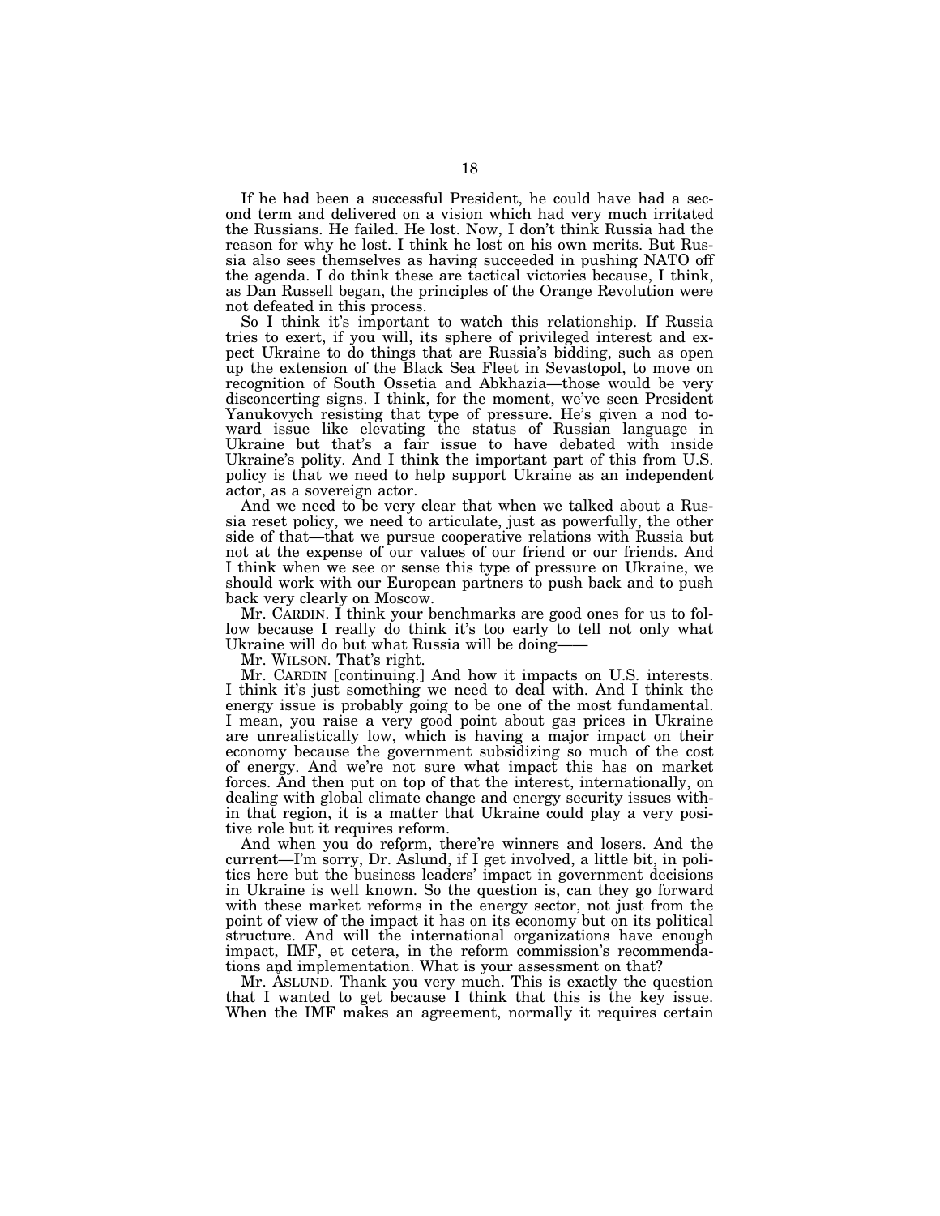If he had been a successful President, he could have had a second term and delivered on a vision which had very much irritated the Russians. He failed. He lost. Now, I don't think Russia had the reason for why he lost. I think he lost on his own merits. But Russia also sees themselves as having succeeded in pushing NATO off the agenda. I do think these are tactical victories because, I think, as Dan Russell began, the principles of the Orange Revolution were not defeated in this process.

So I think it's important to watch this relationship. If Russia tries to exert, if you will, its sphere of privileged interest and expect Ukraine to do things that are Russia's bidding, such as open up the extension of the Black Sea Fleet in Sevastopol, to move on recognition of South Ossetia and Abkhazia—those would be very disconcerting signs. I think, for the moment, we've seen President Yanukovych resisting that type of pressure. He's given a nod toward issue like elevating the status of Russian language in Ukraine but that's a fair issue to have debated with inside Ukraine's polity. And I think the important part of this from U.S. policy is that we need to help support Ukraine as an independent actor, as a sovereign actor.

And we need to be very clear that when we talked about a Russia reset policy, we need to articulate, just as powerfully, the other side of that—that we pursue cooperative relations with Russia but not at the expense of our values of our friend or our friends. And I think when we see or sense this type of pressure on Ukraine, we should work with our European partners to push back and to push back very clearly on Moscow.

Mr. CARDIN. I think your benchmarks are good ones for us to follow because I really do think it's too early to tell not only what Ukraine will do but what Russia will be doing——

Mr. WILSON. That's right.

Mr. CARDIN [continuing.] And how it impacts on U.S. interests. I think it's just something we need to deal with. And I think the energy issue is probably going to be one of the most fundamental. I mean, you raise a very good point about gas prices in Ukraine are unrealistically low, which is having a major impact on their economy because the government subsidizing so much of the cost of energy. And we're not sure what impact this has on market forces. And then put on top of that the interest, internationally, on dealing with global climate change and energy security issues within that region, it is a matter that Ukraine could play a very positive role but it requires reform.

And when you do reform, there're winners and losers. And the current—I'm sorry, Dr. Åslund, if I get involved, a little bit, in politics here but the business leaders' impact in government decisions in Ukraine is well known. So the question is, can they go forward with these market reforms in the energy sector, not just from the point of view of the impact it has on its economy but on its political structure. And will the international organizations have enough impact, IMF, et cetera, in the reform commission's recommendations and implementation. What is your assessment on that?

Mr. ÅSLUND. Thank you very much. This is exactly the question that I wanted to get because I think that this is the key issue. When the IMF makes an agreement, normally it requires certain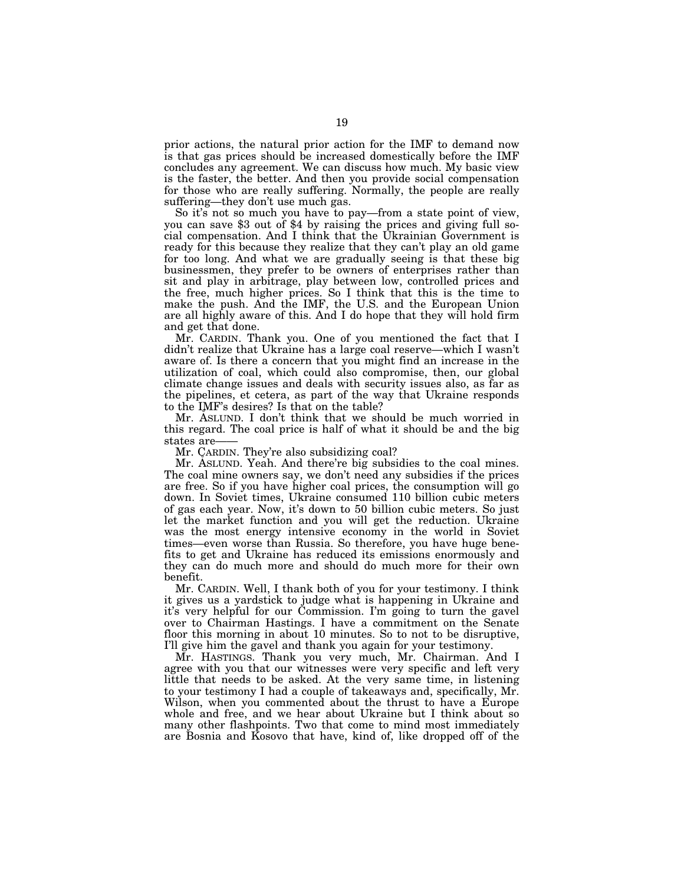prior actions, the natural prior action for the IMF to demand now is that gas prices should be increased domestically before the IMF concludes any agreement. We can discuss how much. My basic view is the faster, the better. And then you provide social compensation for those who are really suffering. Normally, the people are really suffering—they don't use much gas.

So it's not so much you have to pay—from a state point of view, you can save $3 out of $4 by raising the prices and giving full social compensation. And I think that the Ukrainian Government is ready for this because they realize that they can't play an old game for too long. And what we are gradually seeing is that these big businessmen, they prefer to be owners of enterprises rather than sit and play in arbitrage, play between low, controlled prices and the free, much higher prices. So I think that this is the time to make the push. And the IMF, the U.S. and the European Union are all highly aware of this. And I do hope that they will hold firm and get that done.

Mr. CARDIN. Thank you. One of you mentioned the fact that I didn't realize that Ukraine has a large coal reserve—which I wasn't aware of. Is there a concern that you might find an increase in the utilization of coal, which could also compromise, then, our global climate change issues and deals with security issues also, as far as the pipelines, et cetera, as part of the way that Ukraine responds to the IMF's desires? Is that on the table?

Mr. ASLUND. I don't think that we should be much worried in this regard. The coal price is half of what it should be and the big states are——

Mr. CARDIN. They're also subsidizing coal?

Mr. ASLUND. Yeah. And there're big subsidies to the coal mines. The coal mine owners say, we don't need any subsidies if the prices are free. So if you have higher coal prices, the consumption will go down. In Soviet times, Ukraine consumed 110 billion cubic meters of gas each year. Now, it's down to 50 billion cubic meters. So just let the market function and you will get the reduction. Ukraine was the most energy intensive economy in the world in Soviet times—even worse than Russia. So therefore, you have huge benefits to get and Ukraine has reduced its emissions enormously and they can do much more and should do much more for their own benefit.

Mr. CARDIN. Well, I thank both of you for your testimony. I think it gives us a yardstick to judge what is happening in Ukraine and it's very helpful for our Commission. I'm going to turn the gavel over to Chairman Hastings. I have a commitment on the Senate floor this morning in about 10 minutes. So to not to be disruptive, I'll give him the gavel and thank you again for your testimony.

Mr. HASTINGS. Thank you very much, Mr. Chairman. And I agree with you that our witnesses were very specific and left very little that needs to be asked. At the very same time, in listening to your testimony I had a couple of takeaways and, specifically, Mr. Wilson, when you commented about the thrust to have a Europe whole and free, and we hear about Ukraine but I think about so many other flashpoints. Two that come to mind most immediately are Bosnia and Kosovo that have, kind of, like dropped off of the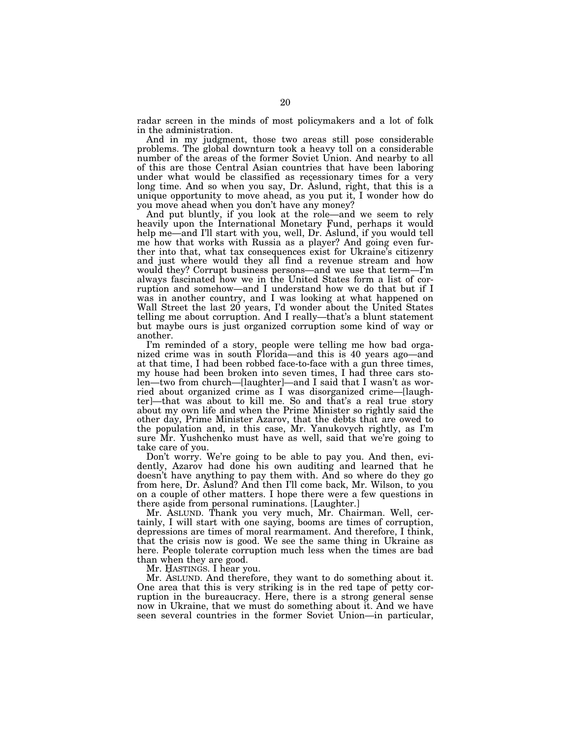radar screen in the minds of most policymakers and a lot of folk in the administration.

And in my judgment, those two areas still pose considerable problems. The global downturn took a heavy toll on a considerable number of the areas of the former Soviet Union. And nearby to all of this are those Central Asian countries that have been laboring under what would be classified as recessionary times for a very long time. And so when you say, Dr. Aslund, right, that this is a unique opportunity to move ahead, as you put it, I wonder how do you move ahead when you don't have any money?

And put bluntly, if you look at the role—and we seem to rely heavily upon the International Monetary Fund, perhaps it would help me—and I'll start with you, well, Dr. Aslund, if you would tell me how that works with Russia as a player? And going even further into that, what tax consequences exist for Ukraine's citizenry and just where would they all find a revenue stream and how would they? Corrupt business persons—and we use that term—I'm always fascinated how we in the United States form a list of corruption and somehow—and I understand how we do that but if I was in another country, and I was looking at what happened on Wall Street the last 20 years, I'd wonder about the United States telling me about corruption. And I really—that's a blunt statement but maybe ours is just organized corruption some kind of way or another.

I'm reminded of a story, people were telling me how bad organized crime was in south Florida—and this is 40 years ago—and at that time, I had been robbed face-to-face with a gun three times, my house had been broken into seven times, I had three cars stolen—two from church—[laughter]—and I said that I wasn't as worried about organized crime as I was disorganized crime—[laughter]—that was about to kill me. So and that's a real true story about my own life and when the Prime Minister so rightly said the other day, Prime Minister Azarov, that the debts that are owed to the population and, in this case, Mr. Yanukovych rightly, as I'm sure Mr. Yushchenko must have as well, said that we're going to take care of you.

Don't worry. We're going to be able to pay you. And then, evidently, Azarov had done his own auditing and learned that he doesn't have anything to pay them with. And so where do they go from here, Dr. Aslund? And then I'll come back, Mr. Wilson, to you on a couple of other matters. I hope there were a few questions in there aside from personal ruminations. [Laughter.]

Mr. ASLUND. Thank you very much, Mr. Chairman. Well, certainly, I will start with one saying, booms are times of corruption, depressions are times of moral rearmament. And therefore, I think, that the crisis now is good. We see the same thing in Ukraine as here. People tolerate corruption much less when the times are bad than when they are good.

Mr. HASTINGS. I hear you.

Mr. ASLUND. And therefore, they want to do something about it. One area that this is very striking is in the red tape of petty corruption in the bureaucracy. Here, there is a strong general sense now in Ukraine, that we must do something about it. And we have seen several countries in the former Soviet Union—in particular,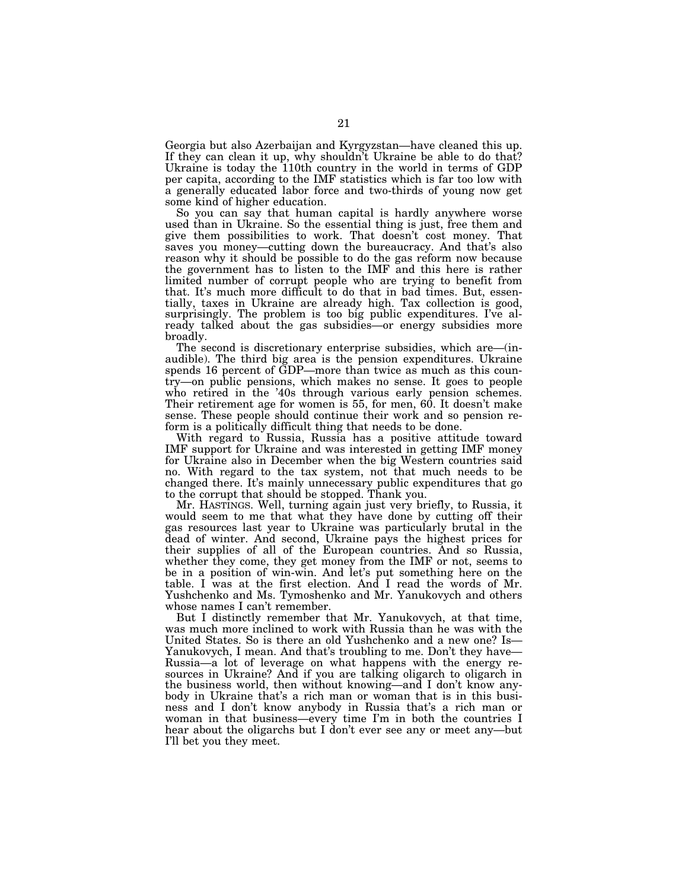Georgia but also Azerbaijan and Kyrgyzstan—have cleaned this up. If they can clean it up, why shouldn't Ukraine be able to do that? Ukraine is today the 110th country in the world in terms of GDP per capita, according to the IMF statistics which is far too low with a generally educated labor force and two-thirds of young now get some kind of higher education.

So you can say that human capital is hardly anywhere worse used than in Ukraine. So the essential thing is just, free them and give them possibilities to work. That doesn't cost money. That saves you money—cutting down the bureaucracy. And that's also reason why it should be possible to do the gas reform now because the government has to listen to the IMF and this here is rather limited number of corrupt people who are trying to benefit from that. It's much more difficult to do that in bad times. But, essentially, taxes in Ukraine are already high. Tax collection is good, surprisingly. The problem is too big public expenditures. I've already talked about the gas subsidies—or energy subsidies more broadly.

The second is discretionary enterprise subsidies, which are—(inaudible). The third big area is the pension expenditures. Ukraine spends 16 percent of GDP—more than twice as much as this country—on public pensions, which makes no sense. It goes to people who retired in the '40s through various early pension schemes. Their retirement age for women is 55, for men, 60. It doesn't make sense. These people should continue their work and so pension reform is a politically difficult thing that needs to be done.

With regard to Russia, Russia has a positive attitude toward IMF support for Ukraine and was interested in getting IMF money for Ukraine also in December when the big Western countries said no. With regard to the tax system, not that much needs to be changed there. It's mainly unnecessary public expenditures that go to the corrupt that should be stopped. Thank you.

Mr. HASTINGS. Well, turning again just very briefly, to Russia, it would seem to me that what they have done by cutting off their gas resources last year to Ukraine was particularly brutal in the dead of winter. And second, Ukraine pays the highest prices for their supplies of all of the European countries. And so Russia, whether they come, they get money from the IMF or not, seems to be in a position of win-win. And let's put something here on the table. I was at the first election. And I read the words of Mr. Yushchenko and Ms. Tymoshenko and Mr. Yanukovych and others whose names I can't remember.

But I distinctly remember that Mr. Yanukovych, at that time, was much more inclined to work with Russia than he was with the United States. So is there an old Yushchenko and a new one? Is—Yanukovych, I mean. And that's troubling to me. Don't they have—Russia—a lot of leverage on what happens with the energy resources in Ukraine? And if you are talking oligarch to oligarch in the business world, then without knowing—and I don't know anybody in Ukraine that's a rich man or woman that is in this business and I don't know anybody in Russia that's a rich man or woman in that business—every time I'm in both the countries I hear about the oligarchs but I don't ever see any or meet any—but I'll bet you they meet.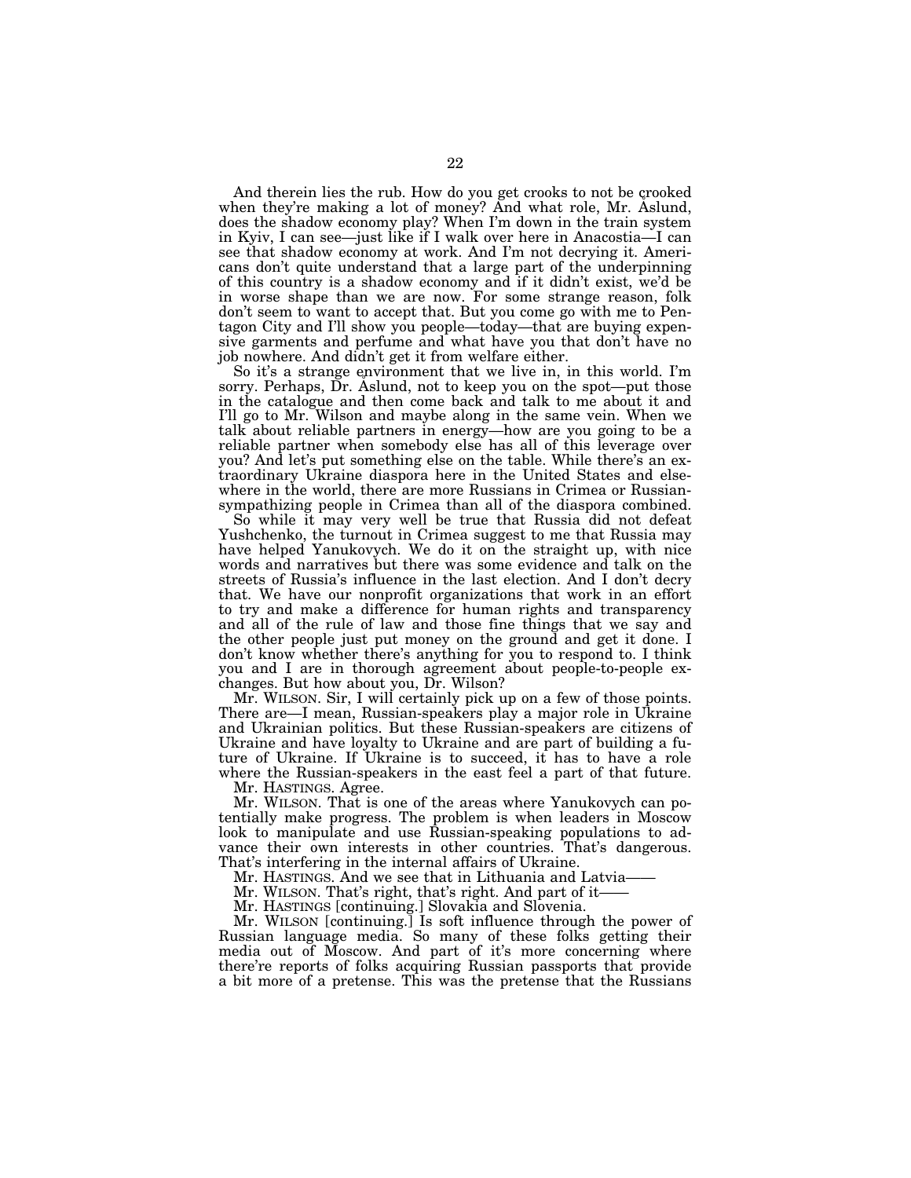And therein lies the rub. How do you get crooks to not be crooked when they're making a lot of money? And what role, Mr. Åslund, does the shadow economy play? When I'm down in the train system in Kyiv, I can see—just like if I walk over here in Anacostia—I can see that shadow economy at work. And I'm not decrying it. Americans don't quite understand that a large part of the underpinning of this country is a shadow economy and if it didn't exist, we'd be in worse shape than we are now. For some strange reason, folk don't seem to want to accept that. But you come go with me to Pentagon City and I'll show you people—today—that are buying expensive garments and perfume and what have you that don't have no job nowhere. And didn't get it from welfare either.

So it's a strange environment that we live in, in this world. I'm sorry. Perhaps, Dr. Åslund, not to keep you on the spot—put those in the catalogue and then come back and talk to me about it and I'll go to Mr. Wilson and maybe along in the same vein. When we talk about reliable partners in energy—how are you going to be a reliable partner when somebody else has all of this leverage over you? And let's put something else on the table. While there's an extraordinary Ukraine diaspora here in the United States and elsewhere in the world, there are more Russians in Crimea or Russian-sympathizing people in Crimea than all of the diaspora combined.

So while it may very well be true that Russia did not defeat Yushchenko, the turnout in Crimea suggest to me that Russia may have helped Yanukovych. We do it on the straight up, with nice words and narratives but there was some evidence and talk on the streets of Russia's influence in the last election. And I don't decry that. We have our nonprofit organizations that work in an effort to try and make a difference for human rights and transparency and all of the rule of law and those fine things that we say and the other people just put money on the ground and get it done. I don't know whether there's anything for you to respond to. I think you and I are in thorough agreement about people-to-people exchanges. But how about you, Dr. Wilson?

Mr. WILSON. Sir, I will certainly pick up on a few of those points. There are—I mean, Russian-speakers play a major role in Ukraine and Ukrainian politics. But these Russian-speakers are citizens of Ukraine and have loyalty to Ukraine and are part of building a future of Ukraine. If Ukraine is to succeed, it has to have a role where the Russian-speakers in the east feel a part of that future.

Mr. HASTINGS. Agree.

Mr. WILSON. That is one of the areas where Yanukovych can potentially make progress. The problem is when leaders in Moscow look to manipulate and use Russian-speaking populations to advance their own interests in other countries. That's dangerous. That's interfering in the internal affairs of Ukraine.

Mr. HASTINGS. And we see that in Lithuania and Latvia——

Mr. WILSON. That's right, that's right. And part of it——

Mr. HASTINGS [continuing.] Slovakia and Slovenia.

Mr. WILSON [continuing.] Is soft influence through the power of Russian language media. So many of these folks getting their media out of Moscow. And part of it's more concerning where there're reports of folks acquiring Russian passports that provide a bit more of a pretense. This was the pretense that the Russians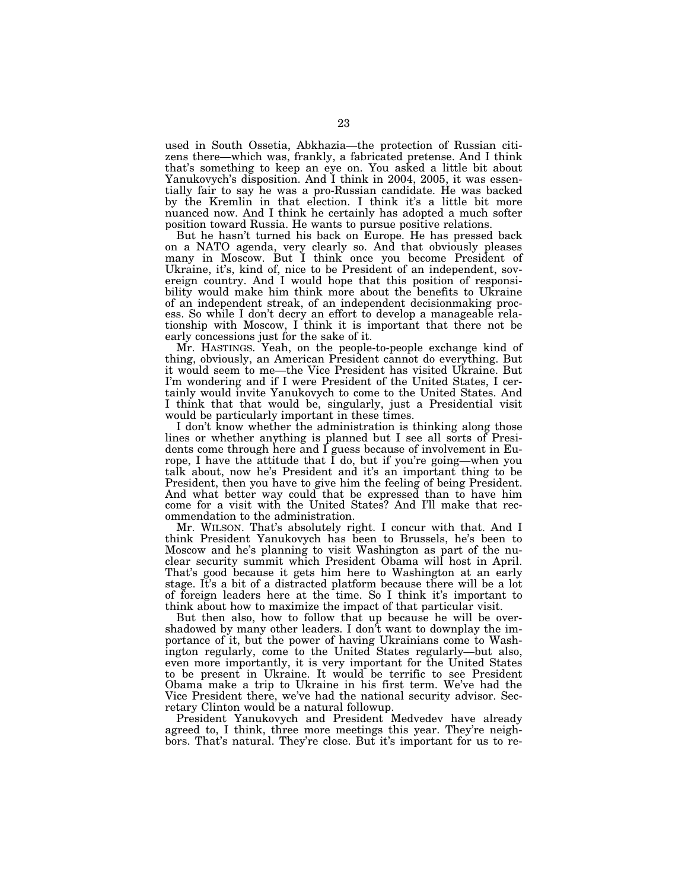used in South Ossetia, Abkhazia—the protection of Russian citizens there—which was, frankly, a fabricated pretense. And I think that's something to keep an eye on. You asked a little bit about Yanukovych's disposition. And I think in 2004, 2005, it was essentially fair to say he was a pro-Russian candidate. He was backed by the Kremlin in that election. I think it's a little bit more nuanced now. And I think he certainly has adopted a much softer position toward Russia. He wants to pursue positive relations.

But he hasn't turned his back on Europe. He has pressed back on a NATO agenda, very clearly so. And that obviously pleases many in Moscow. But I think once you become President of Ukraine, it's, kind of, nice to be President of an independent, sovereign country. And I would hope that this position of responsibility would make him think more about the benefits to Ukraine of an independent streak, of an independent decisionmaking process. So while I don't decry an effort to develop a manageable relationship with Moscow, I think it is important that there not be early concessions just for the sake of it.

Mr. HASTINGS. Yeah, on the people-to-people exchange kind of thing, obviously, an American President cannot do everything. But it would seem to me—the Vice President has visited Ukraine. But I'm wondering and if I were President of the United States, I certainly would invite Yanukovych to come to the United States. And I think that that would be, singularly, just a Presidential visit would be particularly important in these times.

I don't know whether the administration is thinking along those lines or whether anything is planned but I see all sorts of Presidents come through here and I guess because of involvement in Europe, I have the attitude that I do, but if you're going—when you talk about, now he's President and it's an important thing to be President, then you have to give him the feeling of being President. And what better way could that be expressed than to have him come for a visit with the United States? And I'll make that recommendation to the administration.

Mr. WILSON. That's absolutely right. I concur with that. And I think President Yanukovych has been to Brussels, he's been to Moscow and he's planning to visit Washington as part of the nuclear security summit which President Obama will host in April. That's good because it gets him here to Washington at an early stage. It's a bit of a distracted platform because there will be a lot of foreign leaders here at the time. So I think it's important to think about how to maximize the impact of that particular visit.

But then also, how to follow that up because he will be overshadowed by many other leaders. I don't want to downplay the importance of it, but the power of having Ukrainians come to Washington regularly, come to the United States regularly—but also, even more importantly, it is very important for the United States to be present in Ukraine. It would be terrific to see President Obama make a trip to Ukraine in his first term. We've had the Vice President there, we've had the national security advisor. Secretary Clinton would be a natural followup.

President Yanukovych and President Medvedev have already agreed to, I think, three more meetings this year. They're neighbors. That's natural. They're close. But it's important for us to re-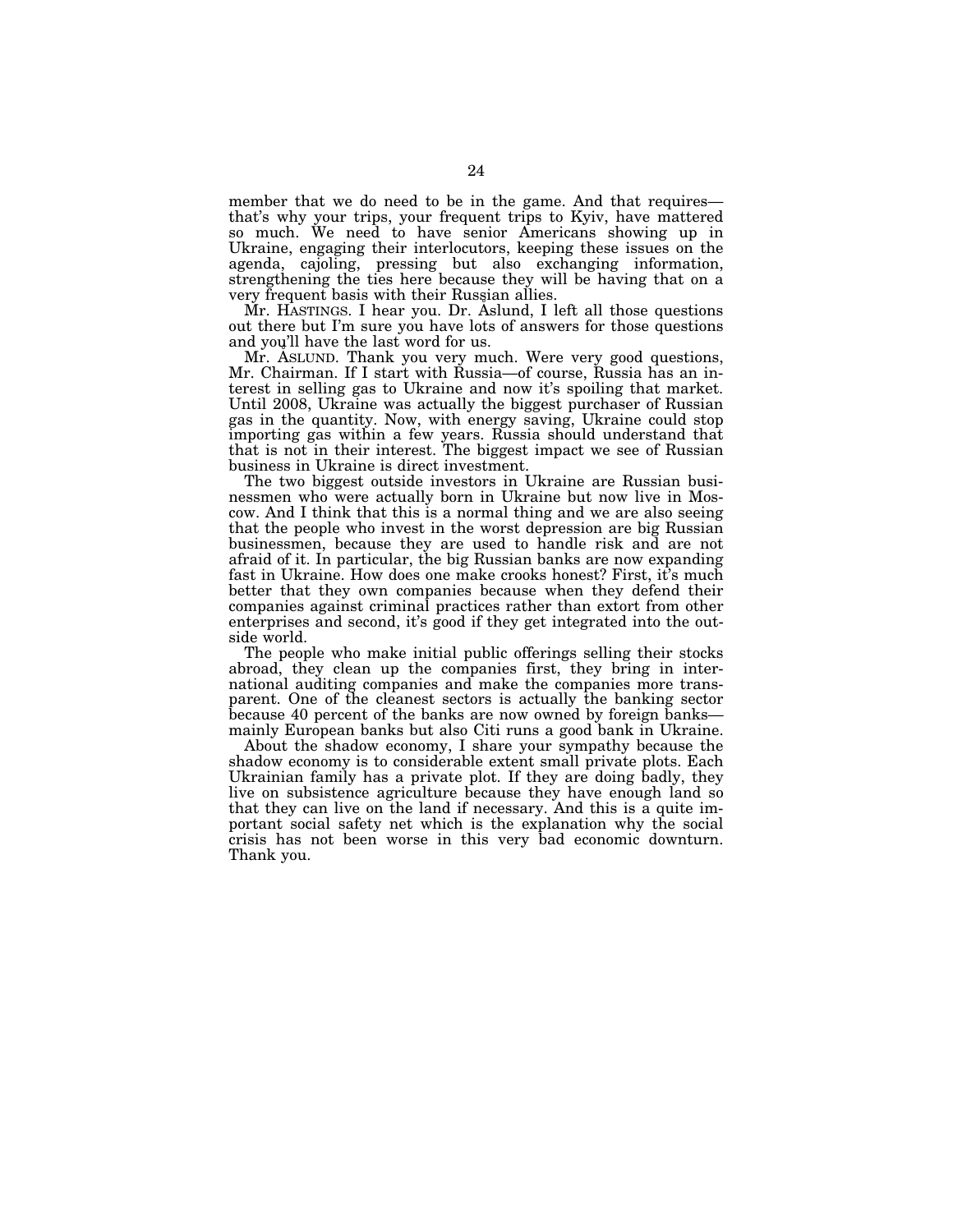member that we do need to be in the game. And that requires—that's why your trips, your frequent trips to Kyiv, have mattered so much. We need to have senior Americans showing up in Ukraine, engaging their interlocutors, keeping these issues on the agenda, cajoling, pressing but also exchanging information, strengthening the ties here because they will be having that on a very frequent basis with their Russian allies.

Mr. HASTINGS. I hear you. Dr. Aslund, I left all those questions out there but I'm sure you have lots of answers for those questions and you'll have the last word for us.

Mr. ASLUND. Thank you very much. Were very good questions, Mr. Chairman. If I start with Russia—of course, Russia has an interest in selling gas to Ukraine and now it's spoiling that market. Until 2008, Ukraine was actually the biggest purchaser of Russian gas in the quantity. Now, with energy saving, Ukraine could stop importing gas within a few years. Russia should understand that that is not in their interest. The biggest impact we see of Russian business in Ukraine is direct investment.

The two biggest outside investors in Ukraine are Russian businessmen who were actually born in Ukraine but now live in Moscow. And I think that this is a normal thing and we are also seeing that the people who invest in the worst depression are big Russian businessmen, because they are used to handle risk and are not afraid of it. In particular, the big Russian banks are now expanding fast in Ukraine. How does one make crooks honest? First, it's much better that they own companies because when they defend their companies against criminal practices rather than extort from other enterprises and second, it's good if they get integrated into the outside world.

The people who make initial public offerings selling their stocks abroad, they clean up the companies first, they bring in international auditing companies and make the companies more transparent. One of the cleanest sectors is actually the banking sector because 40 percent of the banks are now owned by foreign banks—mainly European banks but also Citi runs a good bank in Ukraine.

About the shadow economy, I share your sympathy because the shadow economy is to considerable extent small private plots. Each Ukrainian family has a private plot. If they are doing badly, they live on subsistence agriculture because they have enough land so that they can live on the land if necessary. And this is a quite important social safety net which is the explanation why the social crisis has not been worse in this very bad economic downturn. Thank you.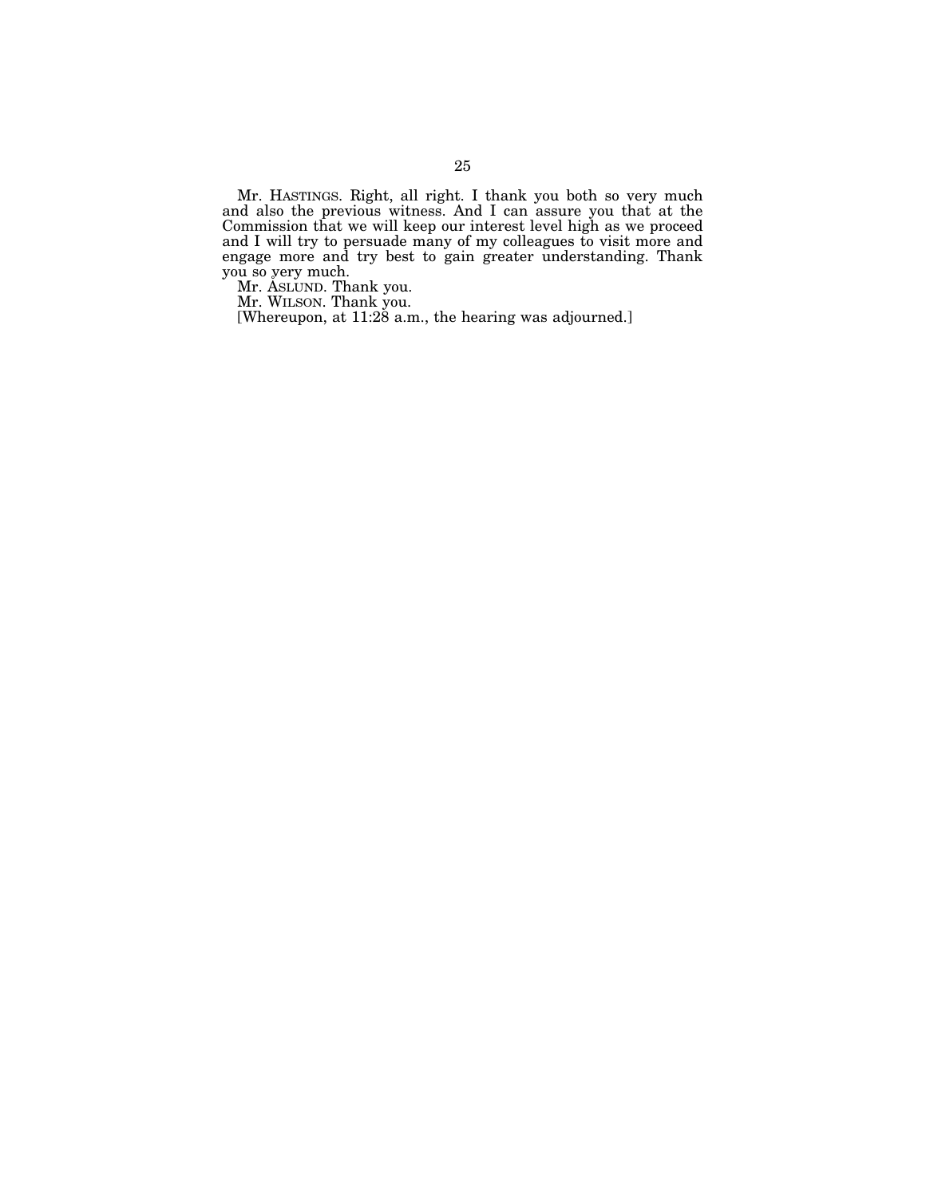Mr. HASTINGS. Right, all right. I thank you both so very much and also the previous witness. And I can assure you that at the Commission that we will keep our interest level high as we proceed and I will try to persuade many of my colleagues to visit more and engage more and try best to gain greater understanding. Thank you so very much.

Mr. ASLUND. Thank you.

Mr. WILSON. Thank you.

[Whereupon, at 11:28 a.m., the hearing was adjourned.]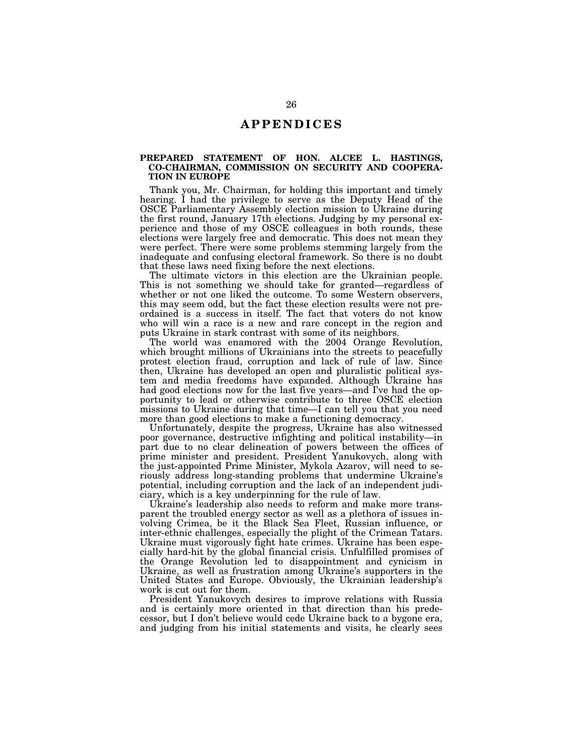# APPENDICES

## PREPARED STATEMENT OF HON. ALCEE L. HASTINGS, CO-CHAIRMAN, COMMISSION ON SECURITY AND COOPERATION IN EUROPE

Thank you, Mr. Chairman, for holding this important and timely hearing. I had the privilege to serve as the Deputy Head of the OSCE Parliamentary Assembly election mission to Ukraine during the first round, January 17th elections. Judging by my personal experience and those of my OSCE colleagues in both rounds, these elections were largely free and democratic. This does not mean they were perfect. There were some problems stemming largely from the inadequate and confusing electoral framework. So there is no doubt that these laws need fixing before the next elections.

The ultimate victors in this election are the Ukrainian people. This is not something we should take for granted—regardless of whether or not one liked the outcome. To some Western observers, this may seem odd, but the fact these election results were not preordained is a success in itself. The fact that voters do not know who will win a race is a new and rare concept in the region and puts Ukraine in stark contrast with some of its neighbors.

The world was enamored with the 2004 Orange Revolution, which brought millions of Ukrainians into the streets to peacefully protest election fraud, corruption and lack of rule of law. Since then, Ukraine has developed an open and pluralistic political system and media freedoms have expanded. Although Ukraine has had good elections now for the last five years—and I've had the opportunity to lead or otherwise contribute to three OSCE election missions to Ukraine during that time—I can tell you that you need more than good elections to make a functioning democracy.

Unfortunately, despite the progress, Ukraine has also witnessed poor governance, destructive infighting and political instability—in part due to no clear delineation of powers between the offices of prime minister and president. President Yanukovych, along with the just-appointed Prime Minister, Mykola Azarov, will need to seriously address long-standing problems that undermine Ukraine's potential, including corruption and the lack of an independent judiciary, which is a key underpinning for the rule of law.

Ukraine's leadership also needs to reform and make more transparent the troubled energy sector as well as a plethora of issues involving Crimea, be it the Black Sea Fleet, Russian influence, or inter-ethnic challenges, especially the plight of the Crimean Tatars. Ukraine must vigorously fight hate crimes. Ukraine has been especially hard-hit by the global financial crisis. Unfulfilled promises of the Orange Revolution led to disappointment and cynicism in Ukraine, as well as frustration among Ukraine's supporters in the United States and Europe. Obviously, the Ukrainian leadership's work is cut out for them.

President Yanukovych desires to improve relations with Russia and is certainly more oriented in that direction than his predecessor, but I don't believe would cede Ukraine back to a bygone era, and judging from his initial statements and visits, he clearly sees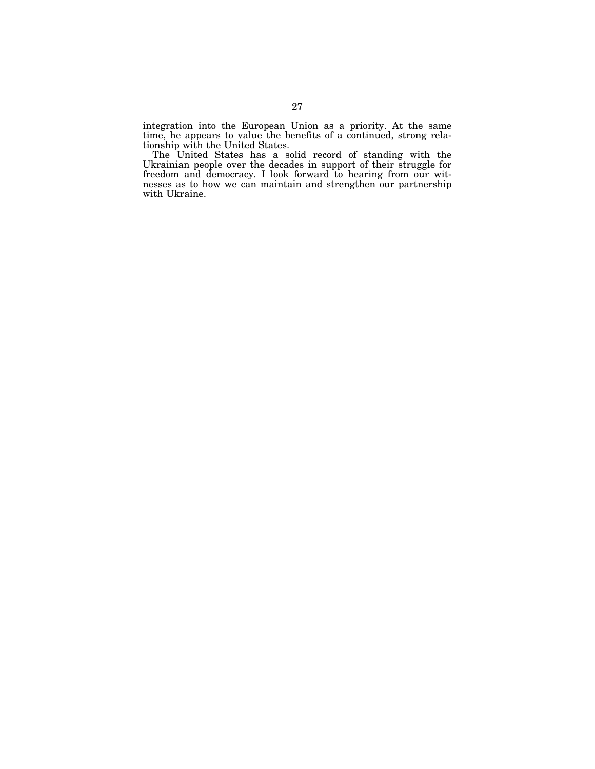integration into the European Union as a priority. At the same time, he appears to value the benefits of a continued, strong relationship with the United States.

The United States has a solid record of standing with the Ukrainian people over the decades in support of their struggle for freedom and democracy. I look forward to hearing from our witnesses as to how we can maintain and strengthen our partnership with Ukraine.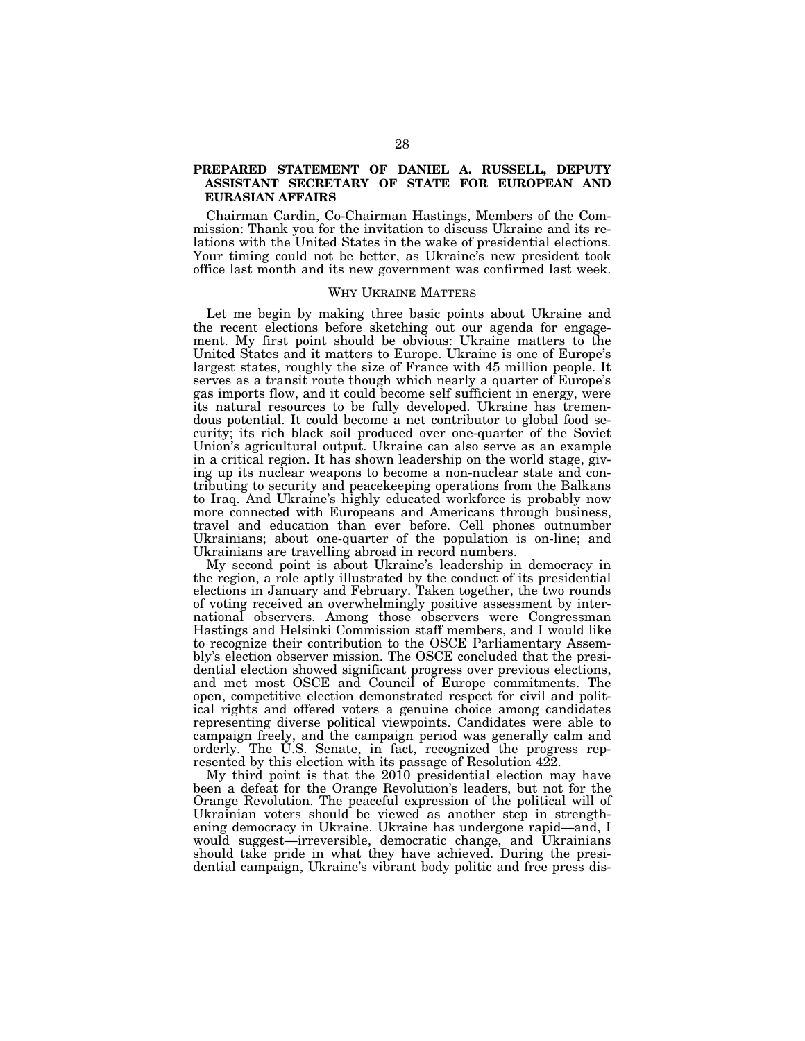## PREPARED STATEMENT OF DANIEL A. RUSSELL, DEPUTY ASSISTANT SECRETARY OF STATE FOR EUROPEAN AND EURASIAN AFFAIRS

Chairman Cardin, Co-Chairman Hastings, Members of the Commission: Thank you for the invitation to discuss Ukraine and its relations with the United States in the wake of presidential elections. Your timing could not be better, as Ukraine's new president took office last month and its new government was confirmed last week.

### WHY UKRAINE MATTERS

Let me begin by making three basic points about Ukraine and the recent elections before sketching out our agenda for engagement. My first point should be obvious: Ukraine matters to the United States and it matters to Europe. Ukraine is one of Europe's largest states, roughly the size of France with 45 million people. It serves as a transit route though which nearly a quarter of Europe's gas imports flow, and it could become self sufficient in energy, were its natural resources to be fully developed. Ukraine has tremendous potential. It could become a net contributor to global food security; its rich black soil produced over one-quarter of the Soviet Union's agricultural output. Ukraine can also serve as an example in a critical region. It has shown leadership on the world stage, giving up its nuclear weapons to become a non-nuclear state and contributing to security and peacekeeping operations from the Balkans to Iraq. And Ukraine's highly educated workforce is probably now more connected with Europeans and Americans through business, travel and education than ever before. Cell phones outnumber Ukrainians; about one-quarter of the population is on-line; and Ukrainians are travelling abroad in record numbers.

My second point is about Ukraine's leadership in democracy in the region, a role aptly illustrated by the conduct of its presidential elections in January and February. Taken together, the two rounds of voting received an overwhelmingly positive assessment by international observers. Among those observers were Congressman Hastings and Helsinki Commission staff members, and I would like to recognize their contribution to the OSCE Parliamentary Assembly's election observer mission. The OSCE concluded that the presidential election showed significant progress over previous elections, and met most OSCE and Council of Europe commitments. The open, competitive election demonstrated respect for civil and political rights and offered voters a genuine choice among candidates representing diverse political viewpoints. Candidates were able to campaign freely, and the campaign period was generally calm and orderly. The U.S. Senate, in fact, recognized the progress represented by this election with its passage of Resolution 422.

My third point is that the 2010 presidential election may have been a defeat for the Orange Revolution's leaders, but not for the Orange Revolution. The peaceful expression of the political will of Ukrainian voters should be viewed as another step in strengthening democracy in Ukraine. Ukraine has undergone rapid—and, I would suggest—irreversible, democratic change, and Ukrainians should take pride in what they have achieved. During the presidential campaign, Ukraine's vibrant body politic and free press dis-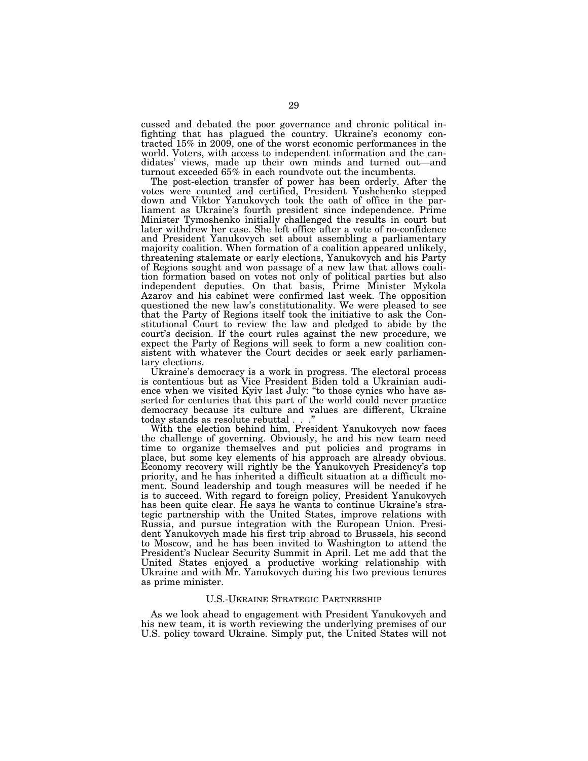cussed and debated the poor governance and chronic political infighting that has plagued the country. Ukraine's economy contracted 15% in 2009, one of the worst economic performances in the world. Voters, with access to independent information and the candidates' views, made up their own minds and turned out—and turnout exceeded 65% in each roundvote out the incumbents.

The post-election transfer of power has been orderly. After the votes were counted and certified, President Yushchenko stepped down and Viktor Yanukovych took the oath of office in the parliament as Ukraine's fourth president since independence. Prime Minister Tymoshenko initially challenged the results in court but later withdrew her case. She left office after a vote of no-confidence and President Yanukovych set about assembling a parliamentary majority coalition. When formation of a coalition appeared unlikely, threatening stalemate or early elections, Yanukovych and his Party of Regions sought and won passage of a new law that allows coalition formation based on votes not only of political parties but also independent deputies. On that basis, Prime Minister Mykola Azarov and his cabinet were confirmed last week. The opposition questioned the new law's constitutionality. We were pleased to see that the Party of Regions itself took the initiative to ask the Constitutional Court to review the law and pledged to abide by the court's decision. If the court rules against the new procedure, we expect the Party of Regions will seek to form a new coalition consistent with whatever the Court decides or seek early parliamentary elections.

Ukraine's democracy is a work in progress. The electoral process is contentious but as Vice President Biden told a Ukrainian audience when we visited Kyiv last July: "to those cynics who have asserted for centuries that this part of the world could never practice democracy because its culture and values are different, Ukraine today stands as resolute rebuttal . . ."

With the election behind him, President Yanukovych now faces the challenge of governing. Obviously, he and his new team need time to organize themselves and put policies and programs in place, but some key elements of his approach are already obvious. Economy recovery will rightly be the Yanukovych Presidency's top priority, and he has inherited a difficult situation at a difficult moment. Sound leadership and tough measures will be needed if he is to succeed. With regard to foreign policy, President Yanukovych has been quite clear. He says he wants to continue Ukraine's strategic partnership with the United States, improve relations with Russia, and pursue integration with the European Union. President Yanukovych made his first trip abroad to Brussels, his second to Moscow, and he has been invited to Washington to attend the President's Nuclear Security Summit in April. Let me add that the United States enjoyed a productive working relationship with Ukraine and with Mr. Yanukovych during his two previous tenures as prime minister.

## U.S.-Ukraine Strategic Partnership

As we look ahead to engagement with President Yanukovych and his new team, it is worth reviewing the underlying premises of our U.S. policy toward Ukraine. Simply put, the United States will not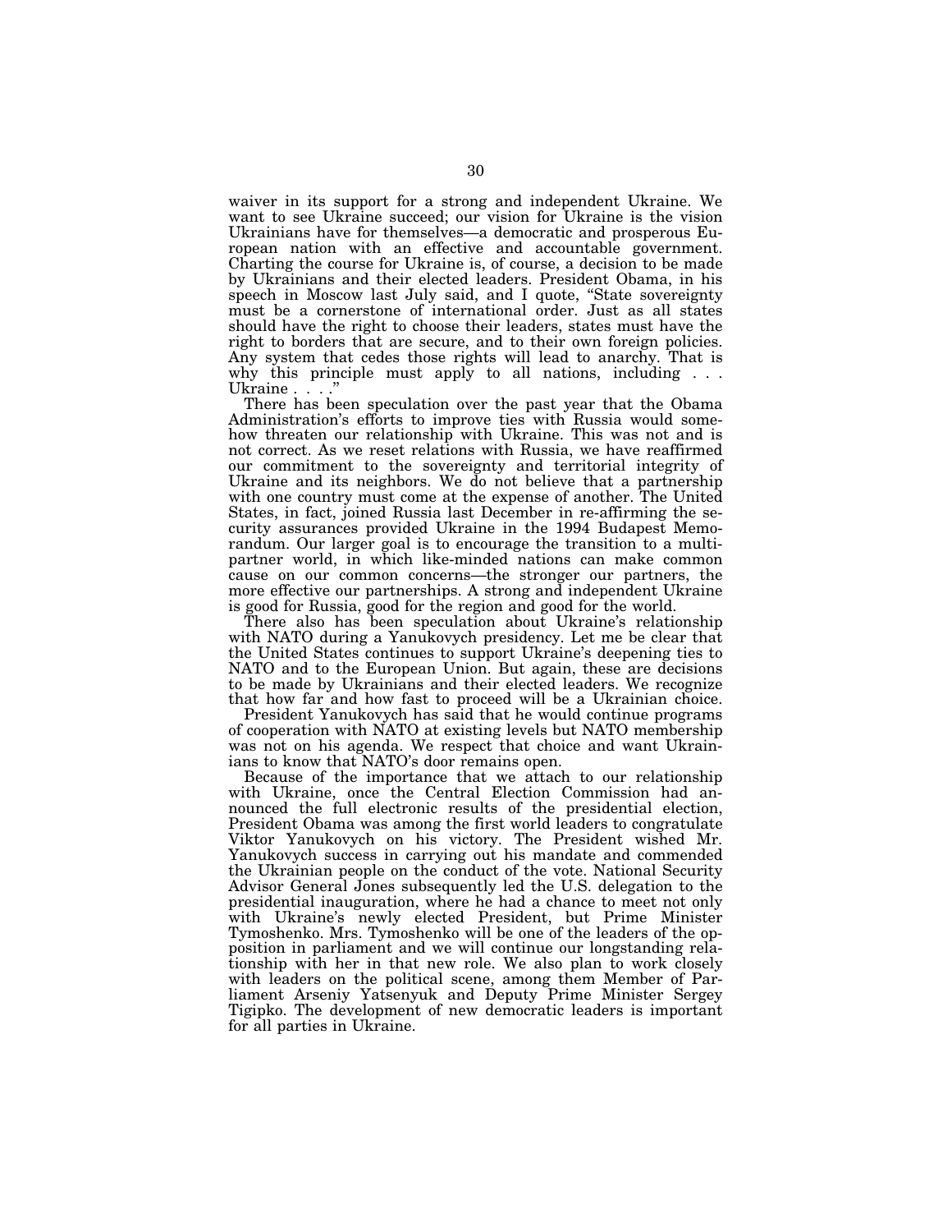waiver in its support for a strong and independent Ukraine. We want to see Ukraine succeed; our vision for Ukraine is the vision Ukrainians have for themselves—a democratic and prosperous European nation with an effective and accountable government. Charting the course for Ukraine is, of course, a decision to be made by Ukrainians and their elected leaders. President Obama, in his speech in Moscow last July said, and I quote, "State sovereignty must be a cornerstone of international order. Just as all states should have the right to choose their leaders, states must have the right to borders that are secure, and to their own foreign policies. Any system that cedes those rights will lead to anarchy. That is why this principle must apply to all nations, including . . . Ukraine . . . ."

There has been speculation over the past year that the Obama Administration's efforts to improve ties with Russia would somehow threaten our relationship with Ukraine. This was not and is not correct. As we reset relations with Russia, we have reaffirmed our commitment to the sovereignty and territorial integrity of Ukraine and its neighbors. We do not believe that a partnership with one country must come at the expense of another. The United States, in fact, joined Russia last December in re-affirming the security assurances provided Ukraine in the 1994 Budapest Memorandum. Our larger goal is to encourage the transition to a multi-partner world, in which like-minded nations can make common cause on our common concerns—the stronger our partners, the more effective our partnerships. A strong and independent Ukraine is good for Russia, good for the region and good for the world.

There also has been speculation about Ukraine's relationship with NATO during a Yanukovych presidency. Let me be clear that the United States continues to support Ukraine's deepening ties to NATO and to the European Union. But again, these are decisions to be made by Ukrainians and their elected leaders. We recognize that how far and how fast to proceed will be a Ukrainian choice.

President Yanukovych has said that he would continue programs of cooperation with NATO at existing levels but NATO membership was not on his agenda. We respect that choice and want Ukrainians to know that NATO's door remains open.

Because of the importance that we attach to our relationship with Ukraine, once the Central Election Commission had announced the full electronic results of the presidential election, President Obama was among the first world leaders to congratulate Viktor Yanukovych on his victory. The President wished Mr. Yanukovych success in carrying out his mandate and commended the Ukrainian people on the conduct of the vote. National Security Advisor General Jones subsequently led the U.S. delegation to the presidential inauguration, where he had a chance to meet not only with Ukraine's newly elected President, but Prime Minister Tymoshenko. Mrs. Tymoshenko will be one of the leaders of the opposition in parliament and we will continue our longstanding relationship with her in that new role. We also plan to work closely with leaders on the political scene, among them Member of Parliament Arseniy Yatsenyuk and Deputy Prime Minister Sergey Tigipko. The development of new democratic leaders is important for all parties in Ukraine.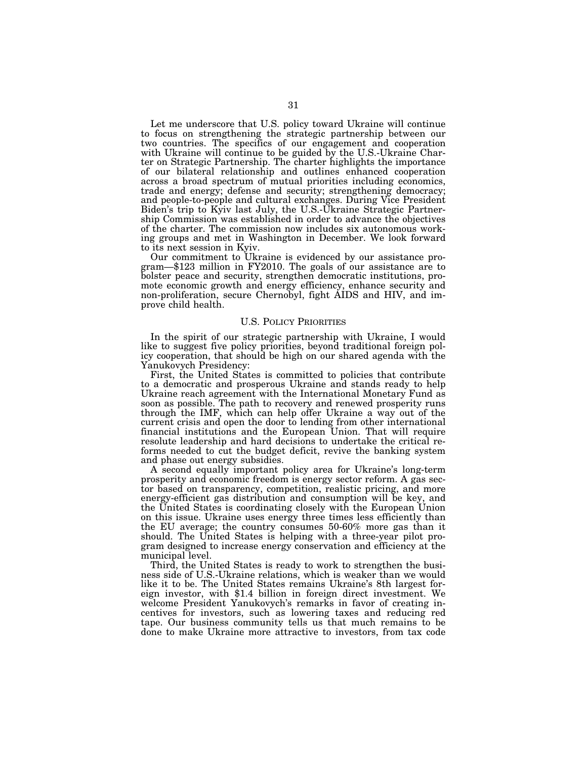Let me underscore that U.S. policy toward Ukraine will continue to focus on strengthening the strategic partnership between our two countries. The specifics of our engagement and cooperation with Ukraine will continue to be guided by the U.S.-Ukraine Charter on Strategic Partnership. The charter highlights the importance of our bilateral relationship and outlines enhanced cooperation across a broad spectrum of mutual priorities including economics, trade and energy; defense and security; strengthening democracy; and people-to-people and cultural exchanges. During Vice President Biden's trip to Kyiv last July, the U.S.-Ukraine Strategic Partnership Commission was established in order to advance the objectives of the charter. The commission now includes six autonomous working groups and met in Washington in December. We look forward to its next session in Kyiv.

Our commitment to Ukraine is evidenced by our assistance program—$123 million in FY2010. The goals of our assistance are to bolster peace and security, strengthen democratic institutions, promote economic growth and energy efficiency, enhance security and non-proliferation, secure Chernobyl, fight AIDS and HIV, and improve child health.

## U.S. Policy Priorities

In the spirit of our strategic partnership with Ukraine, I would like to suggest five policy priorities, beyond traditional foreign policy cooperation, that should be high on our shared agenda with the Yanukovych Presidency:

First, the United States is committed to policies that contribute to a democratic and prosperous Ukraine and stands ready to help Ukraine reach agreement with the International Monetary Fund as soon as possible. The path to recovery and renewed prosperity runs through the IMF, which can help offer Ukraine a way out of the current crisis and open the door to lending from other international financial institutions and the European Union. That will require resolute leadership and hard decisions to undertake the critical reforms needed to cut the budget deficit, revive the banking system and phase out energy subsidies.

A second equally important policy area for Ukraine's long-term prosperity and economic freedom is energy sector reform. A gas sector based on transparency, competition, realistic pricing, and more energy-efficient gas distribution and consumption will be key, and the United States is coordinating closely with the European Union on this issue. Ukraine uses energy three times less efficiently than the EU average; the country consumes 50-60% more gas than it should. The United States is helping with a three-year pilot program designed to increase energy conservation and efficiency at the municipal level.

Third, the United States is ready to work to strengthen the business side of U.S.-Ukraine relations, which is weaker than we would like it to be. The United States remains Ukraine's 8th largest foreign investor, with $1.4 billion in foreign direct investment. We welcome President Yanukovych's remarks in favor of creating incentives for investors, such as lowering taxes and reducing red tape. Our business community tells us that much remains to be done to make Ukraine more attractive to investors, from tax code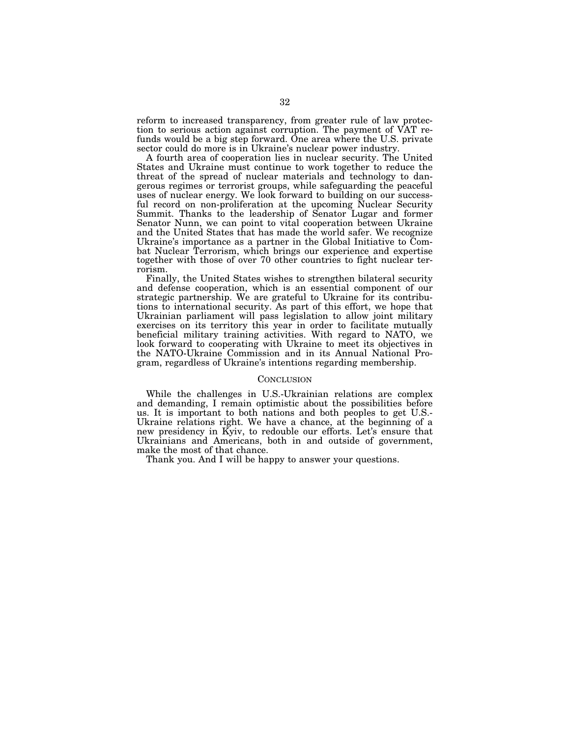reform to increased transparency, from greater rule of law protection to serious action against corruption. The payment of VAT refunds would be a big step forward. One area where the U.S. private sector could do more is in Ukraine's nuclear power industry.

A fourth area of cooperation lies in nuclear security. The United States and Ukraine must continue to work together to reduce the threat of the spread of nuclear materials and technology to dangerous regimes or terrorist groups, while safeguarding the peaceful uses of nuclear energy. We look forward to building on our successful record on non-proliferation at the upcoming Nuclear Security Summit. Thanks to the leadership of Senator Lugar and former Senator Nunn, we can point to vital cooperation between Ukraine and the United States that has made the world safer. We recognize Ukraine's importance as a partner in the Global Initiative to Combat Nuclear Terrorism, which brings our experience and expertise together with those of over 70 other countries to fight nuclear terrorism.

Finally, the United States wishes to strengthen bilateral security and defense cooperation, which is an essential component of our strategic partnership. We are grateful to Ukraine for its contributions to international security. As part of this effort, we hope that Ukrainian parliament will pass legislation to allow joint military exercises on its territory this year in order to facilitate mutually beneficial military training activities. With regard to NATO, we look forward to cooperating with Ukraine to meet its objectives in the NATO-Ukraine Commission and in its Annual National Program, regardless of Ukraine's intentions regarding membership.

## Conclusion

While the challenges in U.S.-Ukrainian relations are complex and demanding, I remain optimistic about the possibilities before us. It is important to both nations and both peoples to get U.S.-Ukraine relations right. We have a chance, at the beginning of a new presidency in Kyiv, to redouble our efforts. Let's ensure that Ukrainians and Americans, both in and outside of government, make the most of that chance.

Thank you. And I will be happy to answer your questions.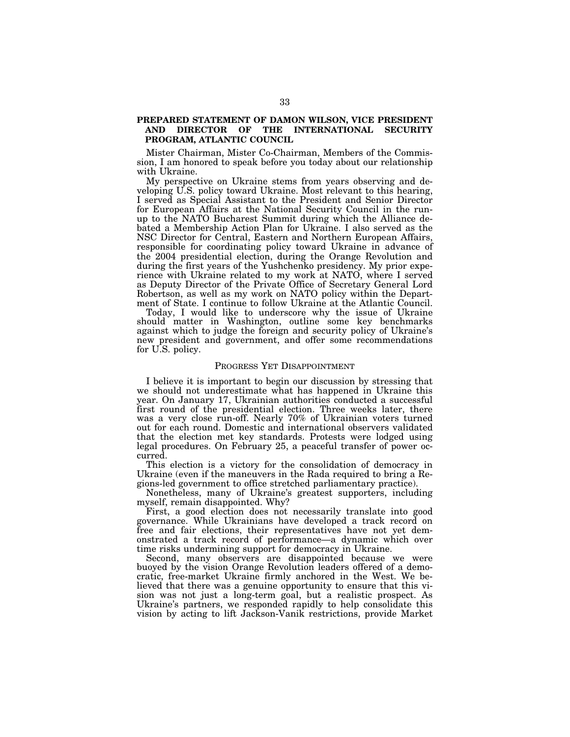## PREPARED STATEMENT OF DAMON WILSON, VICE PRESIDENT AND DIRECTOR OF THE INTERNATIONAL SECURITY PROGRAM, ATLANTIC COUNCIL

Mister Chairman, Mister Co-Chairman, Members of the Commission, I am honored to speak before you today about our relationship with Ukraine.

My perspective on Ukraine stems from years observing and developing U.S. policy toward Ukraine. Most relevant to this hearing, I served as Special Assistant to the President and Senior Director for European Affairs at the National Security Council in the run-up to the NATO Bucharest Summit during which the Alliance debated a Membership Action Plan for Ukraine. I also served as the NSC Director for Central, Eastern and Northern European Affairs, responsible for coordinating policy toward Ukraine in advance of the 2004 presidential election, during the Orange Revolution and during the first years of the Yushchenko presidency. My prior experience with Ukraine related to my work at NATO, where I served as Deputy Director of the Private Office of Secretary General Lord Robertson, as well as my work on NATO policy within the Department of State. I continue to follow Ukraine at the Atlantic Council.

Today, I would like to underscore why the issue of Ukraine should matter in Washington, outline some key benchmarks against which to judge the foreign and security policy of Ukraine's new president and government, and offer some recommendations for U.S. policy.

### PROGRESS YET DISAPPOINTMENT

I believe it is important to begin our discussion by stressing that we should not underestimate what has happened in Ukraine this year. On January 17, Ukrainian authorities conducted a successful first round of the presidential election. Three weeks later, there was a very close run-off. Nearly 70% of Ukrainian voters turned out for each round. Domestic and international observers validated that the election met key standards. Protests were lodged using legal procedures. On February 25, a peaceful transfer of power occurred.

This election is a victory for the consolidation of democracy in Ukraine (even if the maneuvers in the Rada required to bring a Regions-led government to office stretched parliamentary practice).

Nonetheless, many of Ukraine's greatest supporters, including myself, remain disappointed. Why?

First, a good election does not necessarily translate into good governance. While Ukrainians have developed a track record on free and fair elections, their representatives have not yet demonstrated a track record of performance—a dynamic which over time risks undermining support for democracy in Ukraine.

Second, many observers are disappointed because we were buoyed by the vision Orange Revolution leaders offered of a democratic, free-market Ukraine firmly anchored in the West. We believed that there was a genuine opportunity to ensure that this vision was not just a long-term goal, but a realistic prospect. As Ukraine's partners, we responded rapidly to help consolidate this vision by acting to lift Jackson-Vanik restrictions, provide Market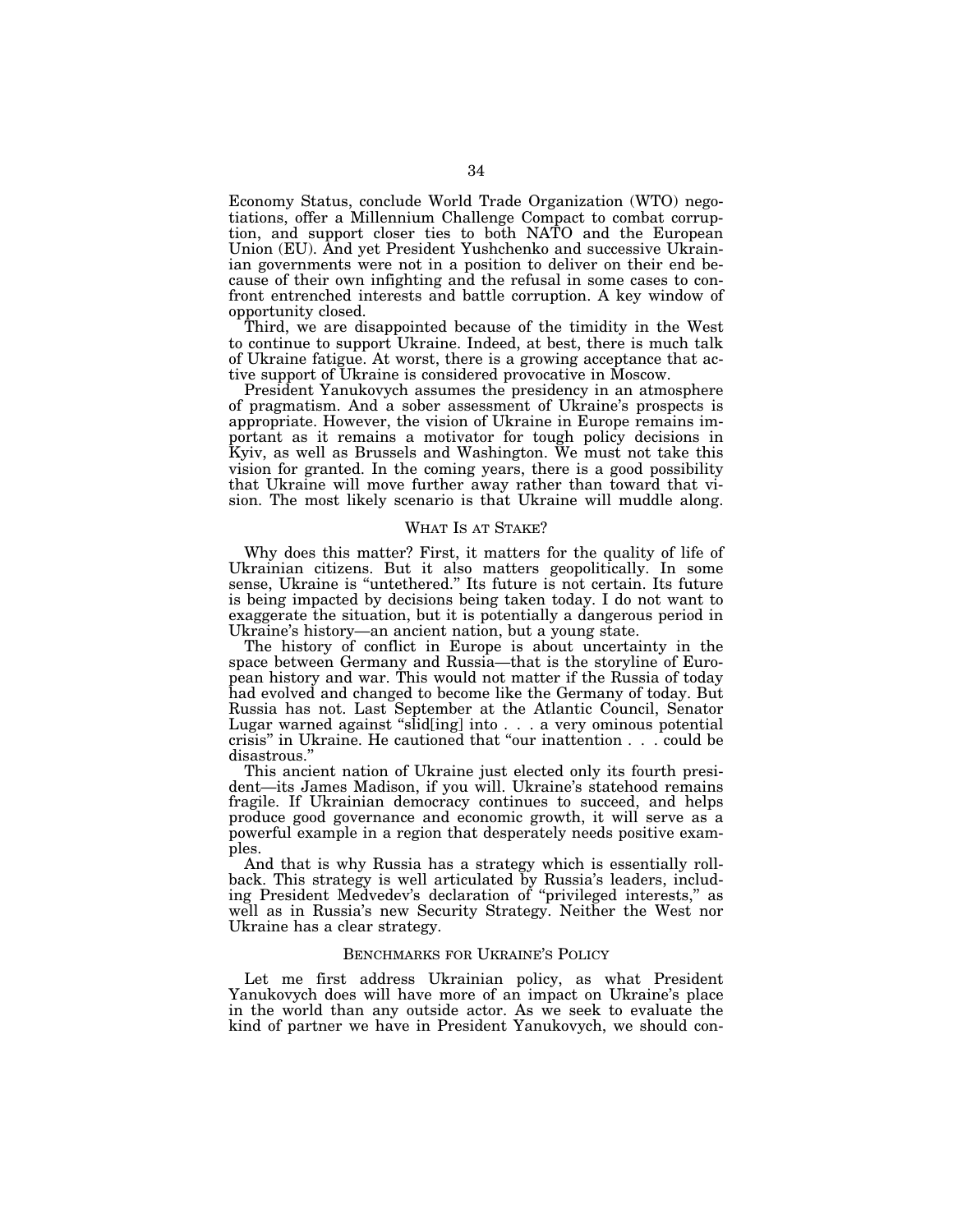Economy Status, conclude World Trade Organization (WTO) negotiations, offer a Millennium Challenge Compact to combat corruption, and support closer ties to both NATO and the European Union (EU). And yet President Yushchenko and successive Ukrainian governments were not in a position to deliver on their end because of their own infighting and the refusal in some cases to confront entrenched interests and battle corruption. A key window of opportunity closed.

Third, we are disappointed because of the timidity in the West to continue to support Ukraine. Indeed, at best, there is much talk of Ukraine fatigue. At worst, there is a growing acceptance that active support of Ukraine is considered provocative in Moscow.

President Yanukovych assumes the presidency in an atmosphere of pragmatism. And a sober assessment of Ukraine's prospects is appropriate. However, the vision of Ukraine in Europe remains important as it remains a motivator for tough policy decisions in Kyiv, as well as Brussels and Washington. We must not take this vision for granted. In the coming years, there is a good possibility that Ukraine will move further away rather than toward that vision. The most likely scenario is that Ukraine will muddle along.

## WHAT IS AT STAKE?

Why does this matter? First, it matters for the quality of life of Ukrainian citizens. But it also matters geopolitically. In some sense, Ukraine is "untethered." Its future is not certain. Its future is being impacted by decisions being taken today. I do not want to exaggerate the situation, but it is potentially a dangerous period in Ukraine's history—an ancient nation, but a young state.

The history of conflict in Europe is about uncertainty in the space between Germany and Russia—that is the storyline of European history and war. This would not matter if the Russia of today had evolved and changed to become like the Germany of today. But Russia has not. Last September at the Atlantic Council, Senator Lugar warned against "slid[ing] into . . . a very ominous potential crisis" in Ukraine. He cautioned that "our inattention . . . could be disastrous."

This ancient nation of Ukraine just elected only its fourth president—its James Madison, if you will. Ukraine's statehood remains fragile. If Ukrainian democracy continues to succeed, and helps produce good governance and economic growth, it will serve as a powerful example in a region that desperately needs positive examples.

And that is why Russia has a strategy which is essentially rollback. This strategy is well articulated by Russia's leaders, including President Medvedev's declaration of "privileged interests," as well as in Russia's new Security Strategy. Neither the West nor Ukraine has a clear strategy.

## BENCHMARKS FOR UKRAINE'S POLICY

Let me first address Ukrainian policy, as what President Yanukovych does will have more of an impact on Ukraine's place in the world than any outside actor. As we seek to evaluate the kind of partner we have in President Yanukovych, we should con-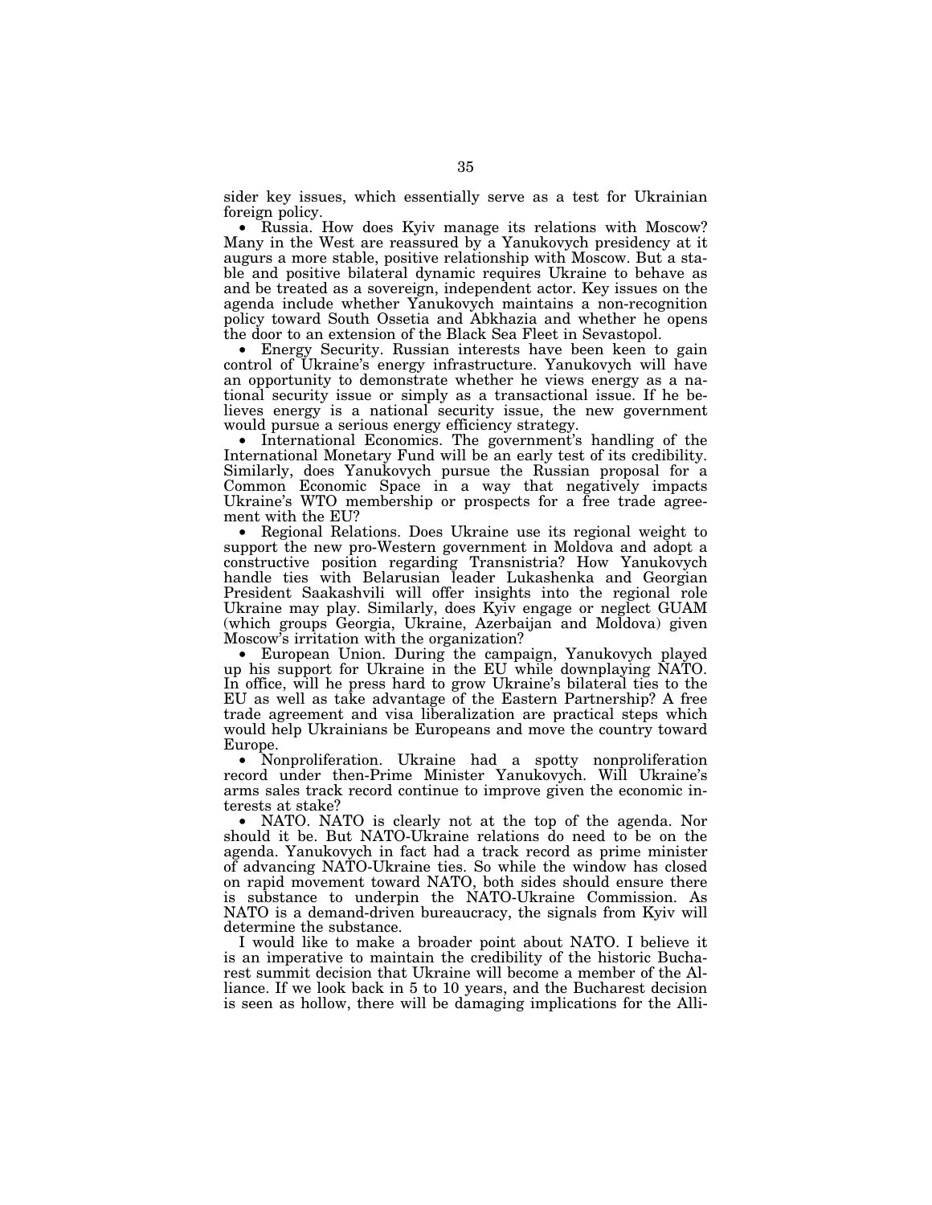sider key issues, which essentially serve as a test for Ukrainian foreign policy.

- Russia. How does Kyiv manage its relations with Moscow? Many in the West are reassured by a Yanukovych presidency at it augurs a more stable, positive relationship with Moscow. But a stable and positive bilateral dynamic requires Ukraine to behave as and be treated as a sovereign, independent actor. Key issues on the agenda include whether Yanukovych maintains a non-recognition policy toward South Ossetia and Abkhazia and whether he opens the door to an extension of the Black Sea Fleet in Sevastopol.
- Energy Security. Russian interests have been keen to gain control of Ukraine's energy infrastructure. Yanukovych will have an opportunity to demonstrate whether he views energy as a national security issue or simply as a transactional issue. If he believes energy is a national security issue, the new government would pursue a serious energy efficiency strategy.
- International Economics. The government's handling of the International Monetary Fund will be an early test of its credibility. Similarly, does Yanukovych pursue the Russian proposal for a Common Economic Space in a way that negatively impacts Ukraine's WTO membership or prospects for a free trade agreement with the EU?
- Regional Relations. Does Ukraine use its regional weight to support the new pro-Western government in Moldova and adopt a constructive position regarding Transnistria? How Yanukovych handle ties with Belarusian leader Lukashenka and Georgian President Saakashvili will offer insights into the regional role Ukraine may play. Similarly, does Kyiv engage or neglect GUAM (which groups Georgia, Ukraine, Azerbaijan and Moldova) given Moscow's irritation with the organization?
- European Union. During the campaign, Yanukovych played up his support for Ukraine in the EU while downplaying NATO. In office, will he press hard to grow Ukraine's bilateral ties to the EU as well as take advantage of the Eastern Partnership? A free trade agreement and visa liberalization are practical steps which would help Ukrainians be Europeans and move the country toward Europe.
- Nonproliferation. Ukraine had a spotty nonproliferation record under then-Prime Minister Yanukovych. Will Ukraine's arms sales track record continue to improve given the economic interests at stake?
- NATO. NATO is clearly not at the top of the agenda. Nor should it be. But NATO-Ukraine relations do need to be on the agenda. Yanukovych in fact had a track record as prime minister of advancing NATO-Ukraine ties. So while the window has closed on rapid movement toward NATO, both sides should ensure there is substance to underpin the NATO-Ukraine Commission. As NATO is a demand-driven bureaucracy, the signals from Kyiv will determine the substance.

I would like to make a broader point about NATO. I believe it is an imperative to maintain the credibility of the historic Bucharest summit decision that Ukraine will become a member of the Alliance. If we look back in 5 to 10 years, and the Bucharest decision is seen as hollow, there will be damaging implications for the Alli-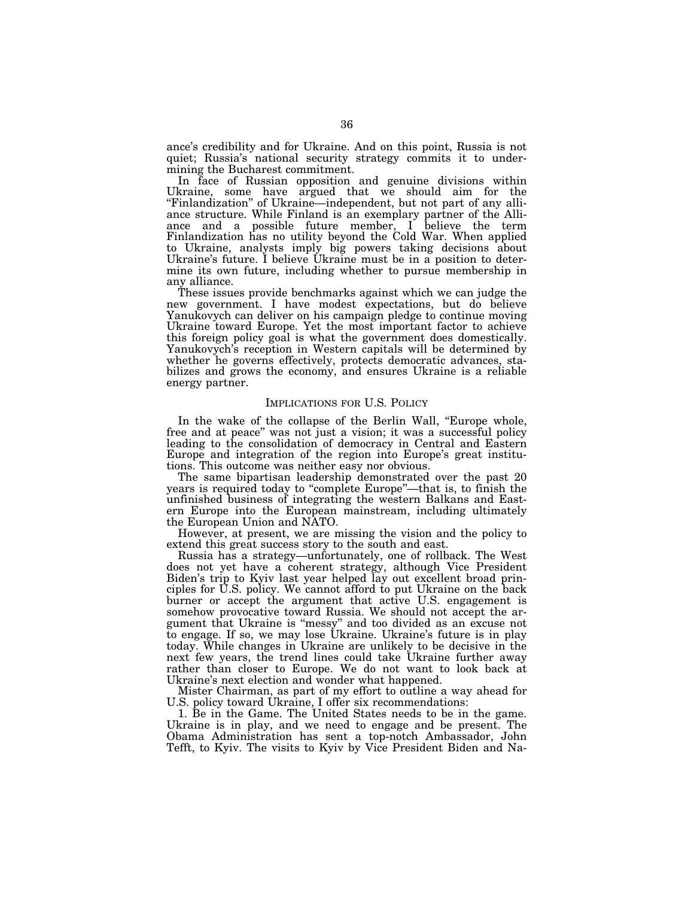ance's credibility and for Ukraine. And on this point, Russia is not quiet; Russia's national security strategy commits it to undermining the Bucharest commitment.

In face of Russian opposition and genuine divisions within Ukraine, some have argued that we should aim for the "Finlandization" of Ukraine—independent, but not part of any alliance structure. While Finland is an exemplary partner of the Alliance and a possible future member, I believe the term Finlandization has no utility beyond the Cold War. When applied to Ukraine, analysts imply big powers taking decisions about Ukraine's future. I believe Ukraine must be in a position to determine its own future, including whether to pursue membership in any alliance.

These issues provide benchmarks against which we can judge the new government. I have modest expectations, but do believe Yanukovych can deliver on his campaign pledge to continue moving Ukraine toward Europe. Yet the most important factor to achieve this foreign policy goal is what the government does domestically. Yanukovych's reception in Western capitals will be determined by whether he governs effectively, protects democratic advances, stabilizes and grows the economy, and ensures Ukraine is a reliable energy partner.

## IMPLICATIONS FOR U.S. POLICY

In the wake of the collapse of the Berlin Wall, "Europe whole, free and at peace" was not just a vision; it was a successful policy leading to the consolidation of democracy in Central and Eastern Europe and integration of the region into Europe's great institutions. This outcome was neither easy nor obvious.

The same bipartisan leadership demonstrated over the past 20 years is required today to "complete Europe"—that is, to finish the unfinished business of integrating the western Balkans and Eastern Europe into the European mainstream, including ultimately the European Union and NATO.

However, at present, we are missing the vision and the policy to extend this great success story to the south and east.

Russia has a strategy—unfortunately, one of rollback. The West does not yet have a coherent strategy, although Vice President Biden's trip to Kyiv last year helped lay out excellent broad principles for U.S. policy. We cannot afford to put Ukraine on the back burner or accept the argument that active U.S. engagement is somehow provocative toward Russia. We should not accept the argument that Ukraine is "messy" and too divided as an excuse not to engage. If so, we may lose Ukraine. Ukraine's future is in play today. While changes in Ukraine are unlikely to be decisive in the next few years, the trend lines could take Ukraine further away rather than closer to Europe. We do not want to look back at Ukraine's next election and wonder what happened.

Mister Chairman, as part of my effort to outline a way ahead for U.S. policy toward Ukraine, I offer six recommendations:

1. Be in the Game. The United States needs to be in the game. Ukraine is in play, and we need to engage and be present. The Obama Administration has sent a top-notch Ambassador, John Tefft, to Kyiv. The visits to Kyiv by Vice President Biden and Na-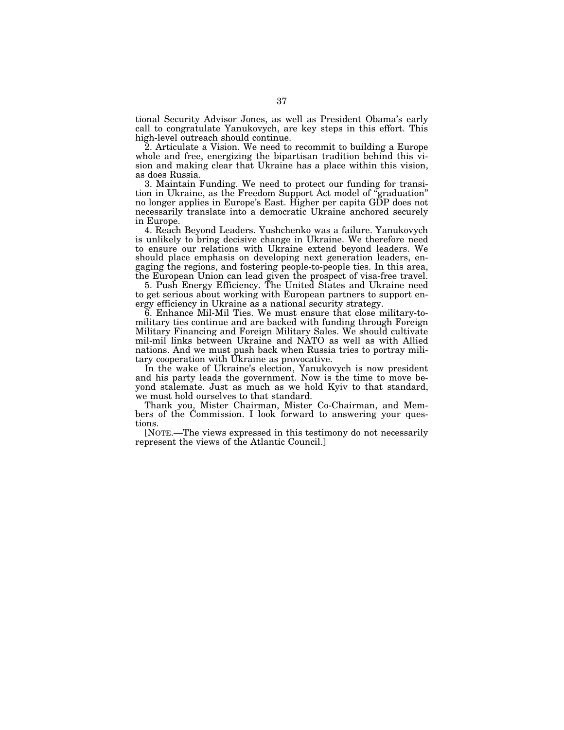tional Security Advisor Jones, as well as President Obama's early call to congratulate Yanukovych, are key steps in this effort. This high-level outreach should continue.

2. Articulate a Vision. We need to recommit to building a Europe whole and free, energizing the bipartisan tradition behind this vision and making clear that Ukraine has a place within this vision, as does Russia.

3. Maintain Funding. We need to protect our funding for transition in Ukraine, as the Freedom Support Act model of "graduation" no longer applies in Europe's East. Higher per capita GDP does not necessarily translate into a democratic Ukraine anchored securely in Europe.

4. Reach Beyond Leaders. Yushchenko was a failure. Yanukovych is unlikely to bring decisive change in Ukraine. We therefore need to ensure our relations with Ukraine extend beyond leaders. We should place emphasis on developing next generation leaders, engaging the regions, and fostering people-to-people ties. In this area, the European Union can lead given the prospect of visa-free travel.

5. Push Energy Efficiency. The United States and Ukraine need to get serious about working with European partners to support energy efficiency in Ukraine as a national security strategy.

6. Enhance Mil-Mil Ties. We must ensure that close military-to-military ties continue and are backed with funding through Foreign Military Financing and Foreign Military Sales. We should cultivate mil-mil links between Ukraine and NATO as well as with Allied nations. And we must push back when Russia tries to portray military cooperation with Ukraine as provocative.

In the wake of Ukraine's election, Yanukovych is now president and his party leads the government. Now is the time to move beyond stalemate. Just as much as we hold Kyiv to that standard, we must hold ourselves to that standard.

Thank you, Mister Chairman, Mister Co-Chairman, and Members of the Commission. I look forward to answering your questions.

[NOTE.—The views expressed in this testimony do not necessarily represent the views of the Atlantic Council.]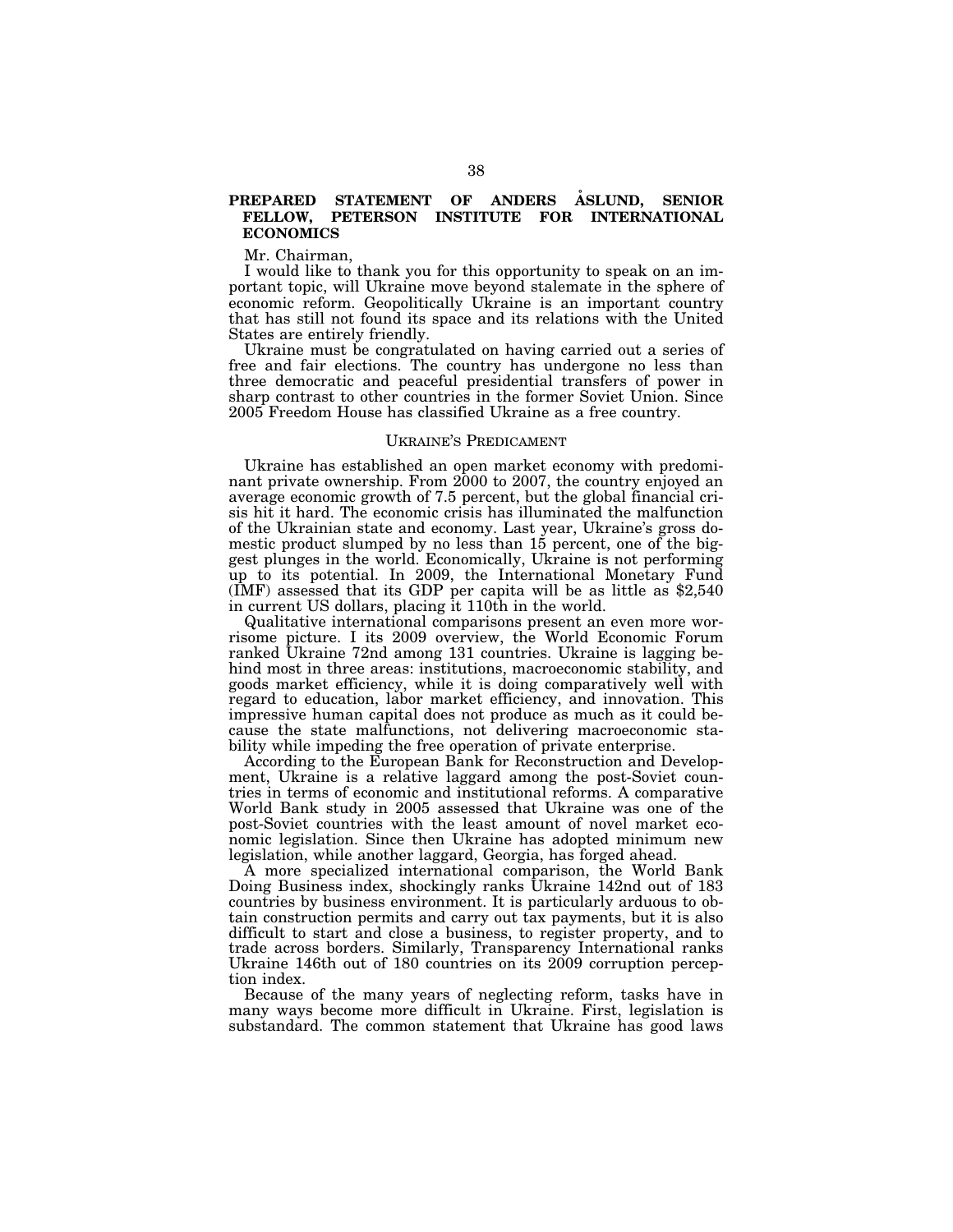## PREPARED STATEMENT OF ANDERS ÅSLUND, SENIOR FELLOW, PETERSON INSTITUTE FOR INTERNATIONAL ECONOMICS

Mr. Chairman,

I would like to thank you for this opportunity to speak on an important topic, will Ukraine move beyond stalemate in the sphere of economic reform. Geopolitically Ukraine is an important country that has still not found its space and its relations with the United States are entirely friendly.

Ukraine must be congratulated on having carried out a series of free and fair elections. The country has undergone no less than three democratic and peaceful presidential transfers of power in sharp contrast to other countries in the former Soviet Union. Since 2005 Freedom House has classified Ukraine as a free country.

### UKRAINE'S PREDICAMENT

Ukraine has established an open market economy with predominant private ownership. From 2000 to 2007, the country enjoyed an average economic growth of 7.5 percent, but the global financial crisis hit it hard. The economic crisis has illuminated the malfunction of the Ukrainian state and economy. Last year, Ukraine's gross domestic product slumped by no less than 15 percent, one of the biggest plunges in the world. Economically, Ukraine is not performing up to its potential. In 2009, the International Monetary Fund (IMF) assessed that its GDP per capita will be as little as $2,540 in current US dollars, placing it 110th in the world.

Qualitative international comparisons present an even more worrisome picture. I its 2009 overview, the World Economic Forum ranked Ukraine 72nd among 131 countries. Ukraine is lagging behind most in three areas: institutions, macroeconomic stability, and goods market efficiency, while it is doing comparatively well with regard to education, labor market efficiency, and innovation. This impressive human capital does not produce as much as it could because the state malfunctions, not delivering macroeconomic stability while impeding the free operation of private enterprise.

According to the European Bank for Reconstruction and Development, Ukraine is a relative laggard among the post-Soviet countries in terms of economic and institutional reforms. A comparative World Bank study in 2005 assessed that Ukraine was one of the post-Soviet countries with the least amount of novel market economic legislation. Since then Ukraine has adopted minimum new legislation, while another laggard, Georgia, has forged ahead.

A more specialized international comparison, the World Bank Doing Business index, shockingly ranks Ukraine 142nd out of 183 countries by business environment. It is particularly arduous to obtain construction permits and carry out tax payments, but it is also difficult to start and close a business, to register property, and to trade across borders. Similarly, Transparency International ranks Ukraine 146th out of 180 countries on its 2009 corruption perception index.

Because of the many years of neglecting reform, tasks have in many ways become more difficult in Ukraine. First, legislation is substandard. The common statement that Ukraine has good laws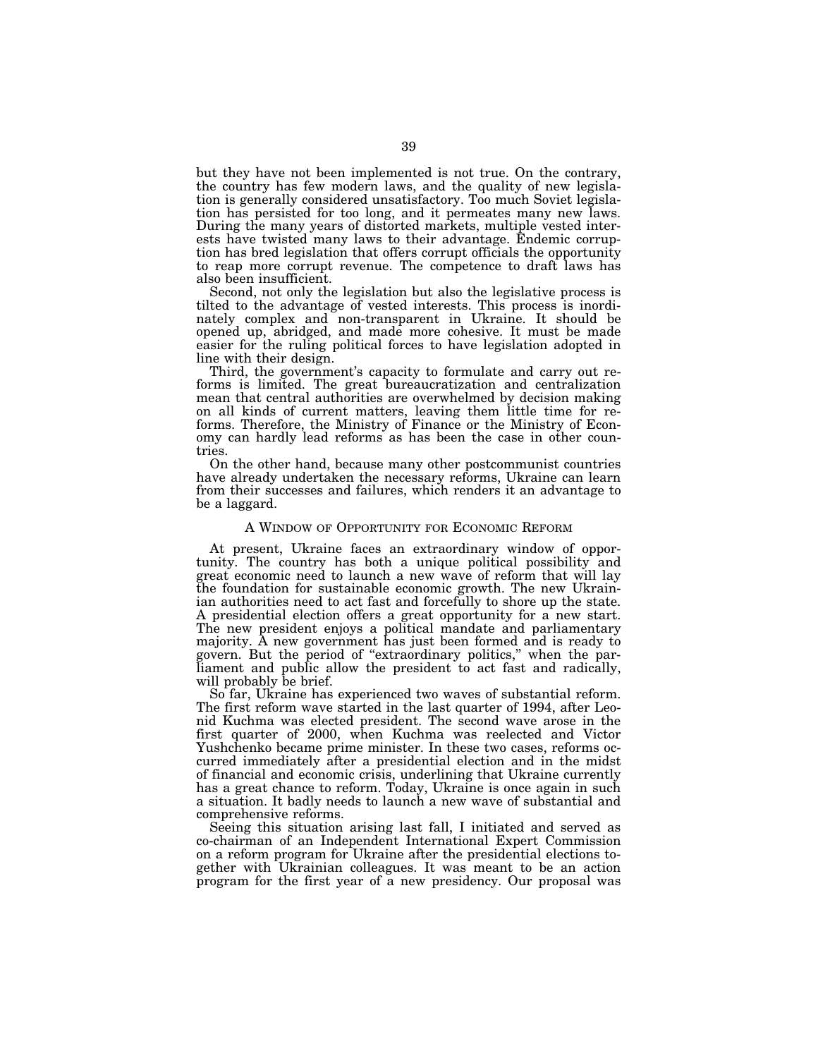but they have not been implemented is not true. On the contrary, the country has few modern laws, and the quality of new legislation is generally considered unsatisfactory. Too much Soviet legislation has persisted for too long, and it permeates many new laws. During the many years of distorted markets, multiple vested interests have twisted many laws to their advantage. Endemic corruption has bred legislation that offers corrupt officials the opportunity to reap more corrupt revenue. The competence to draft laws has also been insufficient.

Second, not only the legislation but also the legislative process is tilted to the advantage of vested interests. This process is inordinately complex and non-transparent in Ukraine. It should be opened up, abridged, and made more cohesive. It must be made easier for the ruling political forces to have legislation adopted in line with their design.

Third, the government's capacity to formulate and carry out reforms is limited. The great bureaucratization and centralization mean that central authorities are overwhelmed by decision making on all kinds of current matters, leaving them little time for reforms. Therefore, the Ministry of Finance or the Ministry of Economy can hardly lead reforms as has been the case in other countries.

On the other hand, because many other postcommunist countries have already undertaken the necessary reforms, Ukraine can learn from their successes and failures, which renders it an advantage to be a laggard.

## A Window of Opportunity for Economic Reform

At present, Ukraine faces an extraordinary window of opportunity. The country has both a unique political possibility and great economic need to launch a new wave of reform that will lay the foundation for sustainable economic growth. The new Ukrainian authorities need to act fast and forcefully to shore up the state. A presidential election offers a great opportunity for a new start. The new president enjoys a political mandate and parliamentary majority. A new government has just been formed and is ready to govern. But the period of "extraordinary politics," when the parliament and public allow the president to act fast and radically, will probably be brief.

So far, Ukraine has experienced two waves of substantial reform. The first reform wave started in the last quarter of 1994, after Leonid Kuchma was elected president. The second wave arose in the first quarter of 2000, when Kuchma was reelected and Victor Yushchenko became prime minister. In these two cases, reforms occurred immediately after a presidential election and in the midst of financial and economic crisis, underlining that Ukraine currently has a great chance to reform. Today, Ukraine is once again in such a situation. It badly needs to launch a new wave of substantial and comprehensive reforms.

Seeing this situation arising last fall, I initiated and served as co-chairman of an Independent International Expert Commission on a reform program for Ukraine after the presidential elections together with Ukrainian colleagues. It was meant to be an action program for the first year of a new presidency. Our proposal was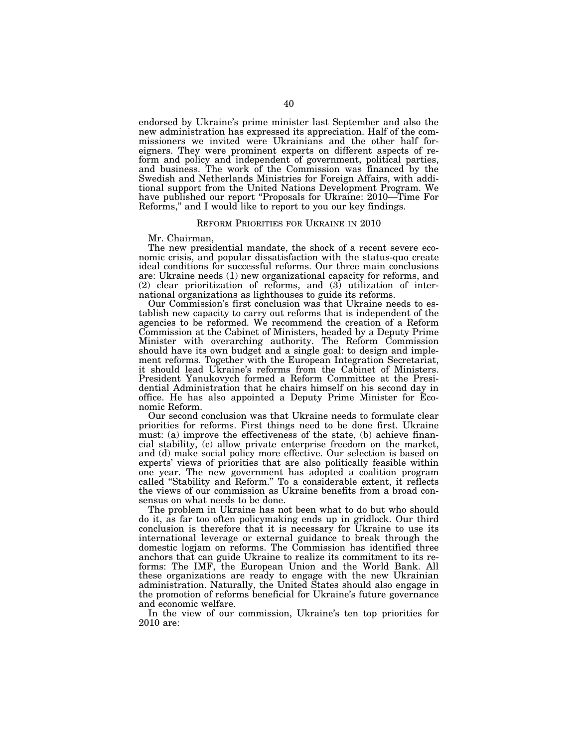endorsed by Ukraine's prime minister last September and also the new administration has expressed its appreciation. Half of the commissioners we invited were Ukrainians and the other half foreigners. They were prominent experts on different aspects of reform and policy and independent of government, political parties, and business. The work of the Commission was financed by the Swedish and Netherlands Ministries for Foreign Affairs, with additional support from the United Nations Development Program. We have published our report "Proposals for Ukraine: 2010—Time For Reforms," and I would like to report to you our key findings.

## REFORM PRIORITIES FOR UKRAINE IN 2010

Mr. Chairman,

The new presidential mandate, the shock of a recent severe economic crisis, and popular dissatisfaction with the status-quo create ideal conditions for successful reforms. Our three main conclusions are: Ukraine needs (1) new organizational capacity for reforms, and (2) clear prioritization of reforms, and (3) utilization of international organizations as lighthouses to guide its reforms.

Our Commission's first conclusion was that Ukraine needs to establish new capacity to carry out reforms that is independent of the agencies to be reformed. We recommend the creation of a Reform Commission at the Cabinet of Ministers, headed by a Deputy Prime Minister with overarching authority. The Reform Commission should have its own budget and a single goal: to design and implement reforms. Together with the European Integration Secretariat, it should lead Ukraine's reforms from the Cabinet of Ministers. President Yanukovych formed a Reform Committee at the Presidential Administration that he chairs himself on his second day in office. He has also appointed a Deputy Prime Minister for Economic Reform.

Our second conclusion was that Ukraine needs to formulate clear priorities for reforms. First things need to be done first. Ukraine must: (a) improve the effectiveness of the state, (b) achieve financial stability, (c) allow private enterprise freedom on the market, and (d) make social policy more effective. Our selection is based on experts' views of priorities that are also politically feasible within one year. The new government has adopted a coalition program called "Stability and Reform." To a considerable extent, it reflects the views of our commission as Ukraine benefits from a broad consensus on what needs to be done.

The problem in Ukraine has not been what to do but who should do it, as far too often policymaking ends up in gridlock. Our third conclusion is therefore that it is necessary for Ukraine to use its international leverage or external guidance to break through the domestic logjam on reforms. The Commission has identified three anchors that can guide Ukraine to realize its commitment to its reforms: The IMF, the European Union and the World Bank. All these organizations are ready to engage with the new Ukrainian administration. Naturally, the United States should also engage in the promotion of reforms beneficial for Ukraine's future governance and economic welfare.

In the view of our commission, Ukraine's ten top priorities for 2010 are: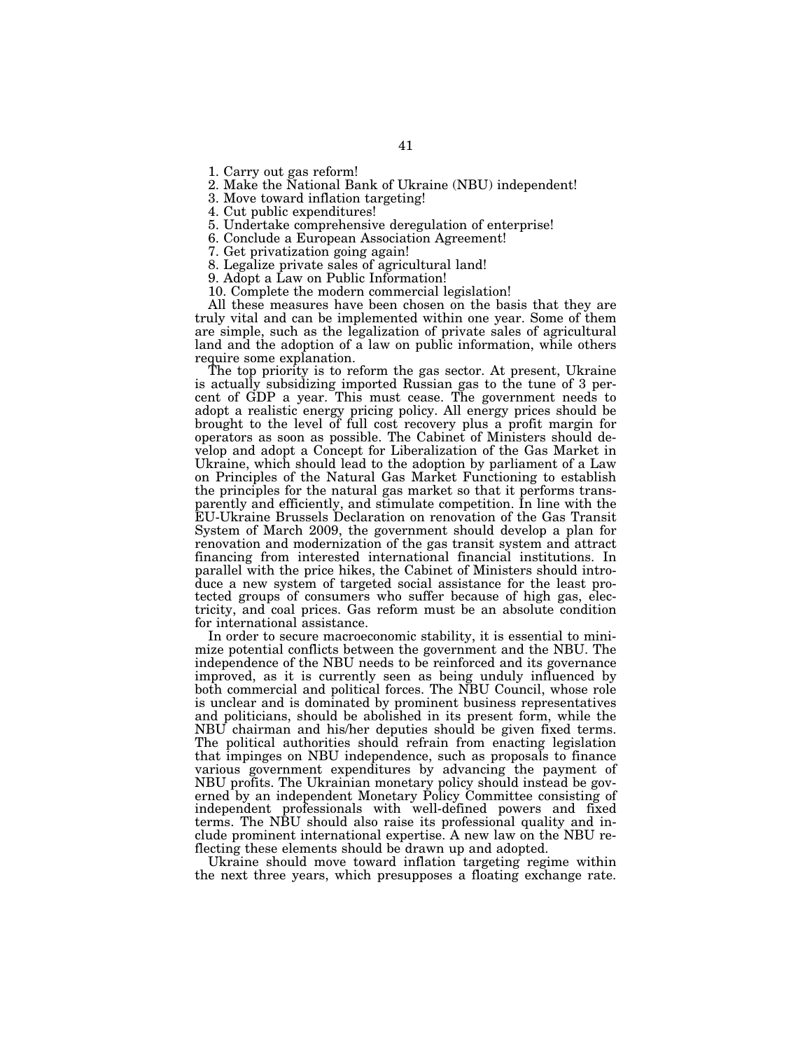1. Carry out gas reform!
2. Make the National Bank of Ukraine (NBU) independent!
3. Move toward inflation targeting!
4. Cut public expenditures!
5. Undertake comprehensive deregulation of enterprise!
6. Conclude a European Association Agreement!
7. Get privatization going again!
8. Legalize private sales of agricultural land!
9. Adopt a Law on Public Information!
10. Complete the modern commercial legislation!

All these measures have been chosen on the basis that they are truly vital and can be implemented within one year. Some of them are simple, such as the legalization of private sales of agricultural land and the adoption of a law on public information, while others require some explanation.

The top priority is to reform the gas sector. At present, Ukraine is actually subsidizing imported Russian gas to the tune of 3 percent of GDP a year. This must cease. The government needs to adopt a realistic energy pricing policy. All energy prices should be brought to the level of full cost recovery plus a profit margin for operators as soon as possible. The Cabinet of Ministers should develop and adopt a Concept for Liberalization of the Gas Market in Ukraine, which should lead to the adoption by parliament of a Law on Principles of the Natural Gas Market Functioning to establish the principles for the natural gas market so that it performs transparently and efficiently, and stimulate competition. In line with the EU-Ukraine Brussels Declaration on renovation of the Gas Transit System of March 2009, the government should develop a plan for renovation and modernization of the gas transit system and attract financing from interested international financial institutions. In parallel with the price hikes, the Cabinet of Ministers should introduce a new system of targeted social assistance for the least protected groups of consumers who suffer because of high gas, electricity, and coal prices. Gas reform must be an absolute condition for international assistance.

In order to secure macroeconomic stability, it is essential to minimize potential conflicts between the government and the NBU. The independence of the NBU needs to be reinforced and its governance improved, as it is currently seen as being unduly influenced by both commercial and political forces. The NBU Council, whose role is unclear and is dominated by prominent business representatives and politicians, should be abolished in its present form, while the NBU chairman and his/her deputies should be given fixed terms. The political authorities should refrain from enacting legislation that impinges on NBU independence, such as proposals to finance various government expenditures by advancing the payment of NBU profits. The Ukrainian monetary policy should instead be governed by an independent Monetary Policy Committee consisting of independent professionals with well-defined powers and fixed terms. The NBU should also raise its professional quality and include prominent international expertise. A new law on the NBU reflecting these elements should be drawn up and adopted.

Ukraine should move toward inflation targeting regime within the next three years, which presupposes a floating exchange rate.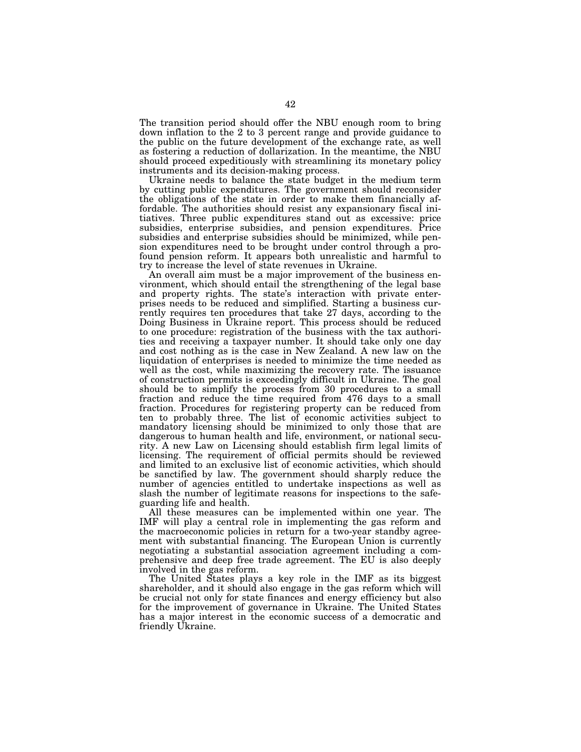The transition period should offer the NBU enough room to bring down inflation to the 2 to 3 percent range and provide guidance to the public on the future development of the exchange rate, as well as fostering a reduction of dollarization. In the meantime, the NBU should proceed expeditiously with streamlining its monetary policy instruments and its decision-making process.

Ukraine needs to balance the state budget in the medium term by cutting public expenditures. The government should reconsider the obligations of the state in order to make them financially affordable. The authorities should resist any expansionary fiscal initiatives. Three public expenditures stand out as excessive: price subsidies, enterprise subsidies, and pension expenditures. Price subsidies and enterprise subsidies should be minimized, while pension expenditures need to be brought under control through a profound pension reform. It appears both unrealistic and harmful to try to increase the level of state revenues in Ukraine.

An overall aim must be a major improvement of the business environment, which should entail the strengthening of the legal base and property rights. The state's interaction with private enterprises needs to be reduced and simplified. Starting a business currently requires ten procedures that take 27 days, according to the Doing Business in Ukraine report. This process should be reduced to one procedure: registration of the business with the tax authorities and receiving a taxpayer number. It should take only one day and cost nothing as is the case in New Zealand. A new law on the liquidation of enterprises is needed to minimize the time needed as well as the cost, while maximizing the recovery rate. The issuance of construction permits is exceedingly difficult in Ukraine. The goal should be to simplify the process from 30 procedures to a small fraction and reduce the time required from 476 days to a small fraction. Procedures for registering property can be reduced from ten to probably three. The list of economic activities subject to mandatory licensing should be minimized to only those that are dangerous to human health and life, environment, or national security. A new Law on Licensing should establish firm legal limits of licensing. The requirement of official permits should be reviewed and limited to an exclusive list of economic activities, which should be sanctified by law. The government should sharply reduce the number of agencies entitled to undertake inspections as well as slash the number of legitimate reasons for inspections to the safeguarding life and health.

All these measures can be implemented within one year. The IMF will play a central role in implementing the gas reform and the macroeconomic policies in return for a two-year standby agreement with substantial financing. The European Union is currently negotiating a substantial association agreement including a comprehensive and deep free trade agreement. The EU is also deeply involved in the gas reform.

The United States plays a key role in the IMF as its biggest shareholder, and it should also engage in the gas reform which will be crucial not only for state finances and energy efficiency but also for the improvement of governance in Ukraine. The United States has a major interest in the economic success of a democratic and friendly Ukraine.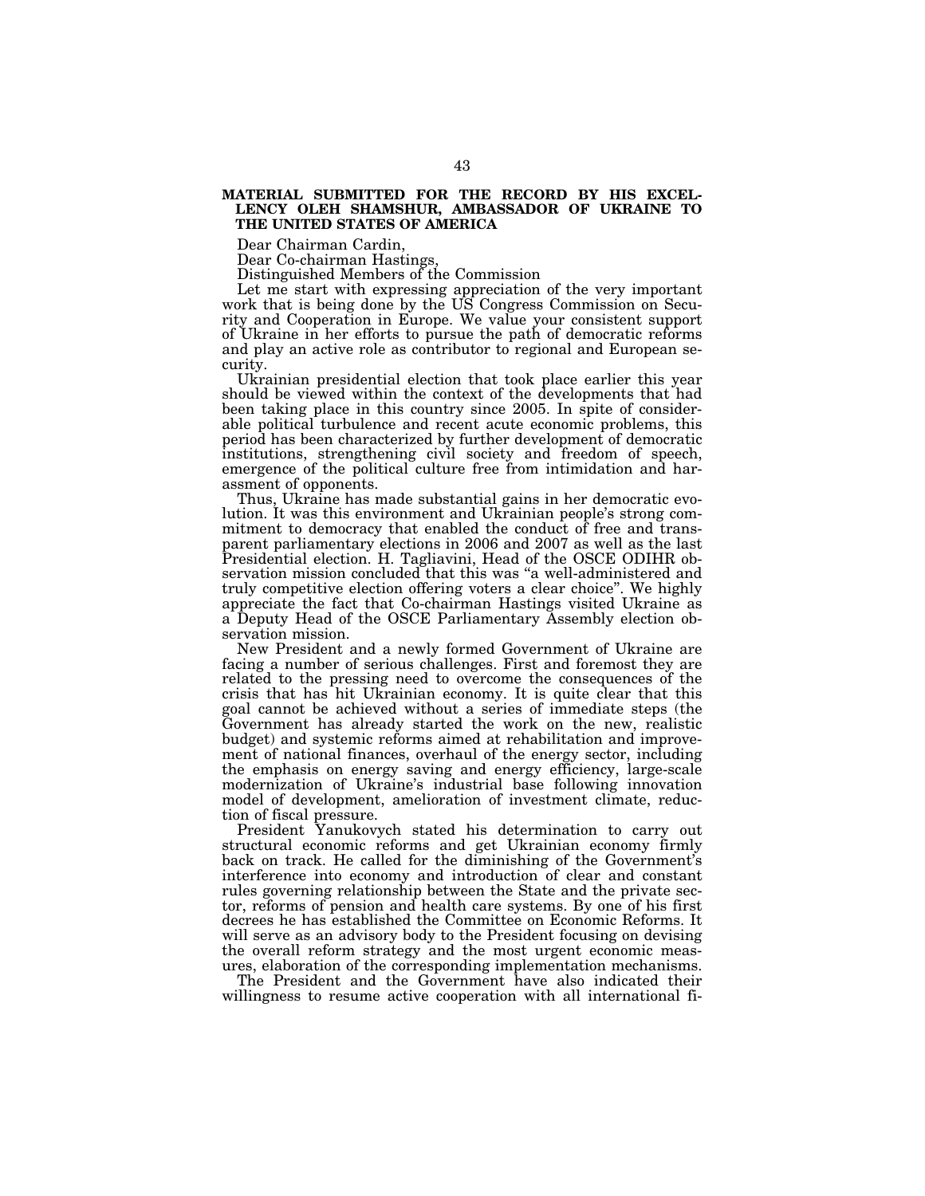## MATERIAL SUBMITTED FOR THE RECORD BY HIS EXCELLENCY OLEH SHAMSHUR, AMBASSADOR OF UKRAINE TO THE UNITED STATES OF AMERICA

Dear Chairman Cardin,

Dear Co-chairman Hastings,

Distinguished Members of the Commission

Let me start with expressing appreciation of the very important work that is being done by the US Congress Commission on Security and Cooperation in Europe. We value your consistent support of Ukraine in her efforts to pursue the path of democratic reforms and play an active role as contributor to regional and European security.

Ukrainian presidential election that took place earlier this year should be viewed within the context of the developments that had been taking place in this country since 2005. In spite of considerable political turbulence and recent acute economic problems, this period has been characterized by further development of democratic institutions, strengthening civil society and freedom of speech, emergence of the political culture free from intimidation and harassment of opponents.

Thus, Ukraine has made substantial gains in her democratic evolution. It was this environment and Ukrainian people's strong commitment to democracy that enabled the conduct of free and transparent parliamentary elections in 2006 and 2007 as well as the last Presidential election. H. Tagliavini, Head of the OSCE ODIHR observation mission concluded that this was "a well-administered and truly competitive election offering voters a clear choice". We highly appreciate the fact that Co-chairman Hastings visited Ukraine as a Deputy Head of the OSCE Parliamentary Assembly election observation mission.

New President and a newly formed Government of Ukraine are facing a number of serious challenges. First and foremost they are related to the pressing need to overcome the consequences of the crisis that has hit Ukrainian economy. It is quite clear that this goal cannot be achieved without a series of immediate steps (the Government has already started the work on the new, realistic budget) and systemic reforms aimed at rehabilitation and improvement of national finances, overhaul of the energy sector, including the emphasis on energy saving and energy efficiency, large-scale modernization of Ukraine's industrial base following innovation model of development, amelioration of investment climate, reduction of fiscal pressure.

President Yanukovych stated his determination to carry out structural economic reforms and get Ukrainian economy firmly back on track. He called for the diminishing of the Government's interference into economy and introduction of clear and constant rules governing relationship between the State and the private sector, reforms of pension and health care systems. By one of his first decrees he has established the Committee on Economic Reforms. It will serve as an advisory body to the President focusing on devising the overall reform strategy and the most urgent economic measures, elaboration of the corresponding implementation mechanisms.

The President and the Government have also indicated their willingness to resume active cooperation with all international fi-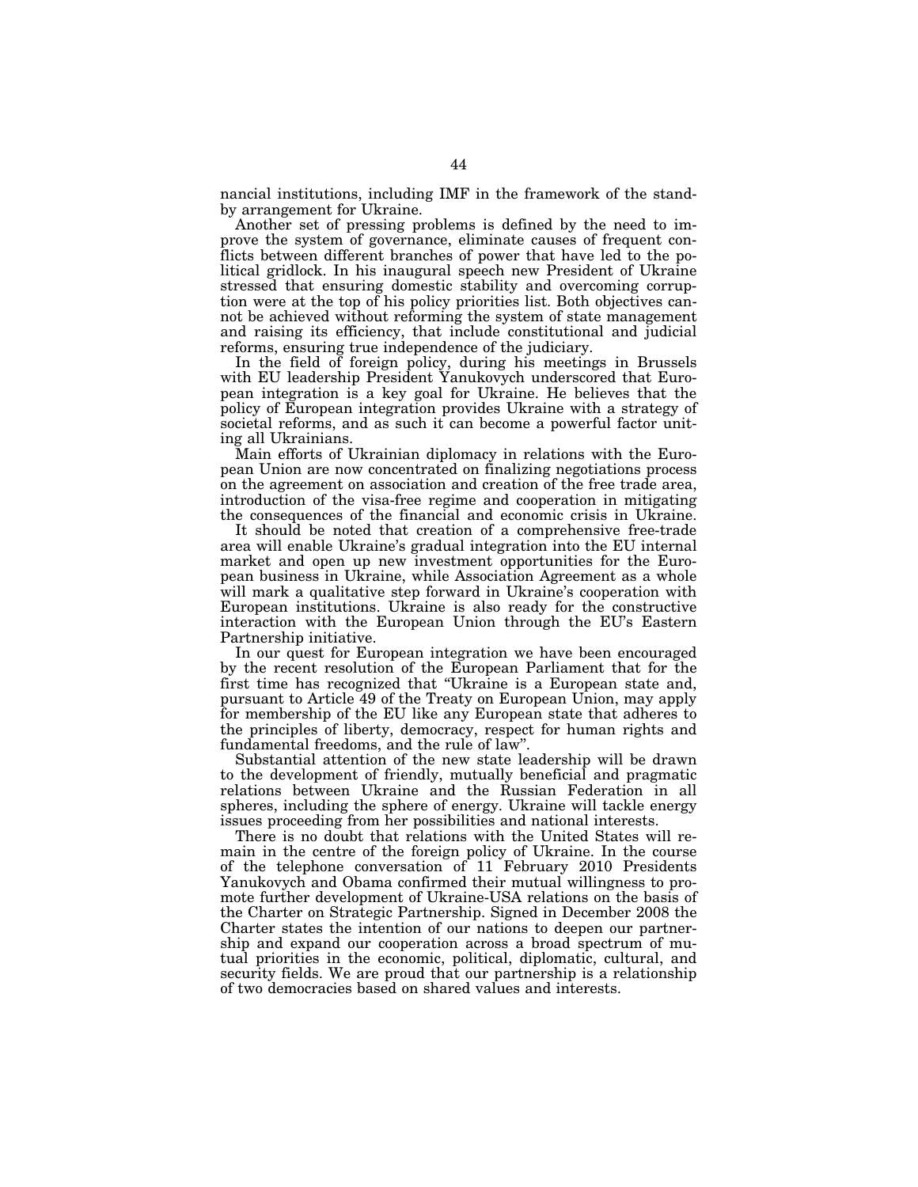nancial institutions, including IMF in the framework of the stand-by arrangement for Ukraine.

Another set of pressing problems is defined by the need to improve the system of governance, eliminate causes of frequent conflicts between different branches of power that have led to the political gridlock. In his inaugural speech new President of Ukraine stressed that ensuring domestic stability and overcoming corruption were at the top of his policy priorities list. Both objectives cannot be achieved without reforming the system of state management and raising its efficiency, that include constitutional and judicial reforms, ensuring true independence of the judiciary.

In the field of foreign policy, during his meetings in Brussels with EU leadership President Yanukovych underscored that European integration is a key goal for Ukraine. He believes that the policy of European integration provides Ukraine with a strategy of societal reforms, and as such it can become a powerful factor uniting all Ukrainians.

Main efforts of Ukrainian diplomacy in relations with the European Union are now concentrated on finalizing negotiations process on the agreement on association and creation of the free trade area, introduction of the visa-free regime and cooperation in mitigating the consequences of the financial and economic crisis in Ukraine.

It should be noted that creation of a comprehensive free-trade area will enable Ukraine's gradual integration into the EU internal market and open up new investment opportunities for the European business in Ukraine, while Association Agreement as a whole will mark a qualitative step forward in Ukraine's cooperation with European institutions. Ukraine is also ready for the constructive interaction with the European Union through the EU's Eastern Partnership initiative.

In our quest for European integration we have been encouraged by the recent resolution of the European Parliament that for the first time has recognized that "Ukraine is a European state and, pursuant to Article 49 of the Treaty on European Union, may apply for membership of the EU like any European state that adheres to the principles of liberty, democracy, respect for human rights and fundamental freedoms, and the rule of law".

Substantial attention of the new state leadership will be drawn to the development of friendly, mutually beneficial and pragmatic relations between Ukraine and the Russian Federation in all spheres, including the sphere of energy. Ukraine will tackle energy issues proceeding from her possibilities and national interests.

There is no doubt that relations with the United States will remain in the centre of the foreign policy of Ukraine. In the course of the telephone conversation of 11 February 2010 Presidents Yanukovych and Obama confirmed their mutual willingness to promote further development of Ukraine-USA relations on the basis of the Charter on Strategic Partnership. Signed in December 2008 the Charter states the intention of our nations to deepen our partnership and expand our cooperation across a broad spectrum of mutual priorities in the economic, political, diplomatic, cultural, and security fields. We are proud that our partnership is a relationship of two democracies based on shared values and interests.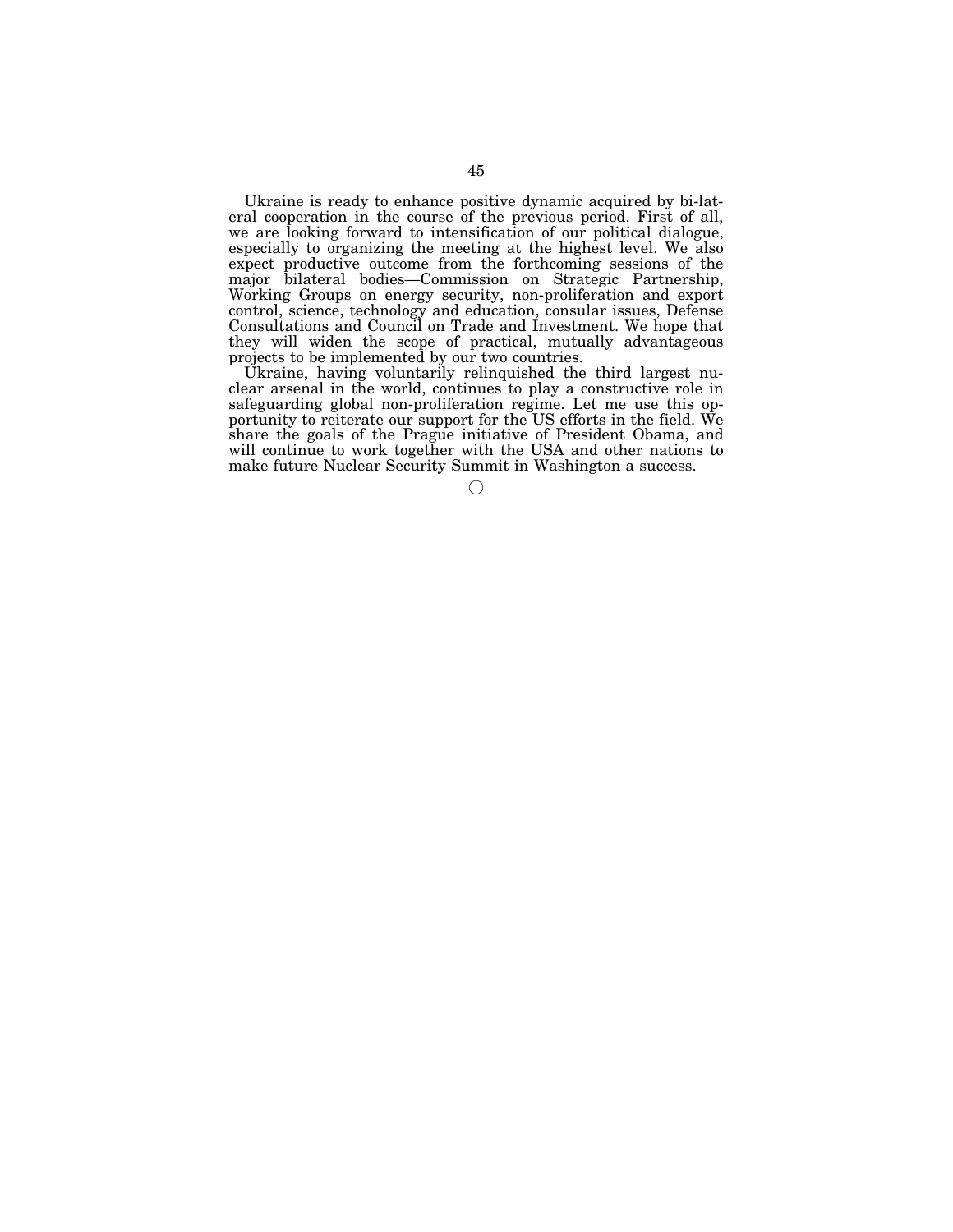Ukraine is ready to enhance positive dynamic acquired by bilateral cooperation in the course of the previous period. First of all, we are looking forward to intensification of our political dialogue, especially to organizing the meeting at the highest level. We also expect productive outcome from the forthcoming sessions of the major bilateral bodies—Commission on Strategic Partnership, Working Groups on energy security, non-proliferation and export control, science, technology and education, consular issues, Defense Consultations and Council on Trade and Investment. We hope that they will widen the scope of practical, mutually advantageous projects to be implemented by our two countries.

Ukraine, having voluntarily relinquished the third largest nuclear arsenal in the world, continues to play a constructive role in safeguarding global non-proliferation regime. Let me use this opportunity to reiterate our support for the US efforts in the field. We share the goals of the Prague initiative of President Obama, and will continue to work together with the USA and other nations to make future Nuclear Security Summit in Washington a success.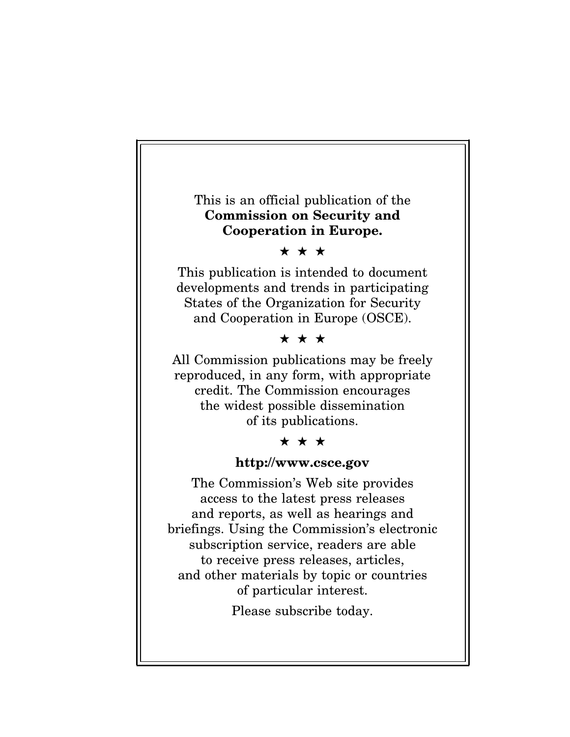This is an official publication of the
**Commission on Security and Cooperation in Europe.**

★ ★ ★

This publication is intended to document developments and trends in participating States of the Organization for Security and Cooperation in Europe (OSCE).

★ ★ ★

All Commission publications may be freely reproduced, in any form, with appropriate credit. The Commission encourages the widest possible dissemination of its publications.

★ ★ ★

**http://www.csce.gov**

The Commission's Web site provides access to the latest press releases and reports, as well as hearings and briefings. Using the Commission's electronic subscription service, readers are able to receive press releases, articles, and other materials by topic or countries of particular interest.

Please subscribe today.